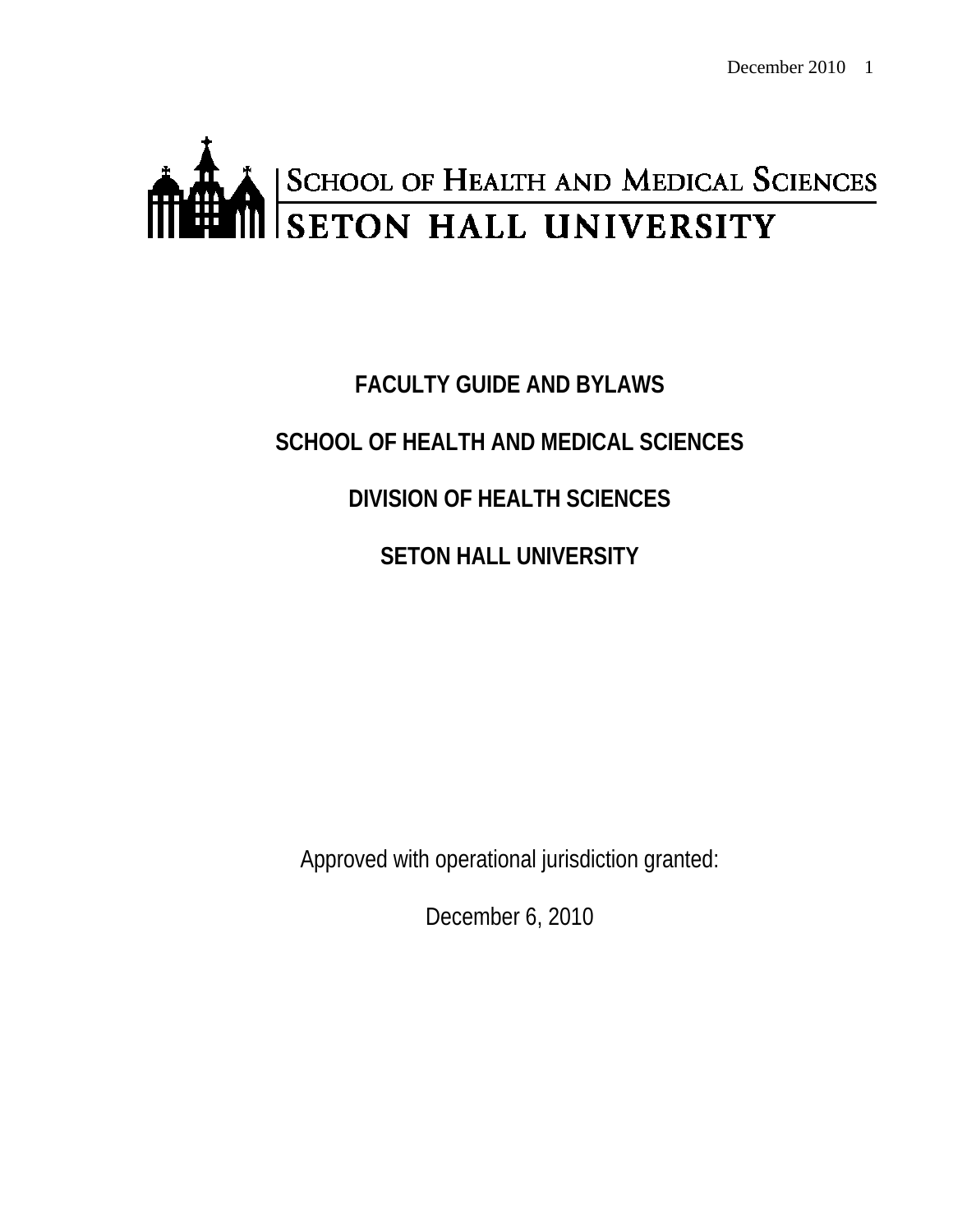SCHOOL OF HEALTH AND MEDICAL SCIENCES
SETON HALL UNIVERSITY

# FACULTY GUIDE AND BYLAWS

## SCHOOL OF HEALTH AND MEDICAL SCIENCES

## DIVISION OF HEALTH SCIENCES

## SETON HALL UNIVERSITY

Approved with operational jurisdiction granted:

December 6, 2010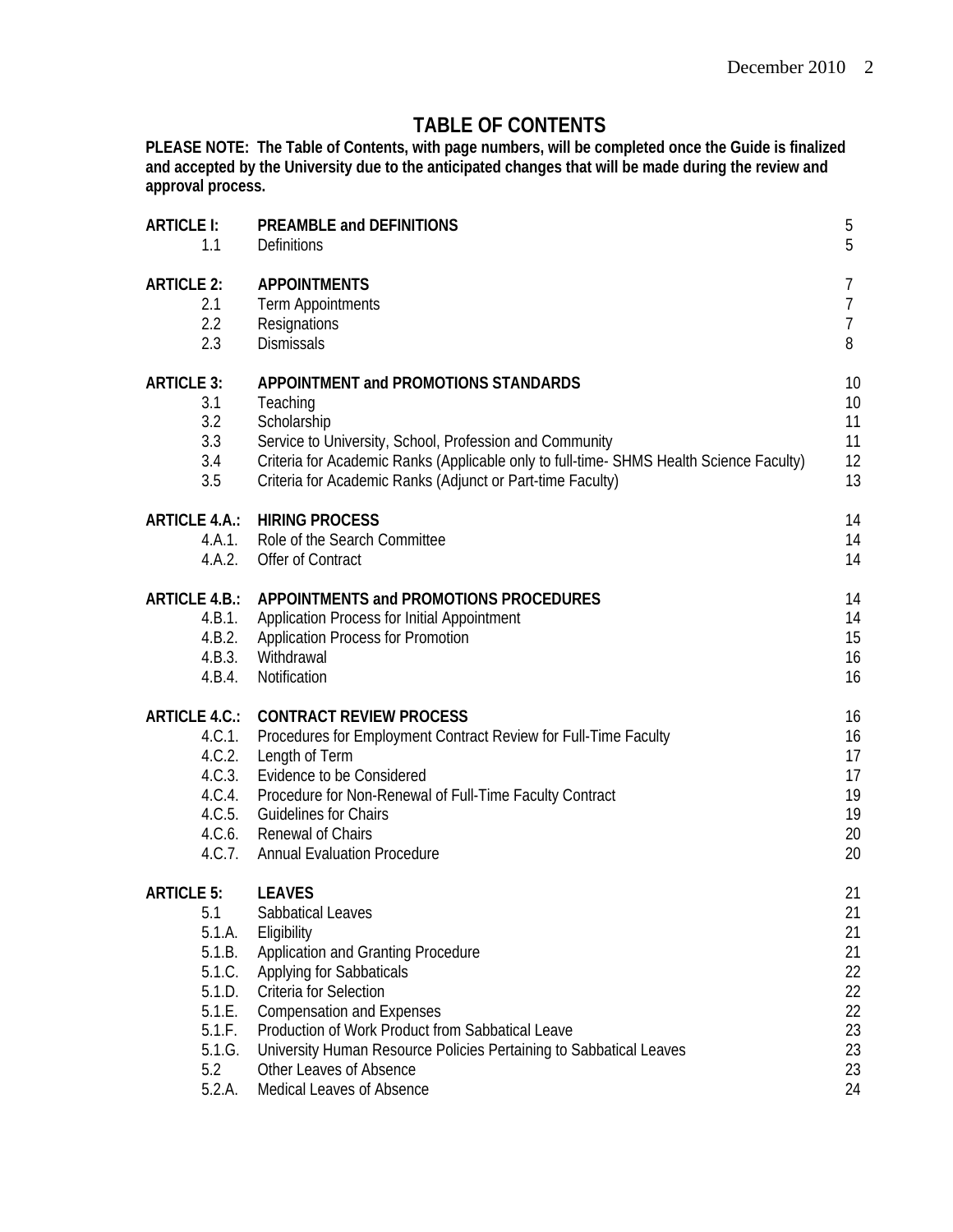# TABLE OF CONTENTS

**PLEASE NOTE: The Table of Contents, with page numbers, will be completed once the Guide is finalized and accepted by the University due to the anticipated changes that will be made during the review and approval process.**

| | | |
|---|---|---|
| **ARTICLE I:** | **PREAMBLE and DEFINITIONS** | 5 |
| 1.1 | Definitions | 5 |
| **ARTICLE 2:** | **APPOINTMENTS** | 7 |
| 2.1 | Term Appointments | 7 |
| 2.2 | Resignations | 7 |
| 2.3 | Dismissals | 8 |
| **ARTICLE 3:** | **APPOINTMENT and PROMOTIONS STANDARDS** | 10 |
| 3.1 | Teaching | 10 |
| 3.2 | Scholarship | 11 |
| 3.3 | Service to University, School, Profession and Community | 11 |
| 3.4 | Criteria for Academic Ranks (Applicable only to full-time- SHMS Health Science Faculty) | 12 |
| 3.5 | Criteria for Academic Ranks (Adjunct or Part-time Faculty) | 13 |
| **ARTICLE 4.A.:** | **HIRING PROCESS** | 14 |
| 4.A.1. | Role of the Search Committee | 14 |
| 4.A.2. | Offer of Contract | 14 |
| **ARTICLE 4.B.:** | **APPOINTMENTS and PROMOTIONS PROCEDURES** | 14 |
| 4.B.1. | Application Process for Initial Appointment | 14 |
| 4.B.2. | Application Process for Promotion | 15 |
| 4.B.3. | Withdrawal | 16 |
| 4.B.4. | Notification | 16 |
| **ARTICLE 4.C.:** | **CONTRACT REVIEW PROCESS** | 16 |
| 4.C.1. | Procedures for Employment Contract Review for Full-Time Faculty | 16 |
| 4.C.2. | Length of Term | 17 |
| 4.C.3. | Evidence to be Considered | 17 |
| 4.C.4. | Procedure for Non-Renewal of Full-Time Faculty Contract | 19 |
| 4.C.5. | Guidelines for Chairs | 19 |
| 4.C.6. | Renewal of Chairs | 20 |
| 4.C.7. | Annual Evaluation Procedure | 20 |
| **ARTICLE 5:** | **LEAVES** | 21 |
| 5.1 | Sabbatical Leaves | 21 |
| 5.1.A. | Eligibility | 21 |
| 5.1.B. | Application and Granting Procedure | 21 |
| 5.1.C. | Applying for Sabbaticals | 22 |
| 5.1.D. | Criteria for Selection | 22 |
| 5.1.E. | Compensation and Expenses | 22 |
| 5.1.F. | Production of Work Product from Sabbatical Leave | 23 |
| 5.1.G. | University Human Resource Policies Pertaining to Sabbatical Leaves | 23 |
| 5.2 | Other Leaves of Absence | 23 |
| 5.2.A. | Medical Leaves of Absence | 24 |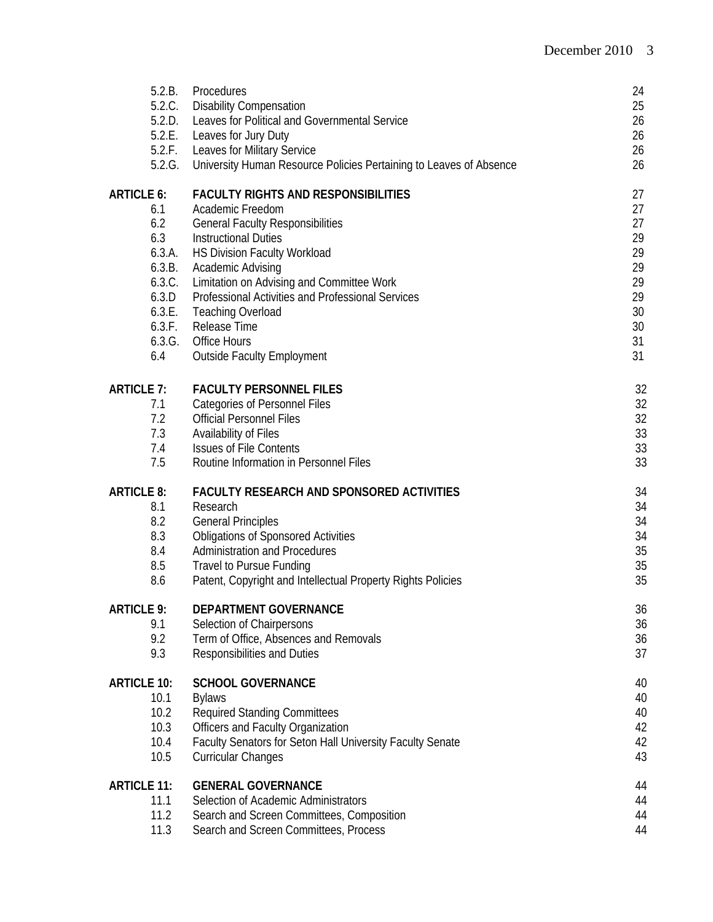| | | |
|---|---|---|
| 5.2.B. | Procedures | 24 |
| 5.2.C. | Disability Compensation | 25 |
| 5.2.D. | Leaves for Political and Governmental Service | 26 |
| 5.2.E. | Leaves for Jury Duty | 26 |
| 5.2.F. | Leaves for Military Service | 26 |
| 5.2.G. | University Human Resource Policies Pertaining to Leaves of Absence | 26 |
| **ARTICLE 6:** | **FACULTY RIGHTS AND RESPONSIBILITIES** | 27 |
| 6.1 | Academic Freedom | 27 |
| 6.2 | General Faculty Responsibilities | 27 |
| 6.3 | Instructional Duties | 29 |
| 6.3.A. | HS Division Faculty Workload | 29 |
| 6.3.B. | Academic Advising | 29 |
| 6.3.C. | Limitation on Advising and Committee Work | 29 |
| 6.3.D | Professional Activities and Professional Services | 29 |
| 6.3.E. | Teaching Overload | 30 |
| 6.3.F. | Release Time | 30 |
| 6.3.G. | Office Hours | 31 |
| 6.4 | Outside Faculty Employment | 31 |
| **ARTICLE 7:** | **FACULTY PERSONNEL FILES** | 32 |
| 7.1 | Categories of Personnel Files | 32 |
| 7.2 | Official Personnel Files | 32 |
| 7.3 | Availability of Files | 33 |
| 7.4 | Issues of File Contents | 33 |
| 7.5 | Routine Information in Personnel Files | 33 |
| **ARTICLE 8:** | **FACULTY RESEARCH AND SPONSORED ACTIVITIES** | 34 |
| 8.1 | Research | 34 |
| 8.2 | General Principles | 34 |
| 8.3 | Obligations of Sponsored Activities | 34 |
| 8.4 | Administration and Procedures | 35 |
| 8.5 | Travel to Pursue Funding | 35 |
| 8.6 | Patent, Copyright and Intellectual Property Rights Policies | 35 |
| **ARTICLE 9:** | **DEPARTMENT GOVERNANCE** | 36 |
| 9.1 | Selection of Chairpersons | 36 |
| 9.2 | Term of Office, Absences and Removals | 36 |
| 9.3 | Responsibilities and Duties | 37 |
| **ARTICLE 10:** | **SCHOOL GOVERNANCE** | 40 |
| 10.1 | Bylaws | 40 |
| 10.2 | Required Standing Committees | 40 |
| 10.3 | Officers and Faculty Organization | 42 |
| 10.4 | Faculty Senators for Seton Hall University Faculty Senate | 42 |
| 10.5 | Curricular Changes | 43 |
| **ARTICLE 11:** | **GENERAL GOVERNANCE** | 44 |
| 11.1 | Selection of Academic Administrators | 44 |
| 11.2 | Search and Screen Committees, Composition | 44 |
| 11.3 | Search and Screen Committees, Process | 44 |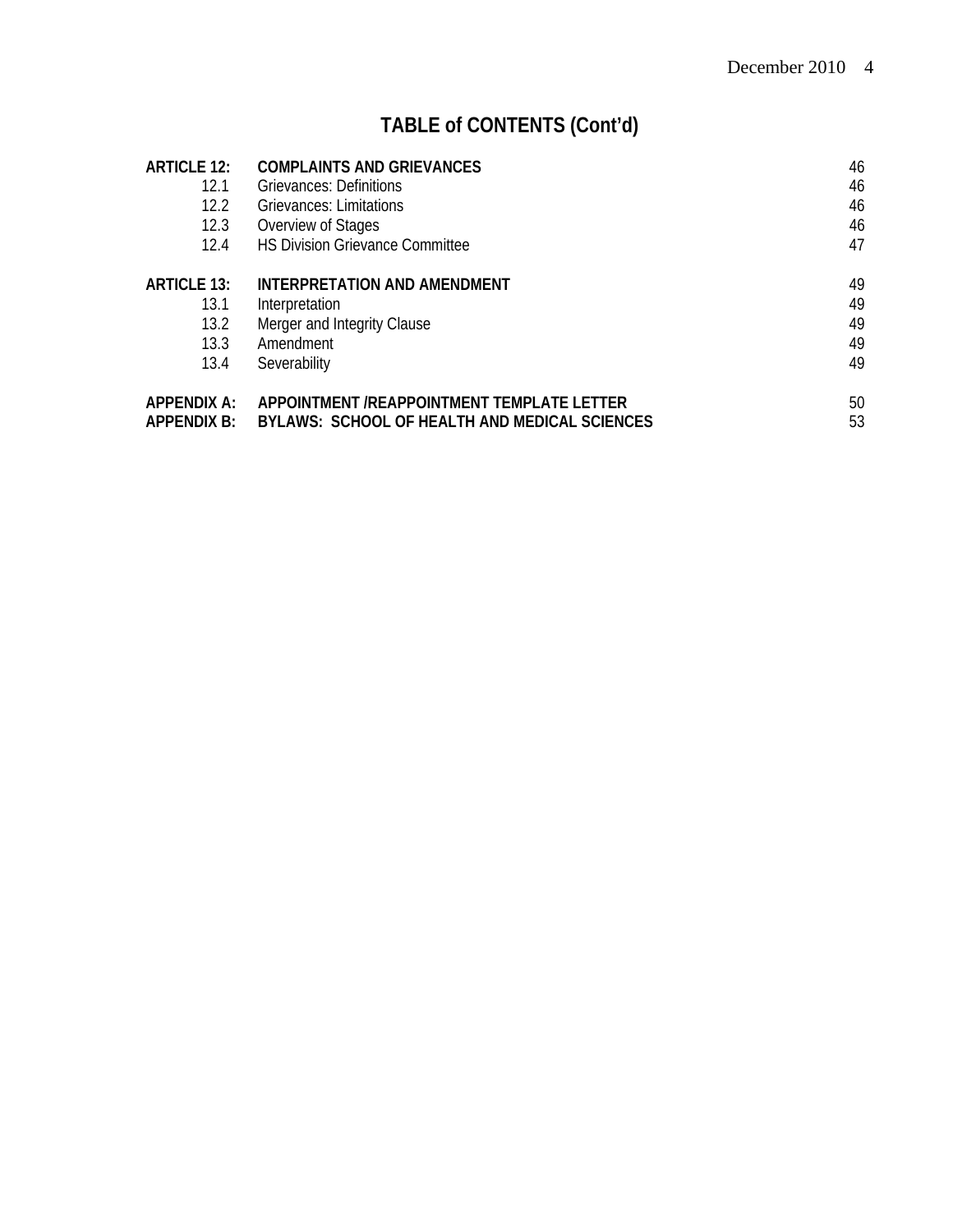## TABLE of CONTENTS (Cont'd)

| | | |
|---|---|---|
| **ARTICLE 12:** | **COMPLAINTS AND GRIEVANCES** | 46 |
| 12.1 | Grievances: Definitions | 46 |
| 12.2 | Grievances: Limitations | 46 |
| 12.3 | Overview of Stages | 46 |
| 12.4 | HS Division Grievance Committee | 47 |
| **ARTICLE 13:** | **INTERPRETATION AND AMENDMENT** | 49 |
| 13.1 | Interpretation | 49 |
| 13.2 | Merger and Integrity Clause | 49 |
| 13.3 | Amendment | 49 |
| 13.4 | Severability | 49 |
| **APPENDIX A:** | **APPOINTMENT /REAPPOINTMENT TEMPLATE LETTER** | 50 |
| **APPENDIX B:** | **BYLAWS: SCHOOL OF HEALTH AND MEDICAL SCIENCES** | 53 |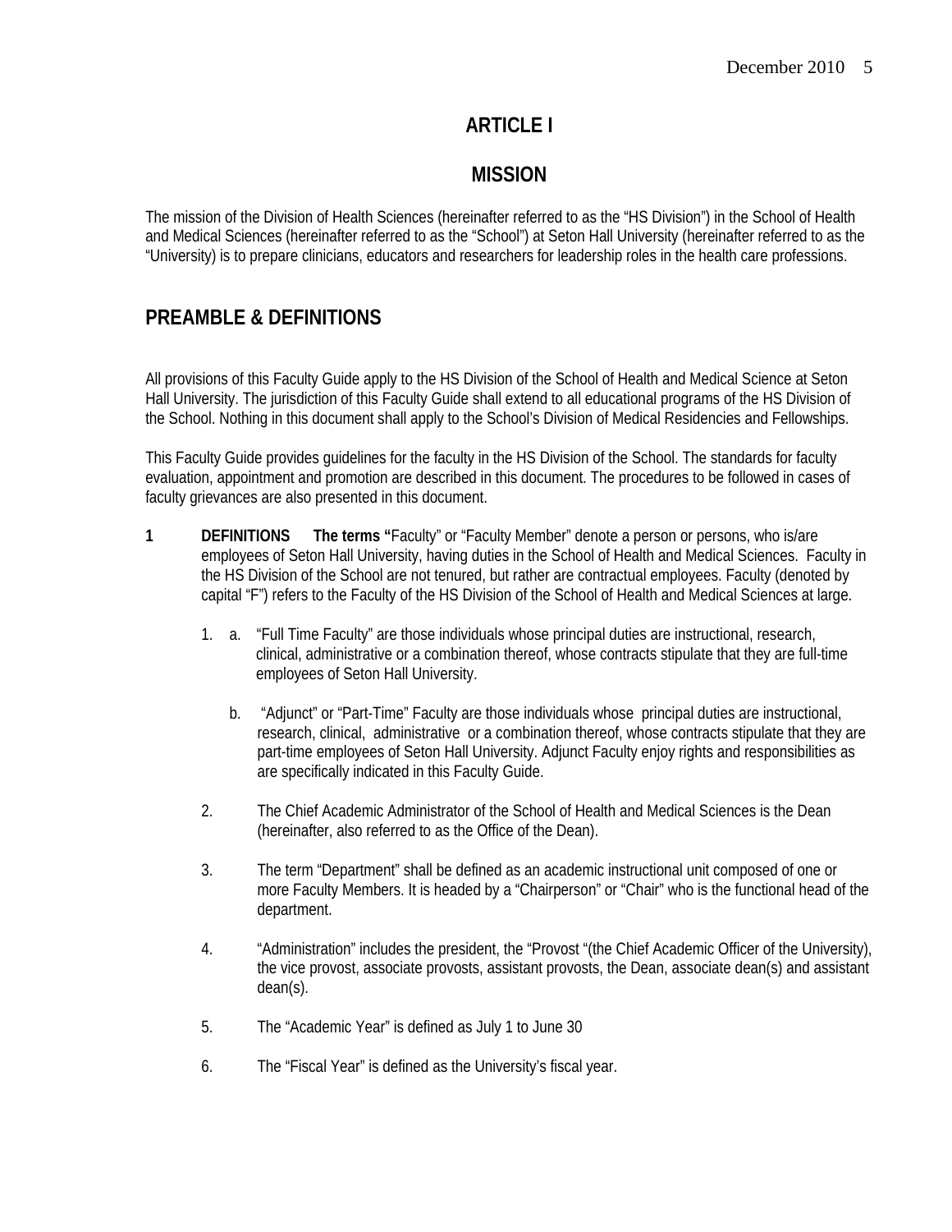# ARTICLE I

## MISSION

The mission of the Division of Health Sciences (hereinafter referred to as the "HS Division") in the School of Health and Medical Sciences (hereinafter referred to as the "School") at Seton Hall University (hereinafter referred to as the "University) is to prepare clinicians, educators and researchers for leadership roles in the health care professions.

## PREAMBLE & DEFINITIONS

All provisions of this Faculty Guide apply to the HS Division of the School of Health and Medical Science at Seton Hall University. The jurisdiction of this Faculty Guide shall extend to all educational programs of the HS Division of the School. Nothing in this document shall apply to the School's Division of Medical Residencies and Fellowships.

This Faculty Guide provides guidelines for the faculty in the HS Division of the School. The standards for faculty evaluation, appointment and promotion are described in this document. The procedures to be followed in cases of faculty grievances are also presented in this document.

**1 DEFINITIONS The terms "**Faculty" or "Faculty Member" denote a person or persons, who is/are employees of Seton Hall University, having duties in the School of Health and Medical Sciences. Faculty in the HS Division of the School are not tenured, but rather are contractual employees. Faculty (denoted by capital "F") refers to the Faculty of the HS Division of the School of Health and Medical Sciences at large.

1. a. "Full Time Faculty" are those individuals whose principal duties are instructional, research, clinical, administrative or a combination thereof, whose contracts stipulate that they are full-time employees of Seton Hall University.

   b. "Adjunct" or "Part-Time" Faculty are those individuals whose principal duties are instructional, research, clinical, administrative or a combination thereof, whose contracts stipulate that they are part-time employees of Seton Hall University. Adjunct Faculty enjoy rights and responsibilities as are specifically indicated in this Faculty Guide.

2. The Chief Academic Administrator of the School of Health and Medical Sciences is the Dean (hereinafter, also referred to as the Office of the Dean).

3. The term "Department" shall be defined as an academic instructional unit composed of one or more Faculty Members. It is headed by a "Chairperson" or "Chair" who is the functional head of the department.

4. "Administration" includes the president, the "Provost "(the Chief Academic Officer of the University), the vice provost, associate provosts, assistant provosts, the Dean, associate dean(s) and assistant dean(s).

5. The "Academic Year" is defined as July 1 to June 30

6. The "Fiscal Year" is defined as the University's fiscal year.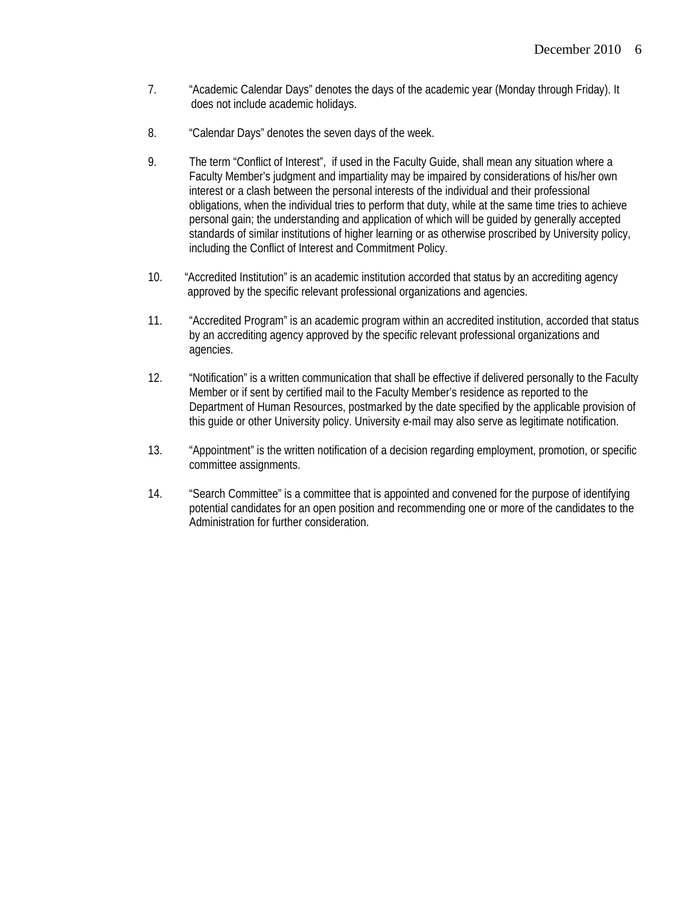7. “Academic Calendar Days” denotes the days of the academic year (Monday through Friday). It does not include academic holidays.

8. “Calendar Days” denotes the seven days of the week.

9. The term “Conflict of Interest”, if used in the Faculty Guide, shall mean any situation where a Faculty Member’s judgment and impartiality may be impaired by considerations of his/her own interest or a clash between the personal interests of the individual and their professional obligations, when the individual tries to perform that duty, while at the same time tries to achieve personal gain; the understanding and application of which will be guided by generally accepted standards of similar institutions of higher learning or as otherwise proscribed by University policy, including the Conflict of Interest and Commitment Policy.

10. “Accredited Institution” is an academic institution accorded that status by an accrediting agency approved by the specific relevant professional organizations and agencies.

11. “Accredited Program” is an academic program within an accredited institution, accorded that status by an accrediting agency approved by the specific relevant professional organizations and agencies.

12. “Notification” is a written communication that shall be effective if delivered personally to the Faculty Member or if sent by certified mail to the Faculty Member’s residence as reported to the Department of Human Resources, postmarked by the date specified by the applicable provision of this guide or other University policy. University e-mail may also serve as legitimate notification.

13. “Appointment” is the written notification of a decision regarding employment, promotion, or specific committee assignments.

14. “Search Committee” is a committee that is appointed and convened for the purpose of identifying potential candidates for an open position and recommending one or more of the candidates to the Administration for further consideration.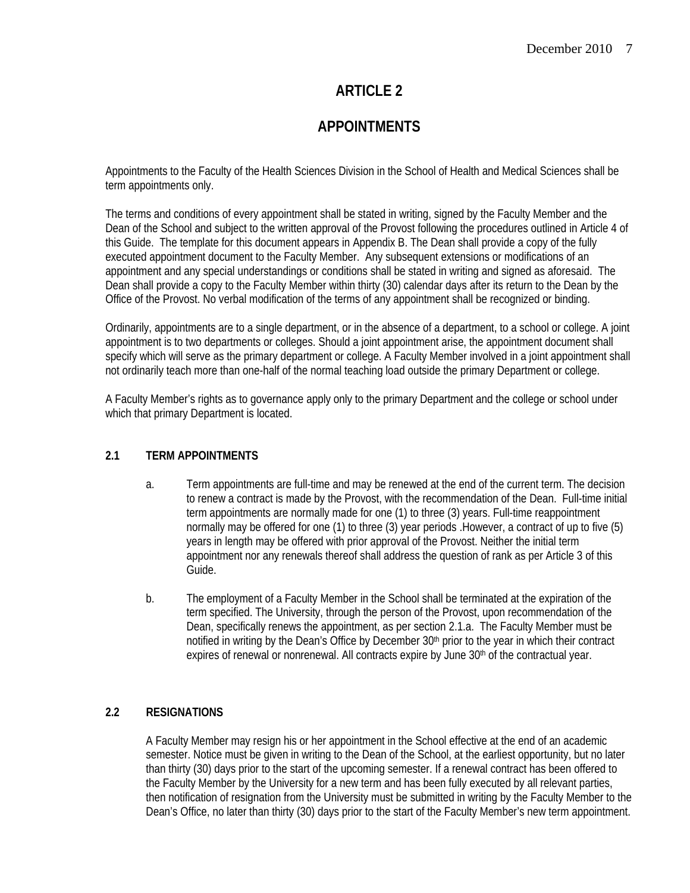# ARTICLE 2

# APPOINTMENTS

Appointments to the Faculty of the Health Sciences Division in the School of Health and Medical Sciences shall be term appointments only.

The terms and conditions of every appointment shall be stated in writing, signed by the Faculty Member and the Dean of the School and subject to the written approval of the Provost following the procedures outlined in Article 4 of this Guide. The template for this document appears in Appendix B. The Dean shall provide a copy of the fully executed appointment document to the Faculty Member. Any subsequent extensions or modifications of an appointment and any special understandings or conditions shall be stated in writing and signed as aforesaid. The Dean shall provide a copy to the Faculty Member within thirty (30) calendar days after its return to the Dean by the Office of the Provost. No verbal modification of the terms of any appointment shall be recognized or binding.

Ordinarily, appointments are to a single department, or in the absence of a department, to a school or college. A joint appointment is to two departments or colleges. Should a joint appointment arise, the appointment document shall specify which will serve as the primary department or college. A Faculty Member involved in a joint appointment shall not ordinarily teach more than one-half of the normal teaching load outside the primary Department or college.

A Faculty Member's rights as to governance apply only to the primary Department and the college or school under which that primary Department is located.

## 2.1 TERM APPOINTMENTS

a. Term appointments are full-time and may be renewed at the end of the current term. The decision to renew a contract is made by the Provost, with the recommendation of the Dean. Full-time initial term appointments are normally made for one (1) to three (3) years. Full-time reappointment normally may be offered for one (1) to three (3) year periods .However, a contract of up to five (5) years in length may be offered with prior approval of the Provost. Neither the initial term appointment nor any renewals thereof shall address the question of rank as per Article 3 of this Guide.

b. The employment of a Faculty Member in the School shall be terminated at the expiration of the term specified. The University, through the person of the Provost, upon recommendation of the Dean, specifically renews the appointment, as per section 2.1.a. The Faculty Member must be notified in writing by the Dean's Office by December 30th prior to the year in which their contract expires of renewal or nonrenewal. All contracts expire by June 30th of the contractual year.

## 2.2 RESIGNATIONS

A Faculty Member may resign his or her appointment in the School effective at the end of an academic semester. Notice must be given in writing to the Dean of the School, at the earliest opportunity, but no later than thirty (30) days prior to the start of the upcoming semester. If a renewal contract has been offered to the Faculty Member by the University for a new term and has been fully executed by all relevant parties, then notification of resignation from the University must be submitted in writing by the Faculty Member to the Dean's Office, no later than thirty (30) days prior to the start of the Faculty Member's new term appointment.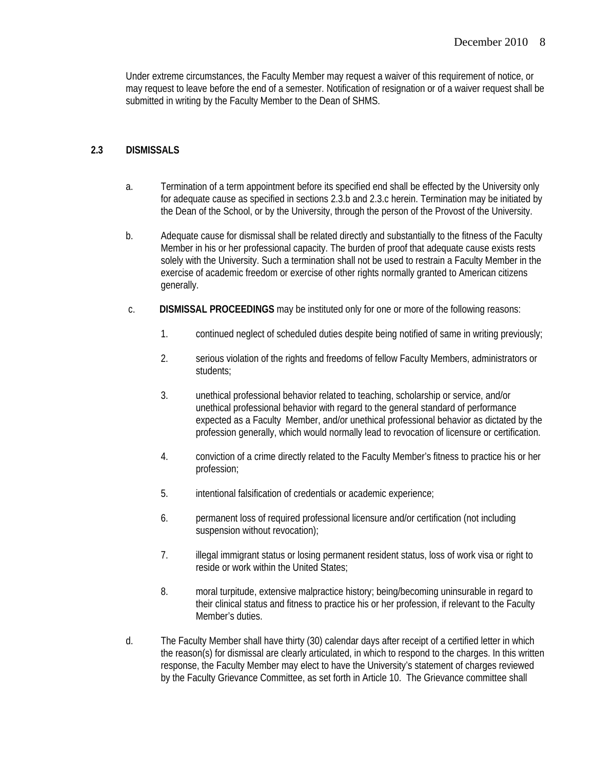Under extreme circumstances, the Faculty Member may request a waiver of this requirement of notice, or may request to leave before the end of a semester. Notification of resignation or of a waiver request shall be submitted in writing by the Faculty Member to the Dean of SHMS.

## 2.3 DISMISSALS

a. Termination of a term appointment before its specified end shall be effected by the University only for adequate cause as specified in sections 2.3.b and 2.3.c herein. Termination may be initiated by the Dean of the School, or by the University, through the person of the Provost of the University.

b. Adequate cause for dismissal shall be related directly and substantially to the fitness of the Faculty Member in his or her professional capacity. The burden of proof that adequate cause exists rests solely with the University. Such a termination shall not be used to restrain a Faculty Member in the exercise of academic freedom or exercise of other rights normally granted to American citizens generally.

c. **DISMISSAL PROCEEDINGS** may be instituted only for one or more of the following reasons:

1. continued neglect of scheduled duties despite being notified of same in writing previously;
2. serious violation of the rights and freedoms of fellow Faculty Members, administrators or students;
3. unethical professional behavior related to teaching, scholarship or service, and/or unethical professional behavior with regard to the general standard of performance expected as a Faculty Member, and/or unethical professional behavior as dictated by the profession generally, which would normally lead to revocation of licensure or certification.
4. conviction of a crime directly related to the Faculty Member's fitness to practice his or her profession;
5. intentional falsification of credentials or academic experience;
6. permanent loss of required professional licensure and/or certification (not including suspension without revocation);
7. illegal immigrant status or losing permanent resident status, loss of work visa or right to reside or work within the United States;
8. moral turpitude, extensive malpractice history; being/becoming uninsurable in regard to their clinical status and fitness to practice his or her profession, if relevant to the Faculty Member's duties.

d. The Faculty Member shall have thirty (30) calendar days after receipt of a certified letter in which the reason(s) for dismissal are clearly articulated, in which to respond to the charges. In this written response, the Faculty Member may elect to have the University's statement of charges reviewed by the Faculty Grievance Committee, as set forth in Article 10. The Grievance committee shall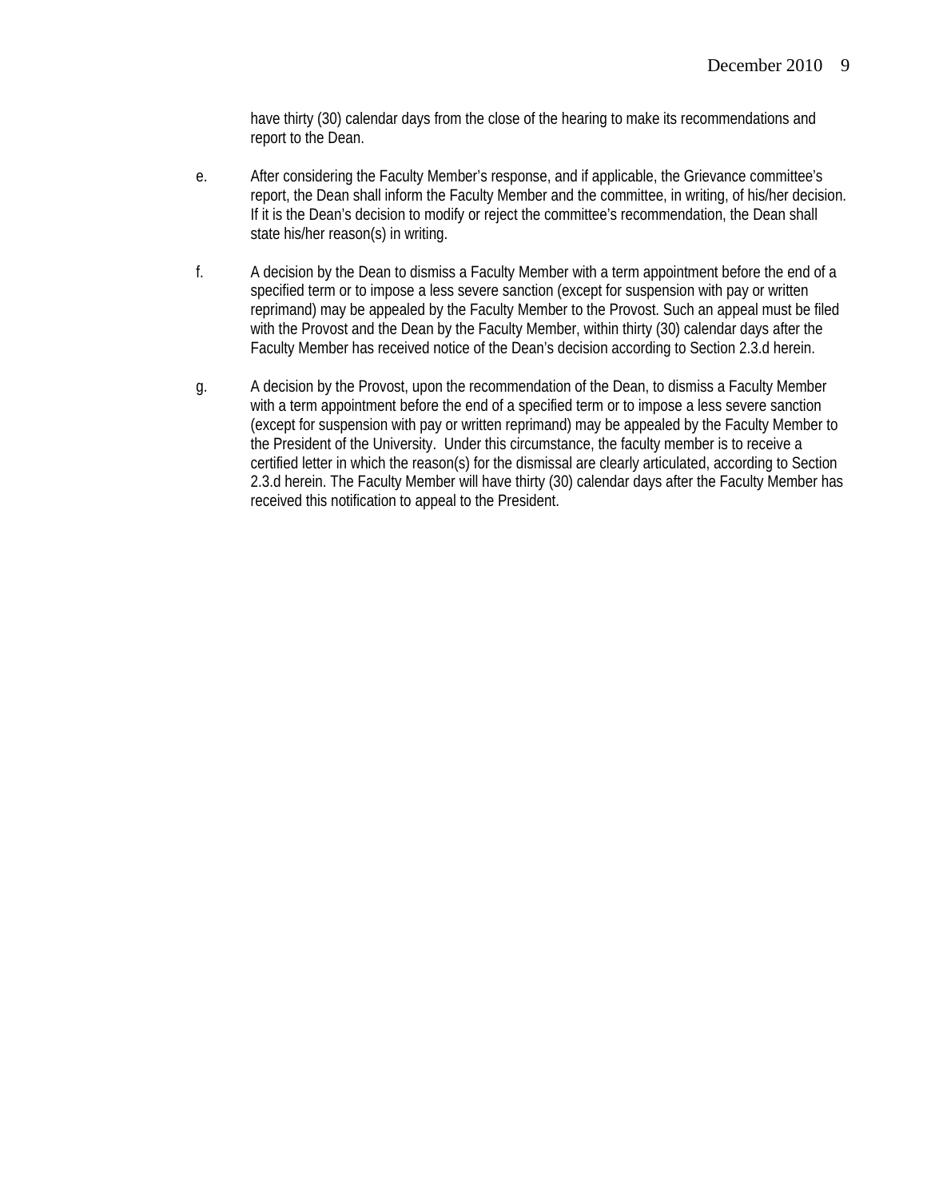have thirty (30) calendar days from the close of the hearing to make its recommendations and report to the Dean.

e. After considering the Faculty Member's response, and if applicable, the Grievance committee's report, the Dean shall inform the Faculty Member and the committee, in writing, of his/her decision. If it is the Dean's decision to modify or reject the committee's recommendation, the Dean shall state his/her reason(s) in writing.

f. A decision by the Dean to dismiss a Faculty Member with a term appointment before the end of a specified term or to impose a less severe sanction (except for suspension with pay or written reprimand) may be appealed by the Faculty Member to the Provost. Such an appeal must be filed with the Provost and the Dean by the Faculty Member, within thirty (30) calendar days after the Faculty Member has received notice of the Dean's decision according to Section 2.3.d herein.

g. A decision by the Provost, upon the recommendation of the Dean, to dismiss a Faculty Member with a term appointment before the end of a specified term or to impose a less severe sanction (except for suspension with pay or written reprimand) may be appealed by the Faculty Member to the President of the University. Under this circumstance, the faculty member is to receive a certified letter in which the reason(s) for the dismissal are clearly articulated, according to Section 2.3.d herein. The Faculty Member will have thirty (30) calendar days after the Faculty Member has received this notification to appeal to the President.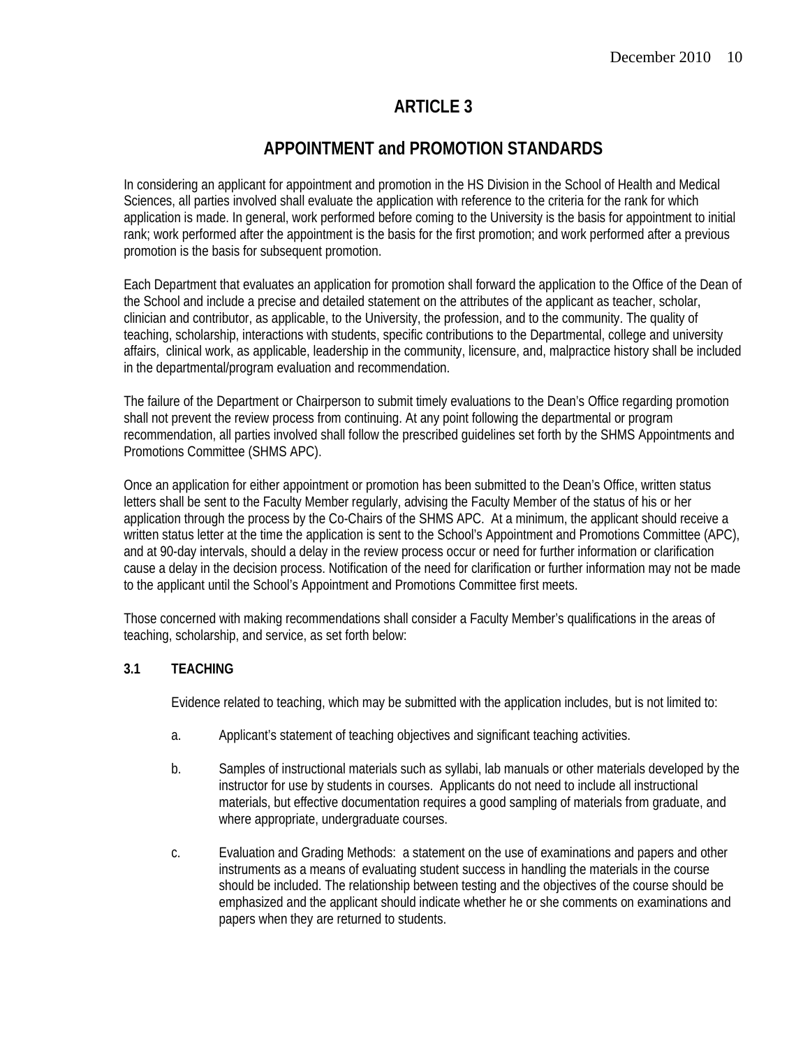# ARTICLE 3

## APPOINTMENT and PROMOTION STANDARDS

In considering an applicant for appointment and promotion in the HS Division in the School of Health and Medical Sciences, all parties involved shall evaluate the application with reference to the criteria for the rank for which application is made. In general, work performed before coming to the University is the basis for appointment to initial rank; work performed after the appointment is the basis for the first promotion; and work performed after a previous promotion is the basis for subsequent promotion.

Each Department that evaluates an application for promotion shall forward the application to the Office of the Dean of the School and include a precise and detailed statement on the attributes of the applicant as teacher, scholar, clinician and contributor, as applicable, to the University, the profession, and to the community. The quality of teaching, scholarship, interactions with students, specific contributions to the Departmental, college and university affairs, clinical work, as applicable, leadership in the community, licensure, and, malpractice history shall be included in the departmental/program evaluation and recommendation.

The failure of the Department or Chairperson to submit timely evaluations to the Dean's Office regarding promotion shall not prevent the review process from continuing. At any point following the departmental or program recommendation, all parties involved shall follow the prescribed guidelines set forth by the SHMS Appointments and Promotions Committee (SHMS APC).

Once an application for either appointment or promotion has been submitted to the Dean's Office, written status letters shall be sent to the Faculty Member regularly, advising the Faculty Member of the status of his or her application through the process by the Co-Chairs of the SHMS APC. At a minimum, the applicant should receive a written status letter at the time the application is sent to the School's Appointment and Promotions Committee (APC), and at 90-day intervals, should a delay in the review process occur or need for further information or clarification cause a delay in the decision process. Notification of the need for clarification or further information may not be made to the applicant until the School's Appointment and Promotions Committee first meets.

Those concerned with making recommendations shall consider a Faculty Member's qualifications in the areas of teaching, scholarship, and service, as set forth below:

### 3.1 TEACHING

Evidence related to teaching, which may be submitted with the application includes, but is not limited to:

a. Applicant's statement of teaching objectives and significant teaching activities.

b. Samples of instructional materials such as syllabi, lab manuals or other materials developed by the instructor for use by students in courses. Applicants do not need to include all instructional materials, but effective documentation requires a good sampling of materials from graduate, and where appropriate, undergraduate courses.

c. Evaluation and Grading Methods: a statement on the use of examinations and papers and other instruments as a means of evaluating student success in handling the materials in the course should be included. The relationship between testing and the objectives of the course should be emphasized and the applicant should indicate whether he or she comments on examinations and papers when they are returned to students.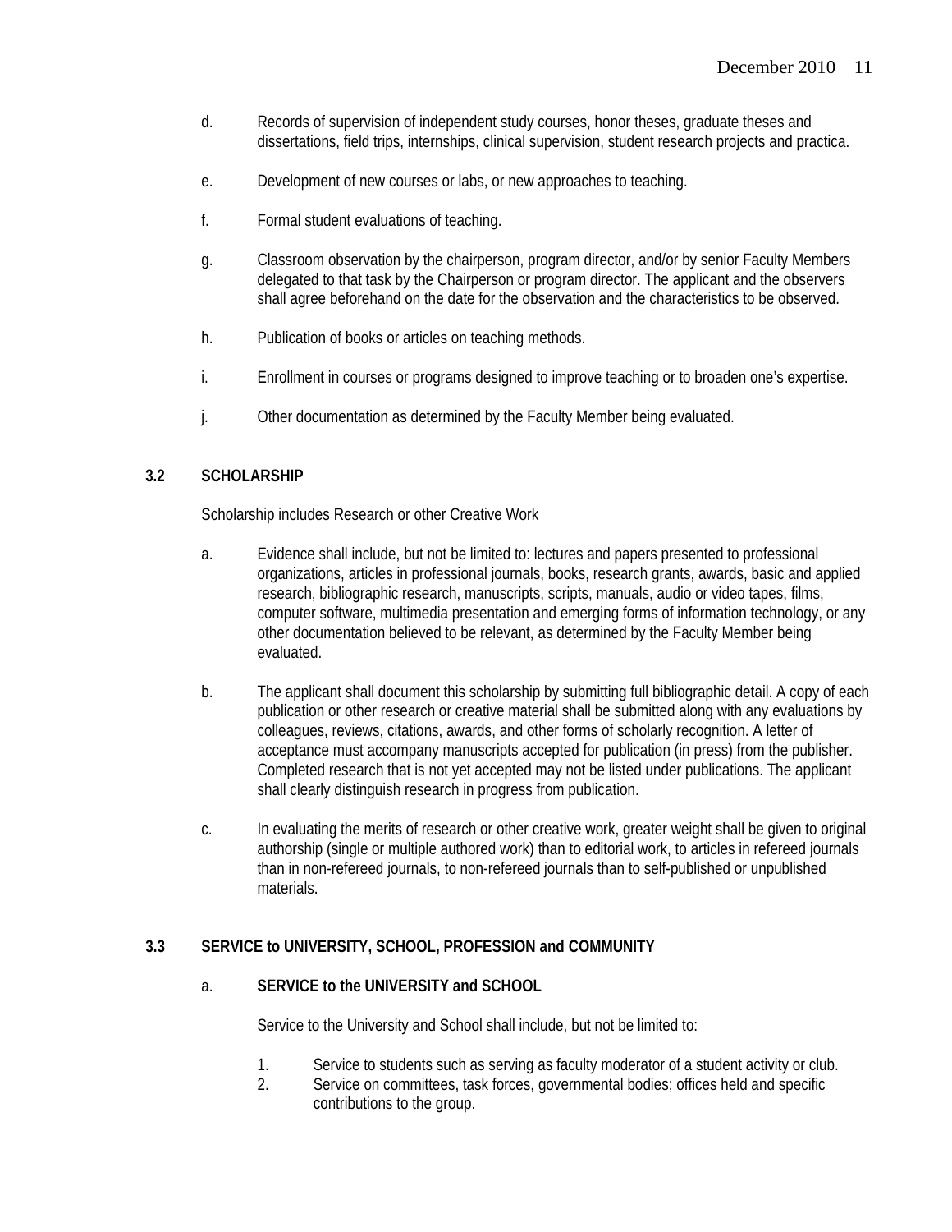d. Records of supervision of independent study courses, honor theses, graduate theses and dissertations, field trips, internships, clinical supervision, student research projects and practica.

e. Development of new courses or labs, or new approaches to teaching.

f. Formal student evaluations of teaching.

g. Classroom observation by the chairperson, program director, and/or by senior Faculty Members delegated to that task by the Chairperson or program director. The applicant and the observers shall agree beforehand on the date for the observation and the characteristics to be observed.

h. Publication of books or articles on teaching methods.

i. Enrollment in courses or programs designed to improve teaching or to broaden one's expertise.

j. Other documentation as determined by the Faculty Member being evaluated.

### 3.2 SCHOLARSHIP

Scholarship includes Research or other Creative Work

a. Evidence shall include, but not be limited to: lectures and papers presented to professional organizations, articles in professional journals, books, research grants, awards, basic and applied research, bibliographic research, manuscripts, scripts, manuals, audio or video tapes, films, computer software, multimedia presentation and emerging forms of information technology, or any other documentation believed to be relevant, as determined by the Faculty Member being evaluated.

b. The applicant shall document this scholarship by submitting full bibliographic detail. A copy of each publication or other research or creative material shall be submitted along with any evaluations by colleagues, reviews, citations, awards, and other forms of scholarly recognition. A letter of acceptance must accompany manuscripts accepted for publication (in press) from the publisher. Completed research that is not yet accepted may not be listed under publications. The applicant shall clearly distinguish research in progress from publication.

c. In evaluating the merits of research or other creative work, greater weight shall be given to original authorship (single or multiple authored work) than to editorial work, to articles in refereed journals than in non-refereed journals, to non-refereed journals than to self-published or unpublished materials.

### 3.3 SERVICE to UNIVERSITY, SCHOOL, PROFESSION and COMMUNITY

**a. SERVICE to the UNIVERSITY and SCHOOL**

Service to the University and School shall include, but not be limited to:

1. Service to students such as serving as faculty moderator of a student activity or club.
2. Service on committees, task forces, governmental bodies; offices held and specific contributions to the group.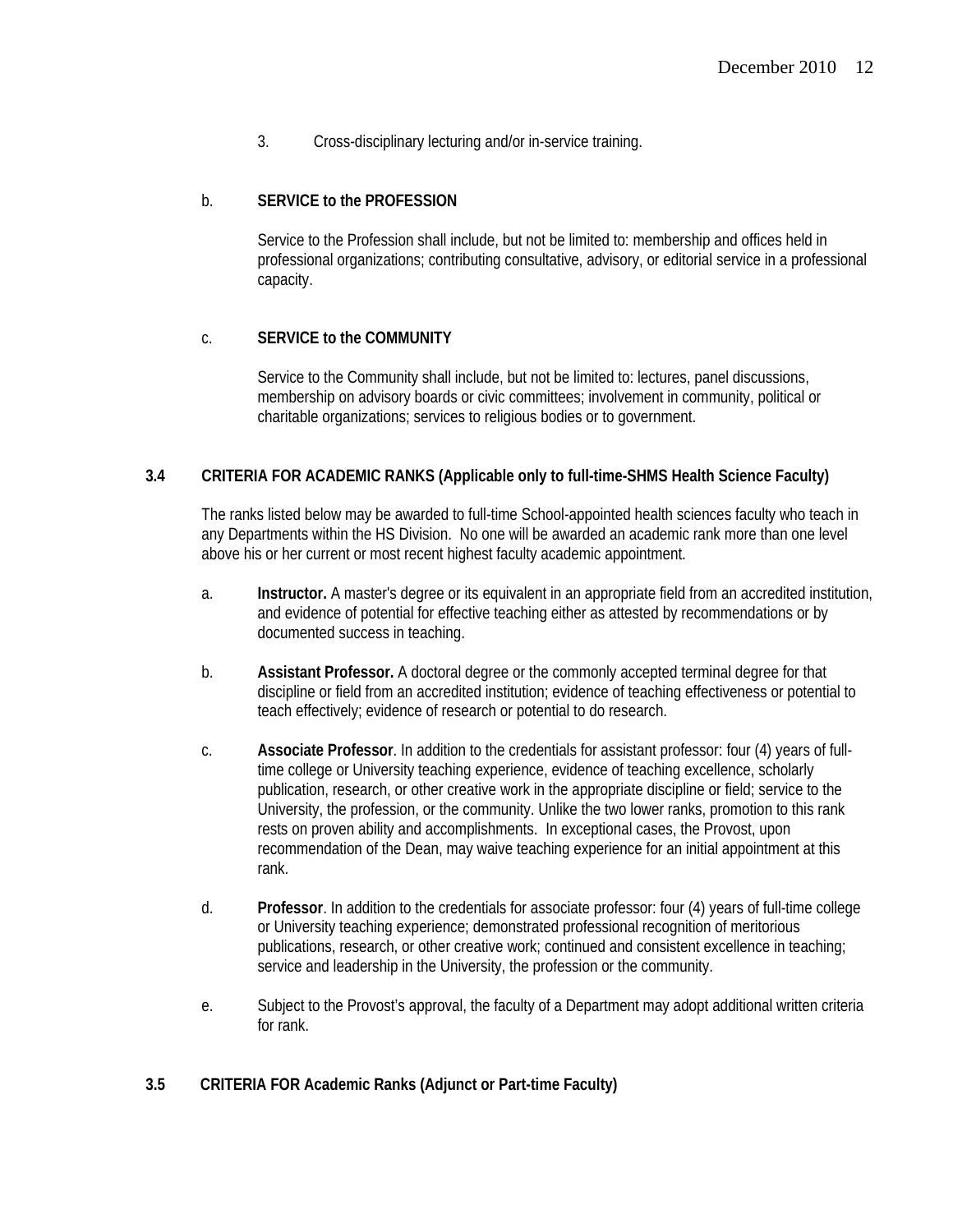3. Cross-disciplinary lecturing and/or in-service training.

b. **SERVICE to the PROFESSION**

Service to the Profession shall include, but not be limited to: membership and offices held in professional organizations; contributing consultative, advisory, or editorial service in a professional capacity.

c. **SERVICE to the COMMUNITY**

Service to the Community shall include, but not be limited to: lectures, panel discussions, membership on advisory boards or civic committees; involvement in community, political or charitable organizations; services to religious bodies or to government.

## 3.4 CRITERIA FOR ACADEMIC RANKS (Applicable only to full-time-SHMS Health Science Faculty)

The ranks listed below may be awarded to full-time School-appointed health sciences faculty who teach in any Departments within the HS Division. No one will be awarded an academic rank more than one level above his or her current or most recent highest faculty academic appointment.

a. **Instructor.** A master's degree or its equivalent in an appropriate field from an accredited institution, and evidence of potential for effective teaching either as attested by recommendations or by documented success in teaching.

b. **Assistant Professor.** A doctoral degree or the commonly accepted terminal degree for that discipline or field from an accredited institution; evidence of teaching effectiveness or potential to teach effectively; evidence of research or potential to do research.

c. **Associate Professor**. In addition to the credentials for assistant professor: four (4) years of full-time college or University teaching experience, evidence of teaching excellence, scholarly publication, research, or other creative work in the appropriate discipline or field; service to the University, the profession, or the community. Unlike the two lower ranks, promotion to this rank rests on proven ability and accomplishments. In exceptional cases, the Provost, upon recommendation of the Dean, may waive teaching experience for an initial appointment at this rank.

d. **Professor**. In addition to the credentials for associate professor: four (4) years of full-time college or University teaching experience; demonstrated professional recognition of meritorious publications, research, or other creative work; continued and consistent excellence in teaching; service and leadership in the University, the profession or the community.

e. Subject to the Provost's approval, the faculty of a Department may adopt additional written criteria for rank.

## 3.5 CRITERIA FOR Academic Ranks (Adjunct or Part-time Faculty)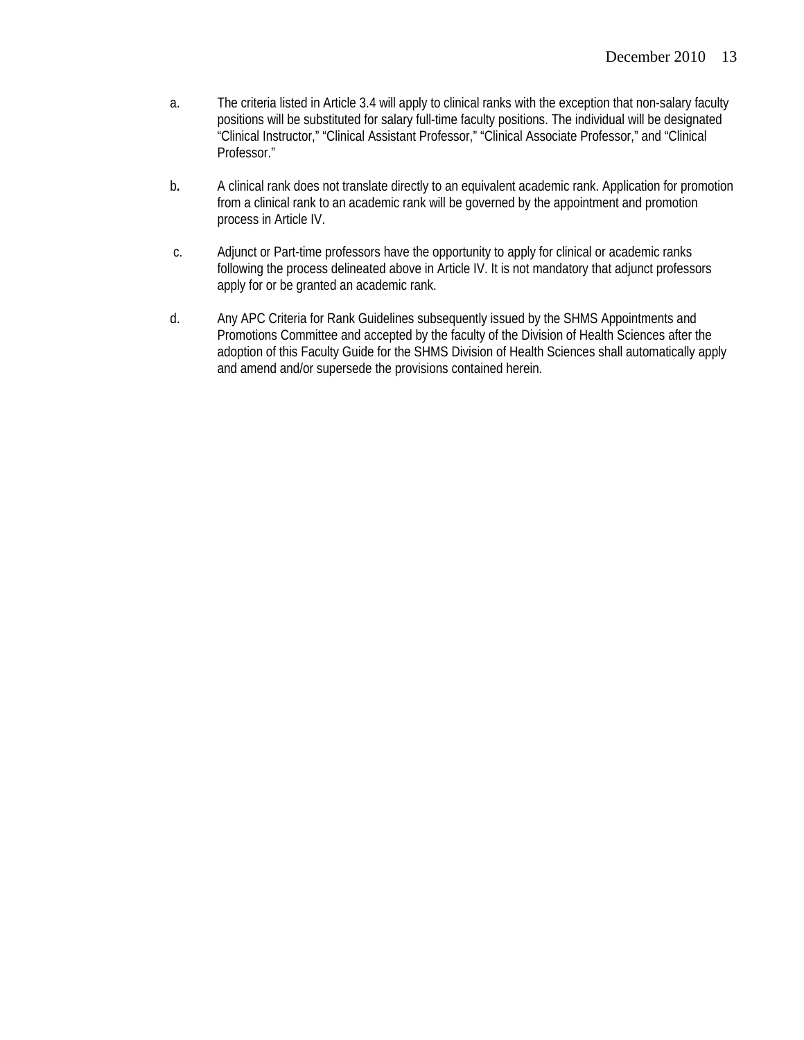a. The criteria listed in Article 3.4 will apply to clinical ranks with the exception that non-salary faculty positions will be substituted for salary full-time faculty positions. The individual will be designated “Clinical Instructor,” “Clinical Assistant Professor,” “Clinical Associate Professor,” and “Clinical Professor.”

b. A clinical rank does not translate directly to an equivalent academic rank. Application for promotion from a clinical rank to an academic rank will be governed by the appointment and promotion process in Article IV.

c. Adjunct or Part-time professors have the opportunity to apply for clinical or academic ranks following the process delineated above in Article IV. It is not mandatory that adjunct professors apply for or be granted an academic rank.

d. Any APC Criteria for Rank Guidelines subsequently issued by the SHMS Appointments and Promotions Committee and accepted by the faculty of the Division of Health Sciences after the adoption of this Faculty Guide for the SHMS Division of Health Sciences shall automatically apply and amend and/or supersede the provisions contained herein.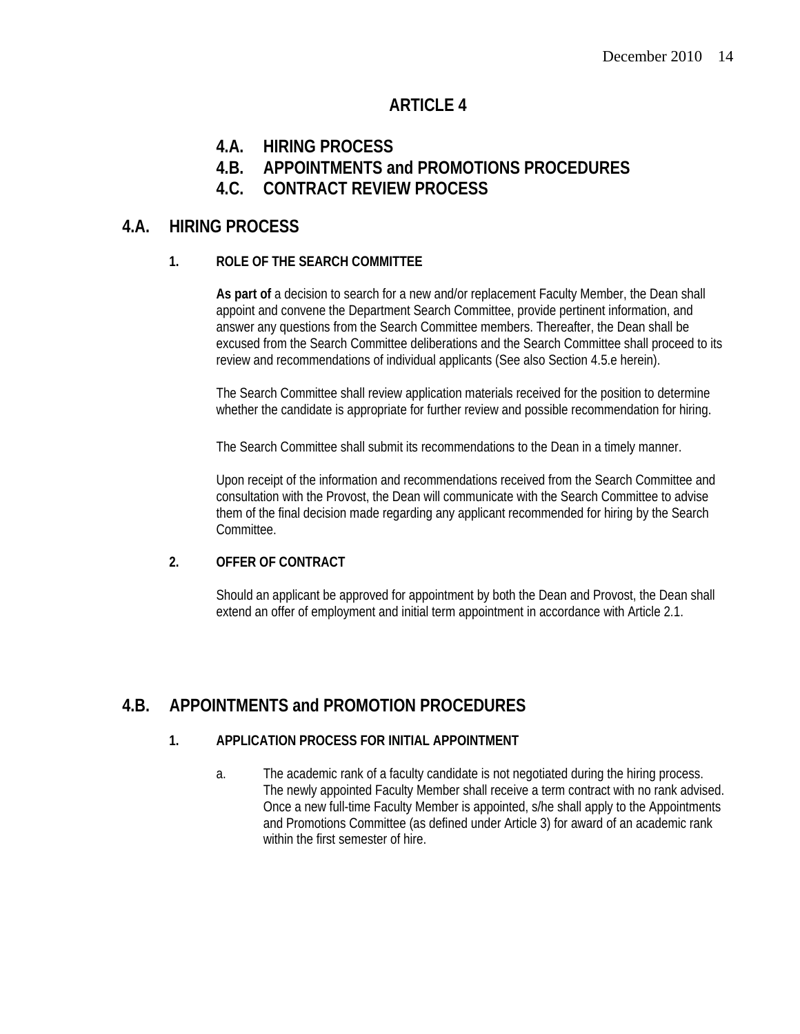# ARTICLE 4

## 4.A. HIRING PROCESS
## 4.B. APPOINTMENTS and PROMOTIONS PROCEDURES
## 4.C. CONTRACT REVIEW PROCESS

## 4.A. HIRING PROCESS

### 1. ROLE OF THE SEARCH COMMITTEE

**As part of** a decision to search for a new and/or replacement Faculty Member, the Dean shall appoint and convene the Department Search Committee, provide pertinent information, and answer any questions from the Search Committee members. Thereafter, the Dean shall be excused from the Search Committee deliberations and the Search Committee shall proceed to its review and recommendations of individual applicants (See also Section 4.5.e herein).

The Search Committee shall review application materials received for the position to determine whether the candidate is appropriate for further review and possible recommendation for hiring.

The Search Committee shall submit its recommendations to the Dean in a timely manner.

Upon receipt of the information and recommendations received from the Search Committee and consultation with the Provost, the Dean will communicate with the Search Committee to advise them of the final decision made regarding any applicant recommended for hiring by the Search Committee.

### 2. OFFER OF CONTRACT

Should an applicant be approved for appointment by both the Dean and Provost, the Dean shall extend an offer of employment and initial term appointment in accordance with Article 2.1.

## 4.B. APPOINTMENTS and PROMOTION PROCEDURES

### 1. APPLICATION PROCESS FOR INITIAL APPOINTMENT

a. The academic rank of a faculty candidate is not negotiated during the hiring process. The newly appointed Faculty Member shall receive a term contract with no rank advised. Once a new full-time Faculty Member is appointed, s/he shall apply to the Appointments and Promotions Committee (as defined under Article 3) for award of an academic rank within the first semester of hire.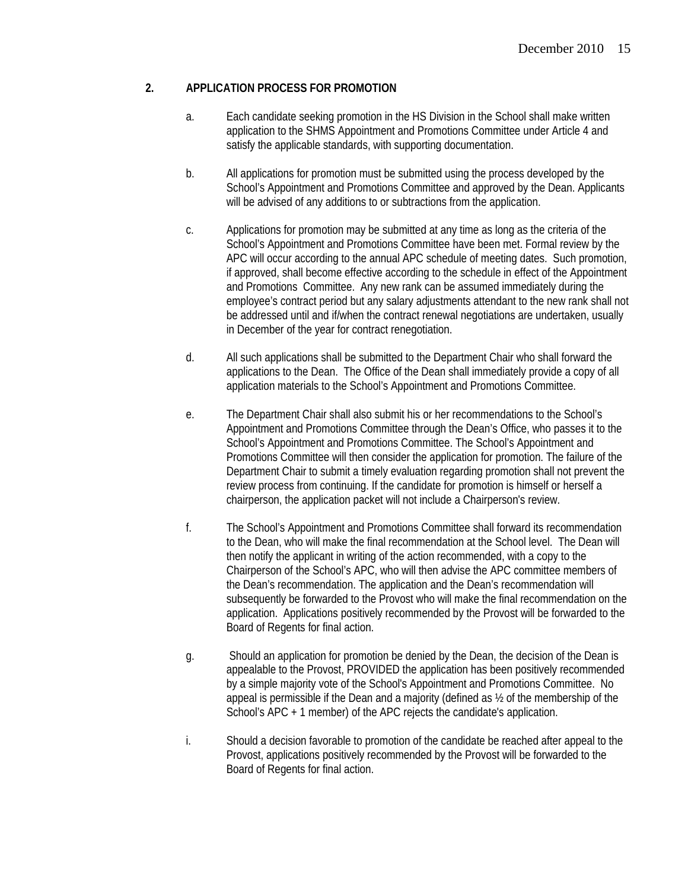## 2. APPLICATION PROCESS FOR PROMOTION

a. Each candidate seeking promotion in the HS Division in the School shall make written application to the SHMS Appointment and Promotions Committee under Article 4 and satisfy the applicable standards, with supporting documentation.

b. All applications for promotion must be submitted using the process developed by the School's Appointment and Promotions Committee and approved by the Dean. Applicants will be advised of any additions to or subtractions from the application.

c. Applications for promotion may be submitted at any time as long as the criteria of the School's Appointment and Promotions Committee have been met. Formal review by the APC will occur according to the annual APC schedule of meeting dates. Such promotion, if approved, shall become effective according to the schedule in effect of the Appointment and Promotions Committee. Any new rank can be assumed immediately during the employee's contract period but any salary adjustments attendant to the new rank shall not be addressed until and if/when the contract renewal negotiations are undertaken, usually in December of the year for contract renegotiation.

d. All such applications shall be submitted to the Department Chair who shall forward the applications to the Dean. The Office of the Dean shall immediately provide a copy of all application materials to the School's Appointment and Promotions Committee.

e. The Department Chair shall also submit his or her recommendations to the School's Appointment and Promotions Committee through the Dean's Office, who passes it to the School's Appointment and Promotions Committee. The School's Appointment and Promotions Committee will then consider the application for promotion. The failure of the Department Chair to submit a timely evaluation regarding promotion shall not prevent the review process from continuing. If the candidate for promotion is himself or herself a chairperson, the application packet will not include a Chairperson's review.

f. The School's Appointment and Promotions Committee shall forward its recommendation to the Dean, who will make the final recommendation at the School level. The Dean will then notify the applicant in writing of the action recommended, with a copy to the Chairperson of the School's APC, who will then advise the APC committee members of the Dean's recommendation. The application and the Dean's recommendation will subsequently be forwarded to the Provost who will make the final recommendation on the application. Applications positively recommended by the Provost will be forwarded to the Board of Regents for final action.

g. Should an application for promotion be denied by the Dean, the decision of the Dean is appealable to the Provost, PROVIDED the application has been positively recommended by a simple majority vote of the School's Appointment and Promotions Committee. No appeal is permissible if the Dean and a majority (defined as ½ of the membership of the School's APC + 1 member) of the APC rejects the candidate's application.

i. Should a decision favorable to promotion of the candidate be reached after appeal to the Provost, applications positively recommended by the Provost will be forwarded to the Board of Regents for final action.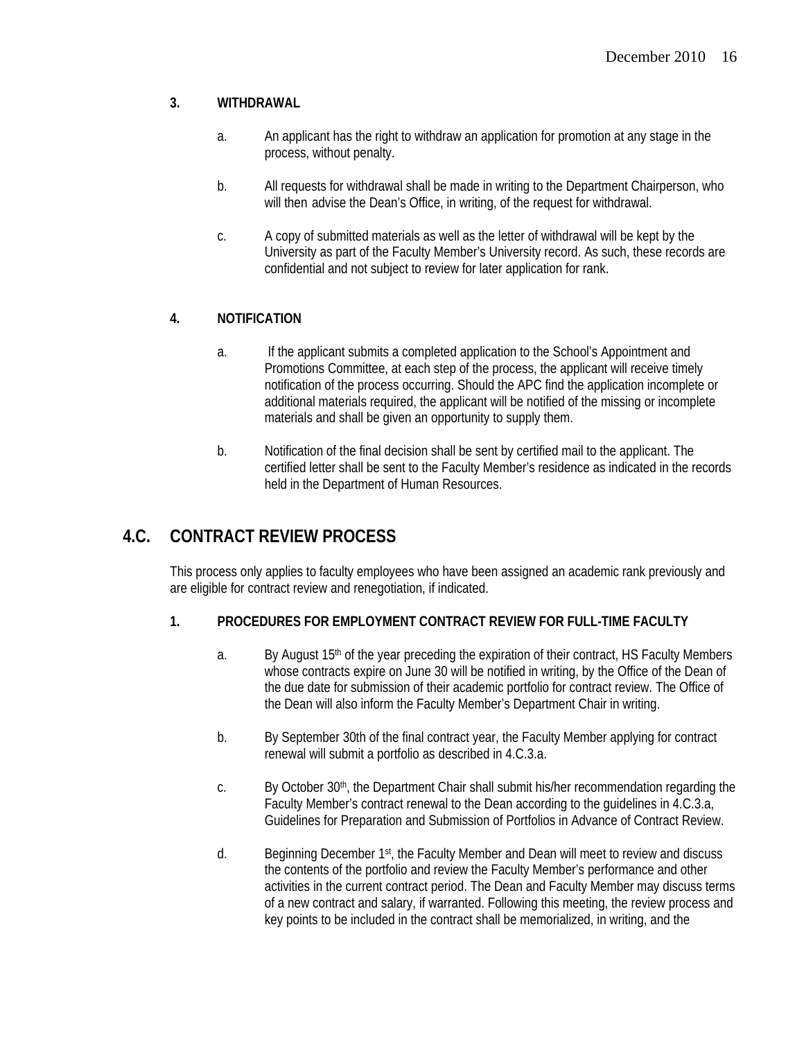**3. WITHDRAWAL**

a. An applicant has the right to withdraw an application for promotion at any stage in the process, without penalty.

b. All requests for withdrawal shall be made in writing to the Department Chairperson, who will then advise the Dean's Office, in writing, of the request for withdrawal.

c. A copy of submitted materials as well as the letter of withdrawal will be kept by the University as part of the Faculty Member's University record. As such, these records are confidential and not subject to review for later application for rank.

**4. NOTIFICATION**

a. If the applicant submits a completed application to the School's Appointment and Promotions Committee, at each step of the process, the applicant will receive timely notification of the process occurring. Should the APC find the application incomplete or additional materials required, the applicant will be notified of the missing or incomplete materials and shall be given an opportunity to supply them.

b. Notification of the final decision shall be sent by certified mail to the applicant. The certified letter shall be sent to the Faculty Member's residence as indicated in the records held in the Department of Human Resources.

## 4.C. CONTRACT REVIEW PROCESS

This process only applies to faculty employees who have been assigned an academic rank previously and are eligible for contract review and renegotiation, if indicated.

**1. PROCEDURES FOR EMPLOYMENT CONTRACT REVIEW FOR FULL-TIME FACULTY**

a. By August 15th of the year preceding the expiration of their contract, HS Faculty Members whose contracts expire on June 30 will be notified in writing, by the Office of the Dean of the due date for submission of their academic portfolio for contract review. The Office of the Dean will also inform the Faculty Member's Department Chair in writing.

b. By September 30th of the final contract year, the Faculty Member applying for contract renewal will submit a portfolio as described in 4.C.3.a.

c. By October 30th, the Department Chair shall submit his/her recommendation regarding the Faculty Member's contract renewal to the Dean according to the guidelines in 4.C.3.a, Guidelines for Preparation and Submission of Portfolios in Advance of Contract Review.

d. Beginning December 1st, the Faculty Member and Dean will meet to review and discuss the contents of the portfolio and review the Faculty Member's performance and other activities in the current contract period. The Dean and Faculty Member may discuss terms of a new contract and salary, if warranted. Following this meeting, the review process and key points to be included in the contract shall be memorialized, in writing, and the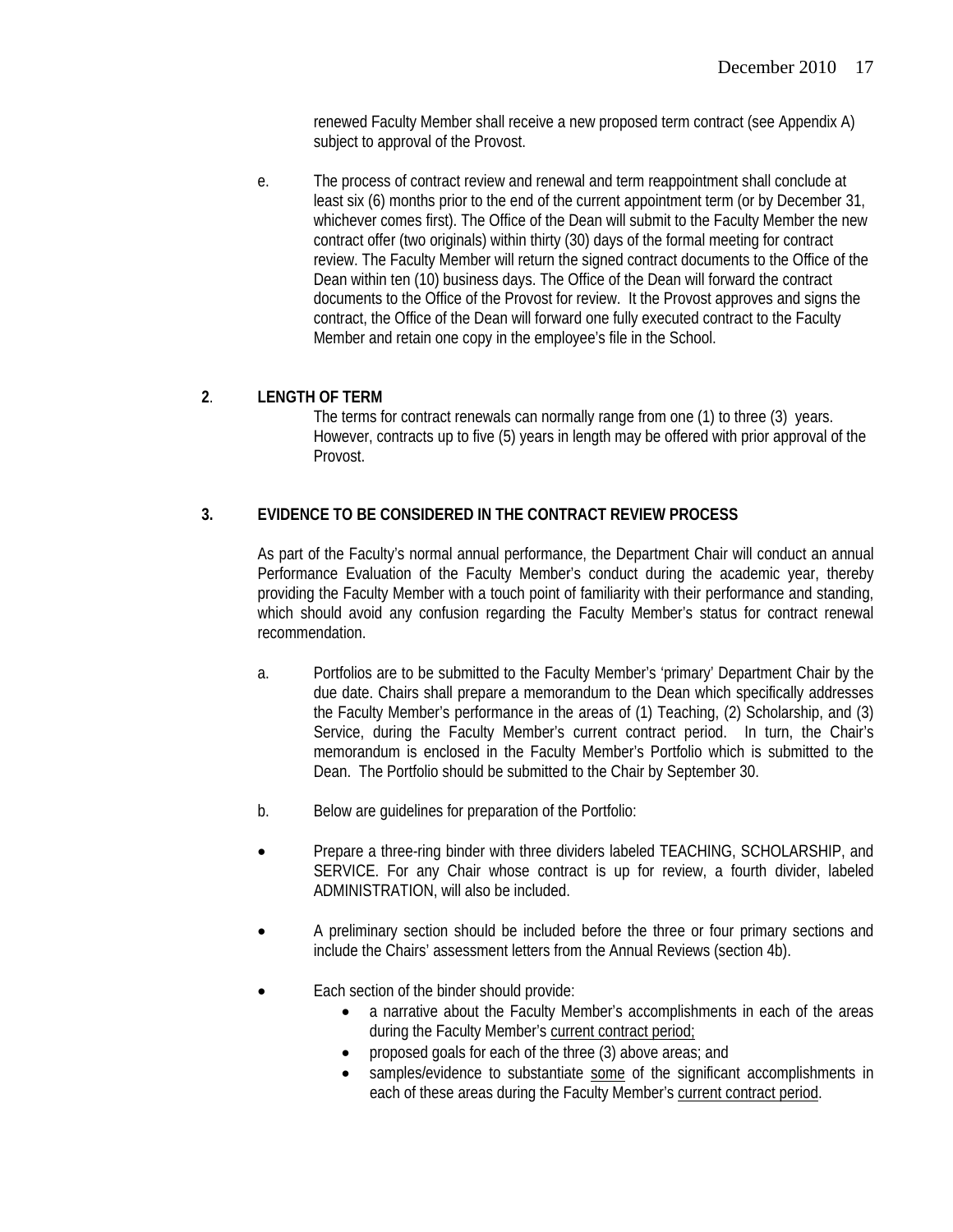renewed Faculty Member shall receive a new proposed term contract (see Appendix A) subject to approval of the Provost.

e. The process of contract review and renewal and term reappointment shall conclude at least six (6) months prior to the end of the current appointment term (or by December 31, whichever comes first). The Office of the Dean will submit to the Faculty Member the new contract offer (two originals) within thirty (30) days of the formal meeting for contract review. The Faculty Member will return the signed contract documents to the Office of the Dean within ten (10) business days. The Office of the Dean will forward the contract documents to the Office of the Provost for review. It the Provost approves and signs the contract, the Office of the Dean will forward one fully executed contract to the Faculty Member and retain one copy in the employee's file in the School.

**2. LENGTH OF TERM**

The terms for contract renewals can normally range from one (1) to three (3) years. However, contracts up to five (5) years in length may be offered with prior approval of the Provost.

**3. EVIDENCE TO BE CONSIDERED IN THE CONTRACT REVIEW PROCESS**

As part of the Faculty's normal annual performance, the Department Chair will conduct an annual Performance Evaluation of the Faculty Member's conduct during the academic year, thereby providing the Faculty Member with a touch point of familiarity with their performance and standing, which should avoid any confusion regarding the Faculty Member's status for contract renewal recommendation.

a. Portfolios are to be submitted to the Faculty Member's 'primary' Department Chair by the due date. Chairs shall prepare a memorandum to the Dean which specifically addresses the Faculty Member's performance in the areas of (1) Teaching, (2) Scholarship, and (3) Service, during the Faculty Member's current contract period. In turn, the Chair's memorandum is enclosed in the Faculty Member's Portfolio which is submitted to the Dean. The Portfolio should be submitted to the Chair by September 30.

b. Below are guidelines for preparation of the Portfolio:

- Prepare a three-ring binder with three dividers labeled TEACHING, SCHOLARSHIP, and SERVICE. For any Chair whose contract is up for review, a fourth divider, labeled ADMINISTRATION, will also be included.
- A preliminary section should be included before the three or four primary sections and include the Chairs' assessment letters from the Annual Reviews (section 4b).
- Each section of the binder should provide:
  - a narrative about the Faculty Member's accomplishments in each of the areas during the Faculty Member's current contract period;
  - proposed goals for each of the three (3) above areas; and
  - samples/evidence to substantiate some of the significant accomplishments in each of these areas during the Faculty Member's current contract period.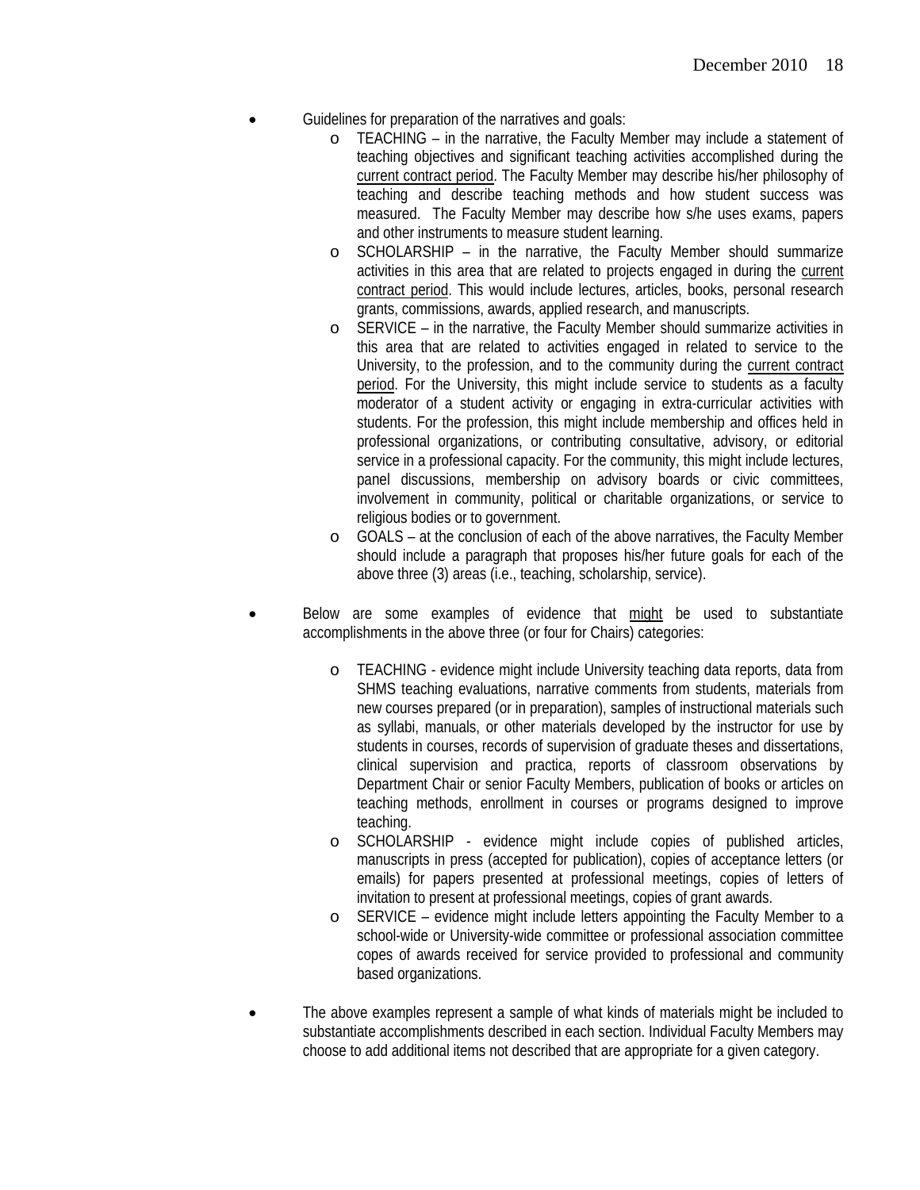- Guidelines for preparation of the narratives and goals:
    - TEACHING – in the narrative, the Faculty Member may include a statement of teaching objectives and significant teaching activities accomplished during the <u>current contract period</u>. The Faculty Member may describe his/her philosophy of teaching and describe teaching methods and how student success was measured. The Faculty Member may describe how s/he uses exams, papers and other instruments to measure student learning.
    - SCHOLARSHIP – in the narrative, the Faculty Member should summarize activities in this area that are related to projects engaged in during the <u>current contract period</u>. This would include lectures, articles, books, personal research grants, commissions, awards, applied research, and manuscripts.
    - SERVICE – in the narrative, the Faculty Member should summarize activities in this area that are related to activities engaged in related to service to the University, to the profession, and to the community during the <u>current contract period</u>. For the University, this might include service to students as a faculty moderator of a student activity or engaging in extra-curricular activities with students. For the profession, this might include membership and offices held in professional organizations, or contributing consultative, advisory, or editorial service in a professional capacity. For the community, this might include lectures, panel discussions, membership on advisory boards or civic committees, involvement in community, political or charitable organizations, or service to religious bodies or to government.
    - GOALS – at the conclusion of each of the above narratives, the Faculty Member should include a paragraph that proposes his/her future goals for each of the above three (3) areas (i.e., teaching, scholarship, service).

- Below are some examples of evidence that <u>might</u> be used to substantiate accomplishments in the above three (or four for Chairs) categories:

    - TEACHING - evidence might include University teaching data reports, data from SHMS teaching evaluations, narrative comments from students, materials from new courses prepared (or in preparation), samples of instructional materials such as syllabi, manuals, or other materials developed by the instructor for use by students in courses, records of supervision of graduate theses and dissertations, clinical supervision and practica, reports of classroom observations by Department Chair or senior Faculty Members, publication of books or articles on teaching methods, enrollment in courses or programs designed to improve teaching.
    - SCHOLARSHIP - evidence might include copies of published articles, manuscripts in press (accepted for publication), copies of acceptance letters (or emails) for papers presented at professional meetings, copies of letters of invitation to present at professional meetings, copies of grant awards.
    - SERVICE – evidence might include letters appointing the Faculty Member to a school-wide or University-wide committee or professional association committee copes of awards received for service provided to professional and community based organizations.

- The above examples represent a sample of what kinds of materials might be included to substantiate accomplishments described in each section. Individual Faculty Members may choose to add additional items not described that are appropriate for a given category.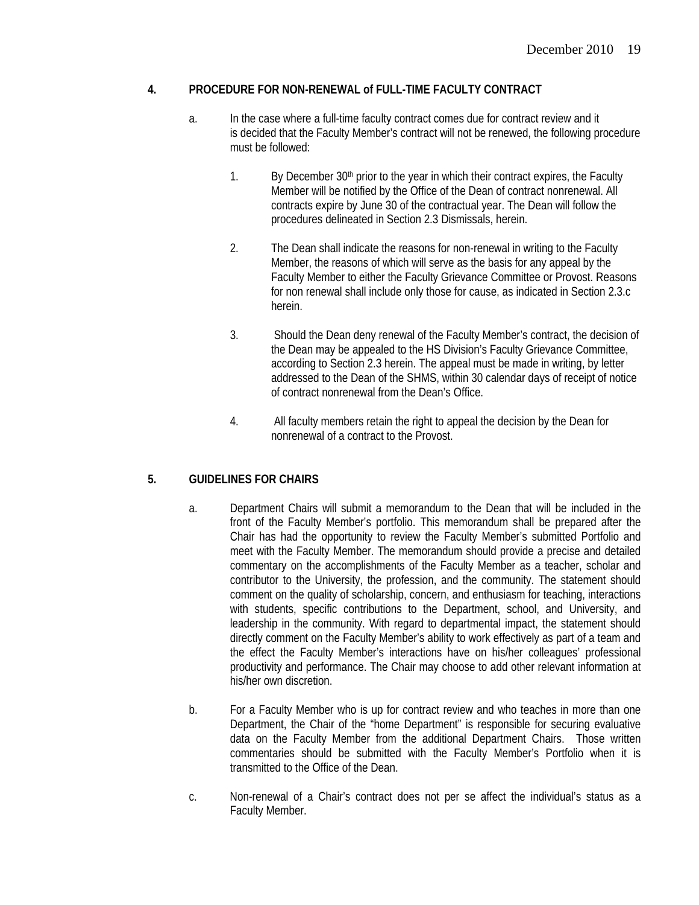## 4. PROCEDURE FOR NON-RENEWAL of FULL-TIME FACULTY CONTRACT

a. In the case where a full-time faculty contract comes due for contract review and it is decided that the Faculty Member's contract will not be renewed, the following procedure must be followed:

1. By December 30th prior to the year in which their contract expires, the Faculty Member will be notified by the Office of the Dean of contract nonrenewal. All contracts expire by June 30 of the contractual year. The Dean will follow the procedures delineated in Section 2.3 Dismissals, herein.

2. The Dean shall indicate the reasons for non-renewal in writing to the Faculty Member, the reasons of which will serve as the basis for any appeal by the Faculty Member to either the Faculty Grievance Committee or Provost. Reasons for non renewal shall include only those for cause, as indicated in Section 2.3.c herein.

3. Should the Dean deny renewal of the Faculty Member's contract, the decision of the Dean may be appealed to the HS Division's Faculty Grievance Committee, according to Section 2.3 herein. The appeal must be made in writing, by letter addressed to the Dean of the SHMS, within 30 calendar days of receipt of notice of contract nonrenewal from the Dean's Office.

4. All faculty members retain the right to appeal the decision by the Dean for nonrenewal of a contract to the Provost.

## 5. GUIDELINES FOR CHAIRS

a. Department Chairs will submit a memorandum to the Dean that will be included in the front of the Faculty Member's portfolio. This memorandum shall be prepared after the Chair has had the opportunity to review the Faculty Member's submitted Portfolio and meet with the Faculty Member. The memorandum should provide a precise and detailed commentary on the accomplishments of the Faculty Member as a teacher, scholar and contributor to the University, the profession, and the community. The statement should comment on the quality of scholarship, concern, and enthusiasm for teaching, interactions with students, specific contributions to the Department, school, and University, and leadership in the community. With regard to departmental impact, the statement should directly comment on the Faculty Member's ability to work effectively as part of a team and the effect the Faculty Member's interactions have on his/her colleagues' professional productivity and performance. The Chair may choose to add other relevant information at his/her own discretion.

b. For a Faculty Member who is up for contract review and who teaches in more than one Department, the Chair of the "home Department" is responsible for securing evaluative data on the Faculty Member from the additional Department Chairs. Those written commentaries should be submitted with the Faculty Member's Portfolio when it is transmitted to the Office of the Dean.

c. Non-renewal of a Chair's contract does not per se affect the individual's status as a Faculty Member.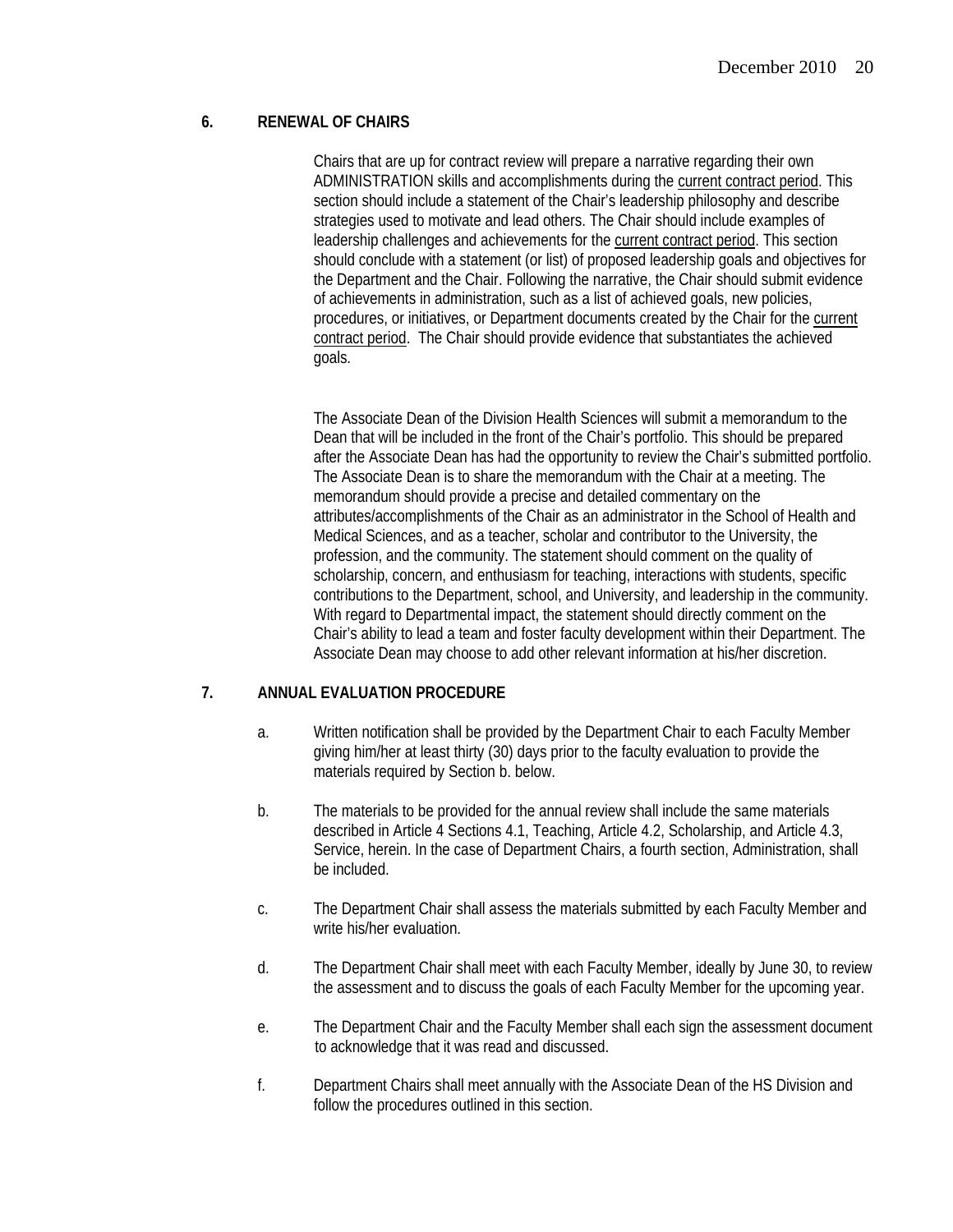## 6. RENEWAL OF CHAIRS

Chairs that are up for contract review will prepare a narrative regarding their own ADMINISTRATION skills and accomplishments during the current contract period. This section should include a statement of the Chair's leadership philosophy and describe strategies used to motivate and lead others. The Chair should include examples of leadership challenges and achievements for the current contract period. This section should conclude with a statement (or list) of proposed leadership goals and objectives for the Department and the Chair. Following the narrative, the Chair should submit evidence of achievements in administration, such as a list of achieved goals, new policies, procedures, or initiatives, or Department documents created by the Chair for the current contract period. The Chair should provide evidence that substantiates the achieved goals.

The Associate Dean of the Division Health Sciences will submit a memorandum to the Dean that will be included in the front of the Chair's portfolio. This should be prepared after the Associate Dean has had the opportunity to review the Chair's submitted portfolio. The Associate Dean is to share the memorandum with the Chair at a meeting. The memorandum should provide a precise and detailed commentary on the attributes/accomplishments of the Chair as an administrator in the School of Health and Medical Sciences, and as a teacher, scholar and contributor to the University, the profession, and the community. The statement should comment on the quality of scholarship, concern, and enthusiasm for teaching, interactions with students, specific contributions to the Department, school, and University, and leadership in the community. With regard to Departmental impact, the statement should directly comment on the Chair's ability to lead a team and foster faculty development within their Department. The Associate Dean may choose to add other relevant information at his/her discretion.

## 7. ANNUAL EVALUATION PROCEDURE

a. Written notification shall be provided by the Department Chair to each Faculty Member giving him/her at least thirty (30) days prior to the faculty evaluation to provide the materials required by Section b. below.

b. The materials to be provided for the annual review shall include the same materials described in Article 4 Sections 4.1, Teaching, Article 4.2, Scholarship, and Article 4.3, Service, herein. In the case of Department Chairs, a fourth section, Administration, shall be included.

c. The Department Chair shall assess the materials submitted by each Faculty Member and write his/her evaluation.

d. The Department Chair shall meet with each Faculty Member, ideally by June 30, to review the assessment and to discuss the goals of each Faculty Member for the upcoming year.

e. The Department Chair and the Faculty Member shall each sign the assessment document to acknowledge that it was read and discussed.

f. Department Chairs shall meet annually with the Associate Dean of the HS Division and follow the procedures outlined in this section.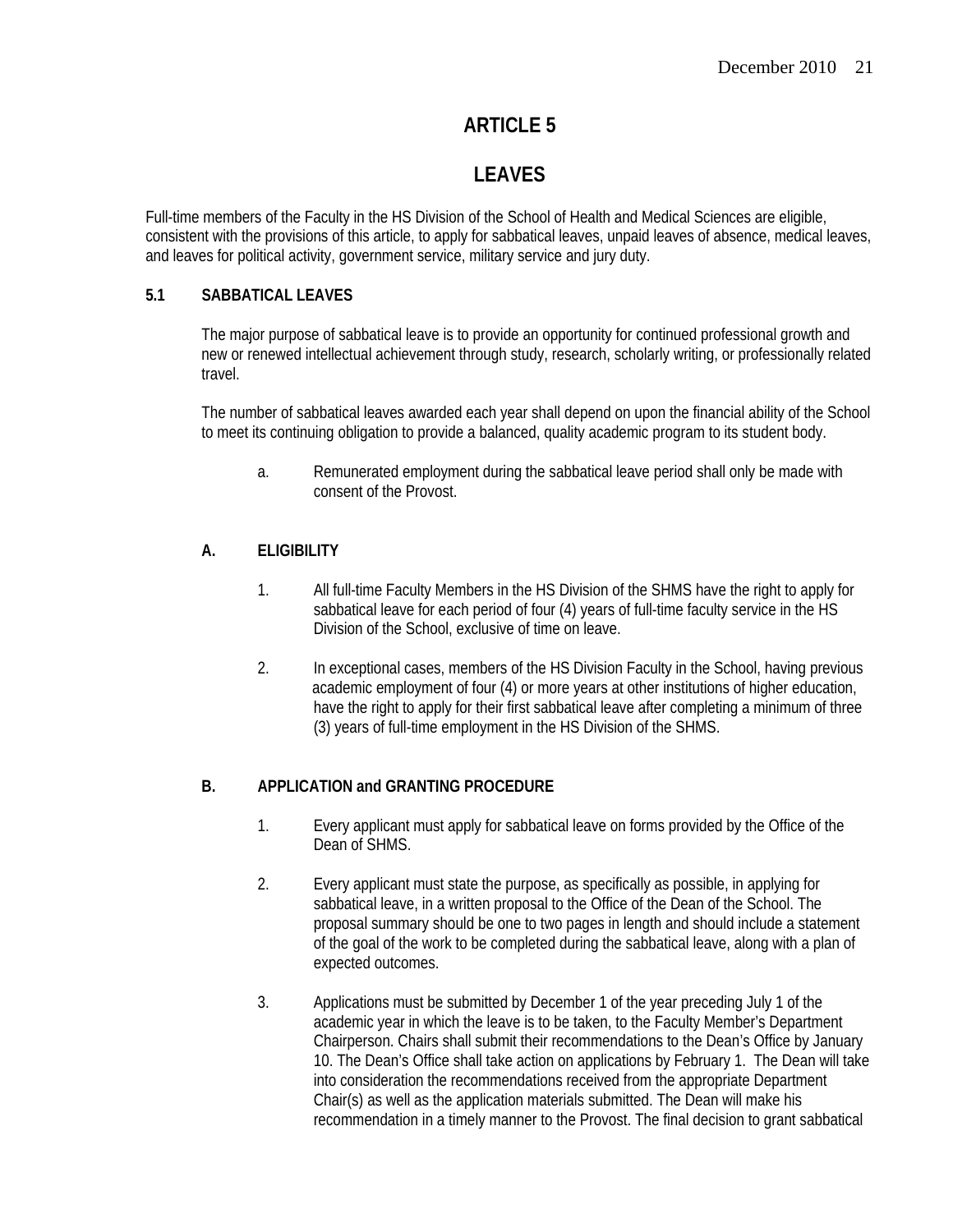# ARTICLE 5

# LEAVES

Full-time members of the Faculty in the HS Division of the School of Health and Medical Sciences are eligible, consistent with the provisions of this article, to apply for sabbatical leaves, unpaid leaves of absence, medical leaves, and leaves for political activity, government service, military service and jury duty.

## 5.1 SABBATICAL LEAVES

The major purpose of sabbatical leave is to provide an opportunity for continued professional growth and new or renewed intellectual achievement through study, research, scholarly writing, or professionally related travel.

The number of sabbatical leaves awarded each year shall depend on upon the financial ability of the School to meet its continuing obligation to provide a balanced, quality academic program to its student body.

a. Remunerated employment during the sabbatical leave period shall only be made with consent of the Provost.

### A. ELIGIBILITY

1. All full-time Faculty Members in the HS Division of the SHMS have the right to apply for sabbatical leave for each period of four (4) years of full-time faculty service in the HS Division of the School, exclusive of time on leave.

2. In exceptional cases, members of the HS Division Faculty in the School, having previous academic employment of four (4) or more years at other institutions of higher education, have the right to apply for their first sabbatical leave after completing a minimum of three (3) years of full-time employment in the HS Division of the SHMS.

### B. APPLICATION and GRANTING PROCEDURE

1. Every applicant must apply for sabbatical leave on forms provided by the Office of the Dean of SHMS.

2. Every applicant must state the purpose, as specifically as possible, in applying for sabbatical leave, in a written proposal to the Office of the Dean of the School. The proposal summary should be one to two pages in length and should include a statement of the goal of the work to be completed during the sabbatical leave, along with a plan of expected outcomes.

3. Applications must be submitted by December 1 of the year preceding July 1 of the academic year in which the leave is to be taken, to the Faculty Member's Department Chairperson. Chairs shall submit their recommendations to the Dean's Office by January 10. The Dean's Office shall take action on applications by February 1. The Dean will take into consideration the recommendations received from the appropriate Department Chair(s) as well as the application materials submitted. The Dean will make his recommendation in a timely manner to the Provost. The final decision to grant sabbatical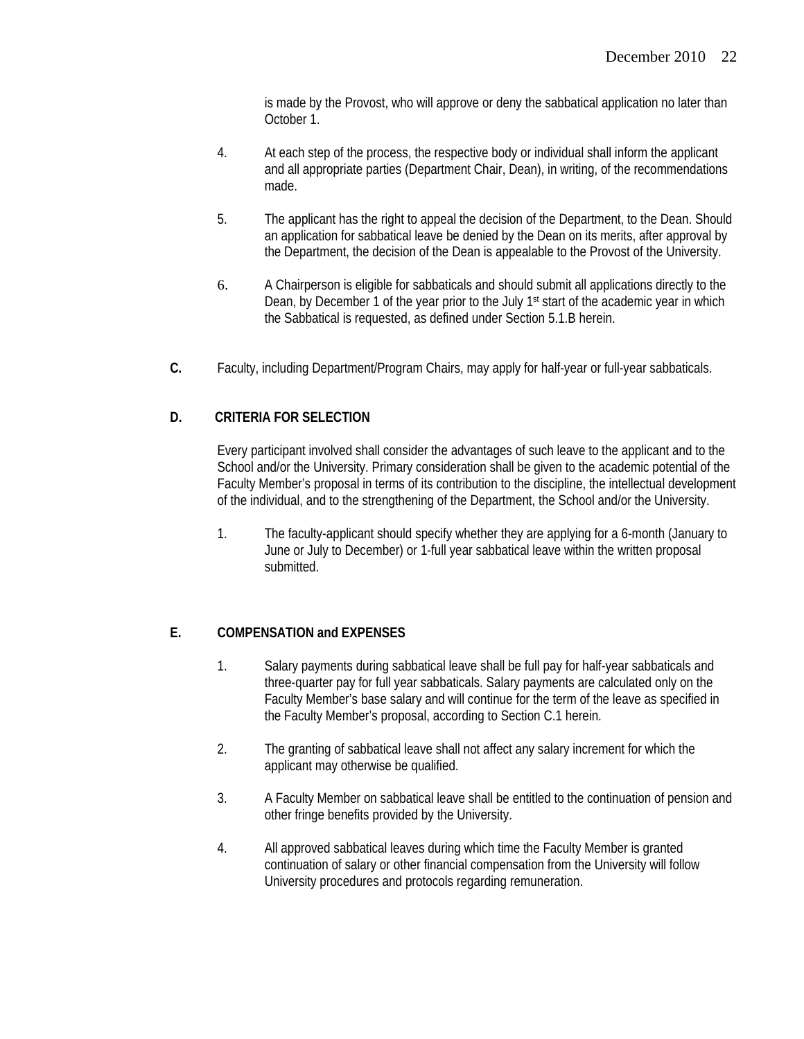is made by the Provost, who will approve or deny the sabbatical application no later than October 1.

4. At each step of the process, the respective body or individual shall inform the applicant and all appropriate parties (Department Chair, Dean), in writing, of the recommendations made.

5. The applicant has the right to appeal the decision of the Department, to the Dean. Should an application for sabbatical leave be denied by the Dean on its merits, after approval by the Department, the decision of the Dean is appealable to the Provost of the University.

6. A Chairperson is eligible for sabbaticals and should submit all applications directly to the Dean, by December 1 of the year prior to the July 1st start of the academic year in which the Sabbatical is requested, as defined under Section 5.1.B herein.

**C.** Faculty, including Department/Program Chairs, may apply for half-year or full-year sabbaticals.

**D. CRITERIA FOR SELECTION**

Every participant involved shall consider the advantages of such leave to the applicant and to the School and/or the University. Primary consideration shall be given to the academic potential of the Faculty Member's proposal in terms of its contribution to the discipline, the intellectual development of the individual, and to the strengthening of the Department, the School and/or the University.

1. The faculty-applicant should specify whether they are applying for a 6-month (January to June or July to December) or 1-full year sabbatical leave within the written proposal submitted.

**E. COMPENSATION and EXPENSES**

1. Salary payments during sabbatical leave shall be full pay for half-year sabbaticals and three-quarter pay for full year sabbaticals. Salary payments are calculated only on the Faculty Member's base salary and will continue for the term of the leave as specified in the Faculty Member's proposal, according to Section C.1 herein.

2. The granting of sabbatical leave shall not affect any salary increment for which the applicant may otherwise be qualified.

3. A Faculty Member on sabbatical leave shall be entitled to the continuation of pension and other fringe benefits provided by the University.

4. All approved sabbatical leaves during which time the Faculty Member is granted continuation of salary or other financial compensation from the University will follow University procedures and protocols regarding remuneration.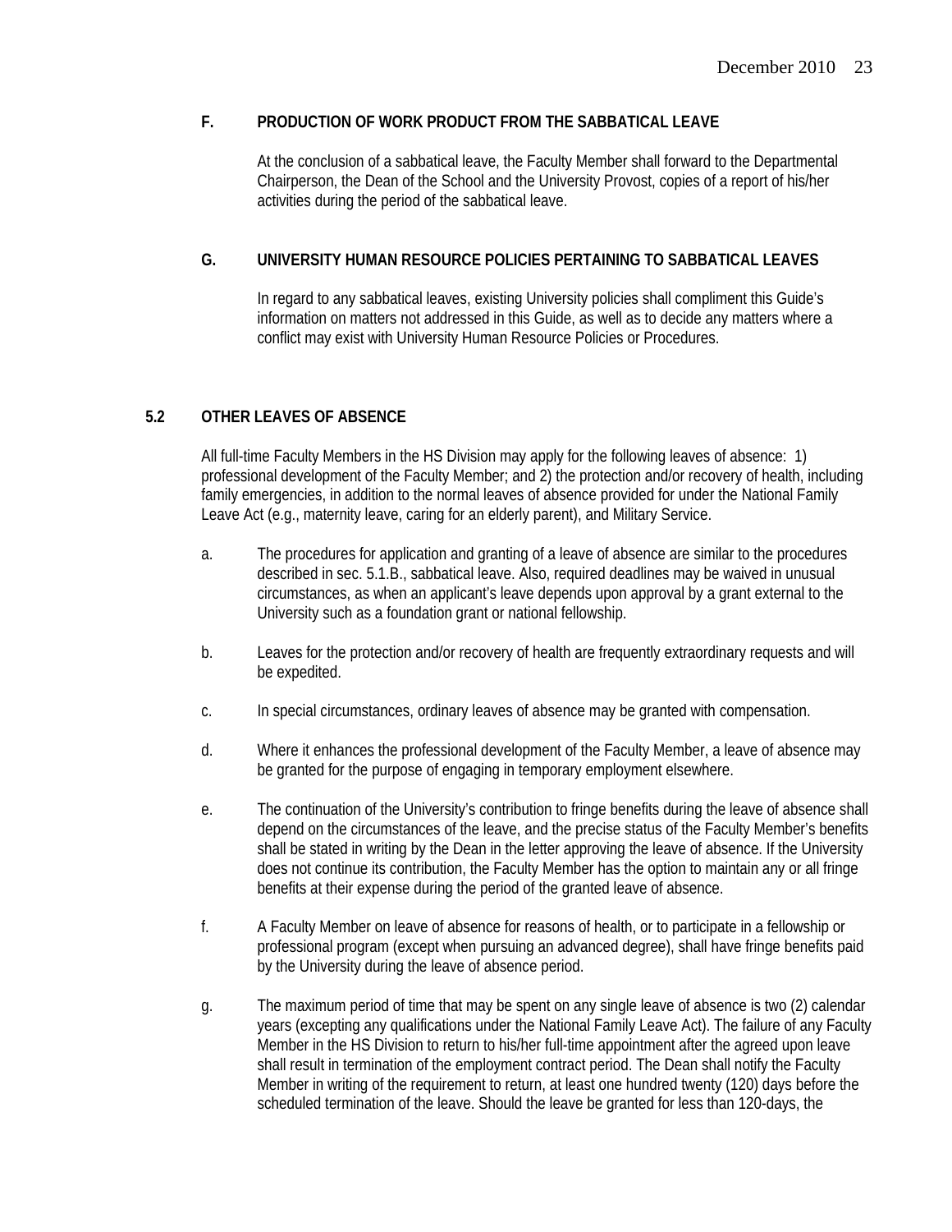### F. PRODUCTION OF WORK PRODUCT FROM THE SABBATICAL LEAVE

At the conclusion of a sabbatical leave, the Faculty Member shall forward to the Departmental Chairperson, the Dean of the School and the University Provost, copies of a report of his/her activities during the period of the sabbatical leave.

### G. UNIVERSITY HUMAN RESOURCE POLICIES PERTAINING TO SABBATICAL LEAVES

In regard to any sabbatical leaves, existing University policies shall compliment this Guide's information on matters not addressed in this Guide, as well as to decide any matters where a conflict may exist with University Human Resource Policies or Procedures.

## 5.2 OTHER LEAVES OF ABSENCE

All full-time Faculty Members in the HS Division may apply for the following leaves of absence: 1) professional development of the Faculty Member; and 2) the protection and/or recovery of health, including family emergencies, in addition to the normal leaves of absence provided for under the National Family Leave Act (e.g., maternity leave, caring for an elderly parent), and Military Service.

a. The procedures for application and granting of a leave of absence are similar to the procedures described in sec. 5.1.B., sabbatical leave. Also, required deadlines may be waived in unusual circumstances, as when an applicant's leave depends upon approval by a grant external to the University such as a foundation grant or national fellowship.

b. Leaves for the protection and/or recovery of health are frequently extraordinary requests and will be expedited.

c. In special circumstances, ordinary leaves of absence may be granted with compensation.

d. Where it enhances the professional development of the Faculty Member, a leave of absence may be granted for the purpose of engaging in temporary employment elsewhere.

e. The continuation of the University's contribution to fringe benefits during the leave of absence shall depend on the circumstances of the leave, and the precise status of the Faculty Member's benefits shall be stated in writing by the Dean in the letter approving the leave of absence. If the University does not continue its contribution, the Faculty Member has the option to maintain any or all fringe benefits at their expense during the period of the granted leave of absence.

f. A Faculty Member on leave of absence for reasons of health, or to participate in a fellowship or professional program (except when pursuing an advanced degree), shall have fringe benefits paid by the University during the leave of absence period.

g. The maximum period of time that may be spent on any single leave of absence is two (2) calendar years (excepting any qualifications under the National Family Leave Act). The failure of any Faculty Member in the HS Division to return to his/her full-time appointment after the agreed upon leave shall result in termination of the employment contract period. The Dean shall notify the Faculty Member in writing of the requirement to return, at least one hundred twenty (120) days before the scheduled termination of the leave. Should the leave be granted for less than 120-days, the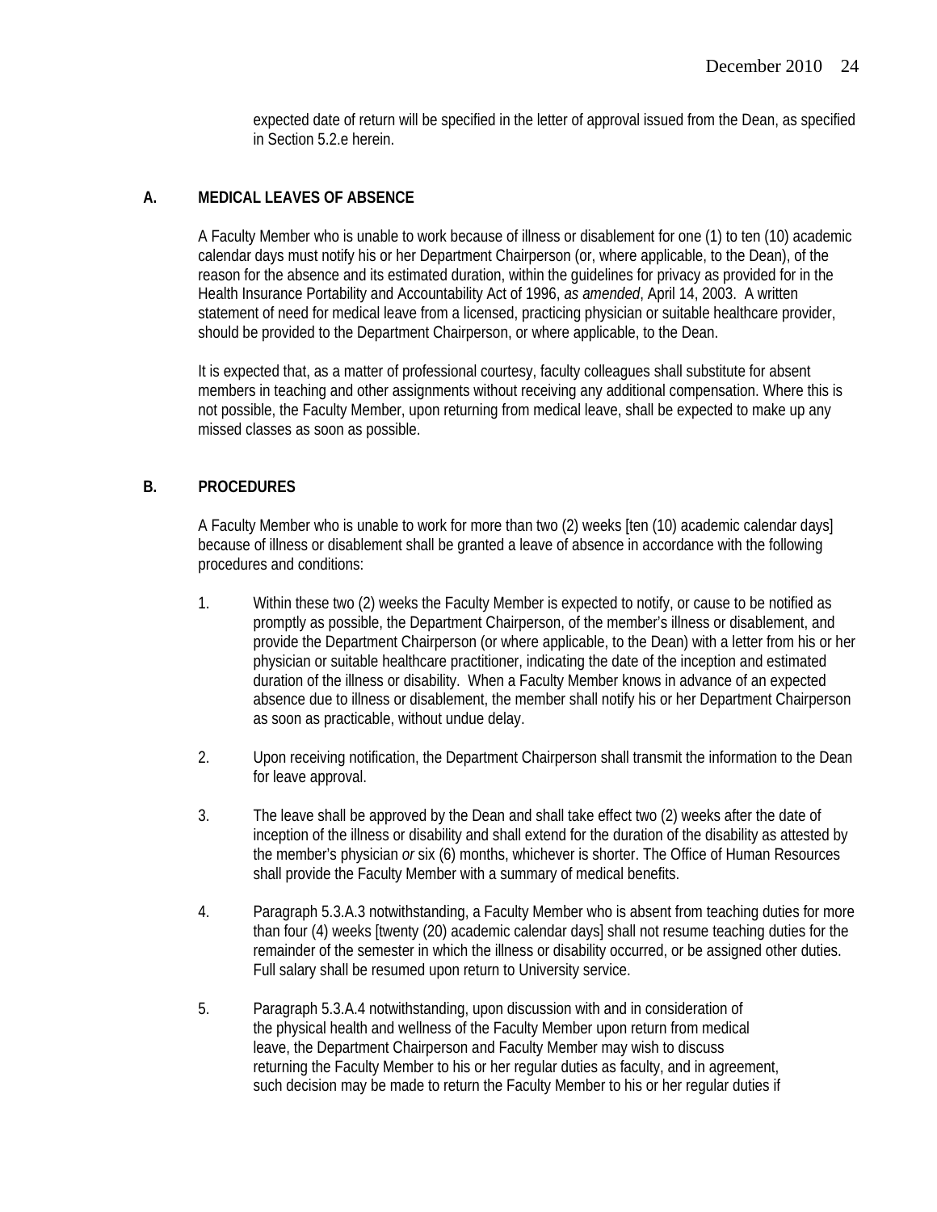expected date of return will be specified in the letter of approval issued from the Dean, as specified in Section 5.2.e herein.

### A. MEDICAL LEAVES OF ABSENCE

A Faculty Member who is unable to work because of illness or disablement for one (1) to ten (10) academic calendar days must notify his or her Department Chairperson (or, where applicable, to the Dean), of the reason for the absence and its estimated duration, within the guidelines for privacy as provided for in the Health Insurance Portability and Accountability Act of 1996, *as amended*, April 14, 2003. A written statement of need for medical leave from a licensed, practicing physician or suitable healthcare provider, should be provided to the Department Chairperson, or where applicable, to the Dean.

It is expected that, as a matter of professional courtesy, faculty colleagues shall substitute for absent members in teaching and other assignments without receiving any additional compensation. Where this is not possible, the Faculty Member, upon returning from medical leave, shall be expected to make up any missed classes as soon as possible.

### B. PROCEDURES

A Faculty Member who is unable to work for more than two (2) weeks [ten (10) academic calendar days] because of illness or disablement shall be granted a leave of absence in accordance with the following procedures and conditions:

1. Within these two (2) weeks the Faculty Member is expected to notify, or cause to be notified as promptly as possible, the Department Chairperson, of the member's illness or disablement, and provide the Department Chairperson (or where applicable, to the Dean) with a letter from his or her physician or suitable healthcare practitioner, indicating the date of the inception and estimated duration of the illness or disability. When a Faculty Member knows in advance of an expected absence due to illness or disablement, the member shall notify his or her Department Chairperson as soon as practicable, without undue delay.

2. Upon receiving notification, the Department Chairperson shall transmit the information to the Dean for leave approval.

3. The leave shall be approved by the Dean and shall take effect two (2) weeks after the date of inception of the illness or disability and shall extend for the duration of the disability as attested by the member's physician *or* six (6) months, whichever is shorter. The Office of Human Resources shall provide the Faculty Member with a summary of medical benefits.

4. Paragraph 5.3.A.3 notwithstanding, a Faculty Member who is absent from teaching duties for more than four (4) weeks [twenty (20) academic calendar days] shall not resume teaching duties for the remainder of the semester in which the illness or disability occurred, or be assigned other duties. Full salary shall be resumed upon return to University service.

5. Paragraph 5.3.A.4 notwithstanding, upon discussion with and in consideration of the physical health and wellness of the Faculty Member upon return from medical leave, the Department Chairperson and Faculty Member may wish to discuss returning the Faculty Member to his or her regular duties as faculty, and in agreement, such decision may be made to return the Faculty Member to his or her regular duties if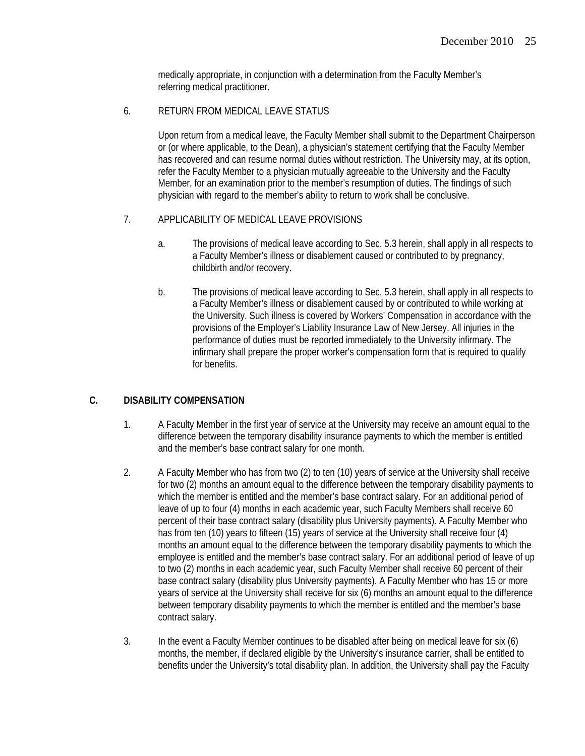medically appropriate, in conjunction with a determination from the Faculty Member's referring medical practitioner.

6. RETURN FROM MEDICAL LEAVE STATUS

   Upon return from a medical leave, the Faculty Member shall submit to the Department Chairperson or (or where applicable, to the Dean), a physician's statement certifying that the Faculty Member has recovered and can resume normal duties without restriction. The University may, at its option, refer the Faculty Member to a physician mutually agreeable to the University and the Faculty Member, for an examination prior to the member's resumption of duties. The findings of such physician with regard to the member's ability to return to work shall be conclusive.

7. APPLICABILITY OF MEDICAL LEAVE PROVISIONS

   a. The provisions of medical leave according to Sec. 5.3 herein, shall apply in all respects to a Faculty Member's illness or disablement caused or contributed to by pregnancy, childbirth and/or recovery.

   b. The provisions of medical leave according to Sec. 5.3 herein, shall apply in all respects to a Faculty Member's illness or disablement caused by or contributed to while working at the University. Such illness is covered by Workers' Compensation in accordance with the provisions of the Employer's Liability Insurance Law of New Jersey. All injuries in the performance of duties must be reported immediately to the University infirmary. The infirmary shall prepare the proper worker's compensation form that is required to qualify for benefits.

## C. DISABILITY COMPENSATION

1. A Faculty Member in the first year of service at the University may receive an amount equal to the difference between the temporary disability insurance payments to which the member is entitled and the member's base contract salary for one month.

2. A Faculty Member who has from two (2) to ten (10) years of service at the University shall receive for two (2) months an amount equal to the difference between the temporary disability payments to which the member is entitled and the member's base contract salary. For an additional period of leave of up to four (4) months in each academic year, such Faculty Members shall receive 60 percent of their base contract salary (disability plus University payments). A Faculty Member who has from ten (10) years to fifteen (15) years of service at the University shall receive four (4) months an amount equal to the difference between the temporary disability payments to which the employee is entitled and the member's base contract salary. For an additional period of leave of up to two (2) months in each academic year, such Faculty Member shall receive 60 percent of their base contract salary (disability plus University payments). A Faculty Member who has 15 or more years of service at the University shall receive for six (6) months an amount equal to the difference between temporary disability payments to which the member is entitled and the member's base contract salary.

3. In the event a Faculty Member continues to be disabled after being on medical leave for six (6) months, the member, if declared eligible by the University's insurance carrier, shall be entitled to benefits under the University's total disability plan. In addition, the University shall pay the Faculty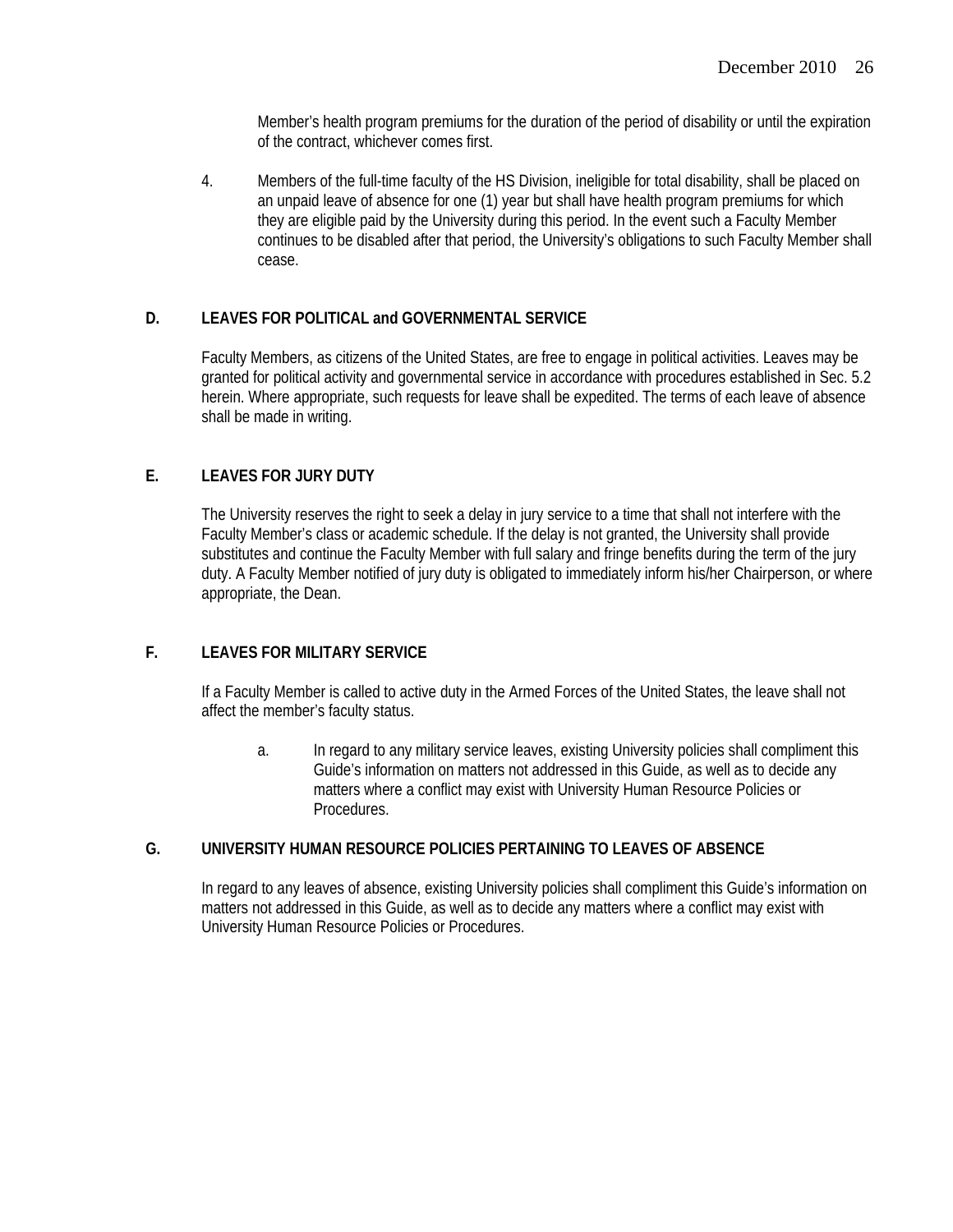Member's health program premiums for the duration of the period of disability or until the expiration of the contract, whichever comes first.

4. Members of the full-time faculty of the HS Division, ineligible for total disability, shall be placed on an unpaid leave of absence for one (1) year but shall have health program premiums for which they are eligible paid by the University during this period. In the event such a Faculty Member continues to be disabled after that period, the University's obligations to such Faculty Member shall cease.

### D. LEAVES FOR POLITICAL and GOVERNMENTAL SERVICE

Faculty Members, as citizens of the United States, are free to engage in political activities. Leaves may be granted for political activity and governmental service in accordance with procedures established in Sec. 5.2 herein. Where appropriate, such requests for leave shall be expedited. The terms of each leave of absence shall be made in writing.

### E. LEAVES FOR JURY DUTY

The University reserves the right to seek a delay in jury service to a time that shall not interfere with the Faculty Member's class or academic schedule. If the delay is not granted, the University shall provide substitutes and continue the Faculty Member with full salary and fringe benefits during the term of the jury duty. A Faculty Member notified of jury duty is obligated to immediately inform his/her Chairperson, or where appropriate, the Dean.

### F. LEAVES FOR MILITARY SERVICE

If a Faculty Member is called to active duty in the Armed Forces of the United States, the leave shall not affect the member's faculty status.

a. In regard to any military service leaves, existing University policies shall compliment this Guide's information on matters not addressed in this Guide, as well as to decide any matters where a conflict may exist with University Human Resource Policies or Procedures.

### G. UNIVERSITY HUMAN RESOURCE POLICIES PERTAINING TO LEAVES OF ABSENCE

In regard to any leaves of absence, existing University policies shall compliment this Guide's information on matters not addressed in this Guide, as well as to decide any matters where a conflict may exist with University Human Resource Policies or Procedures.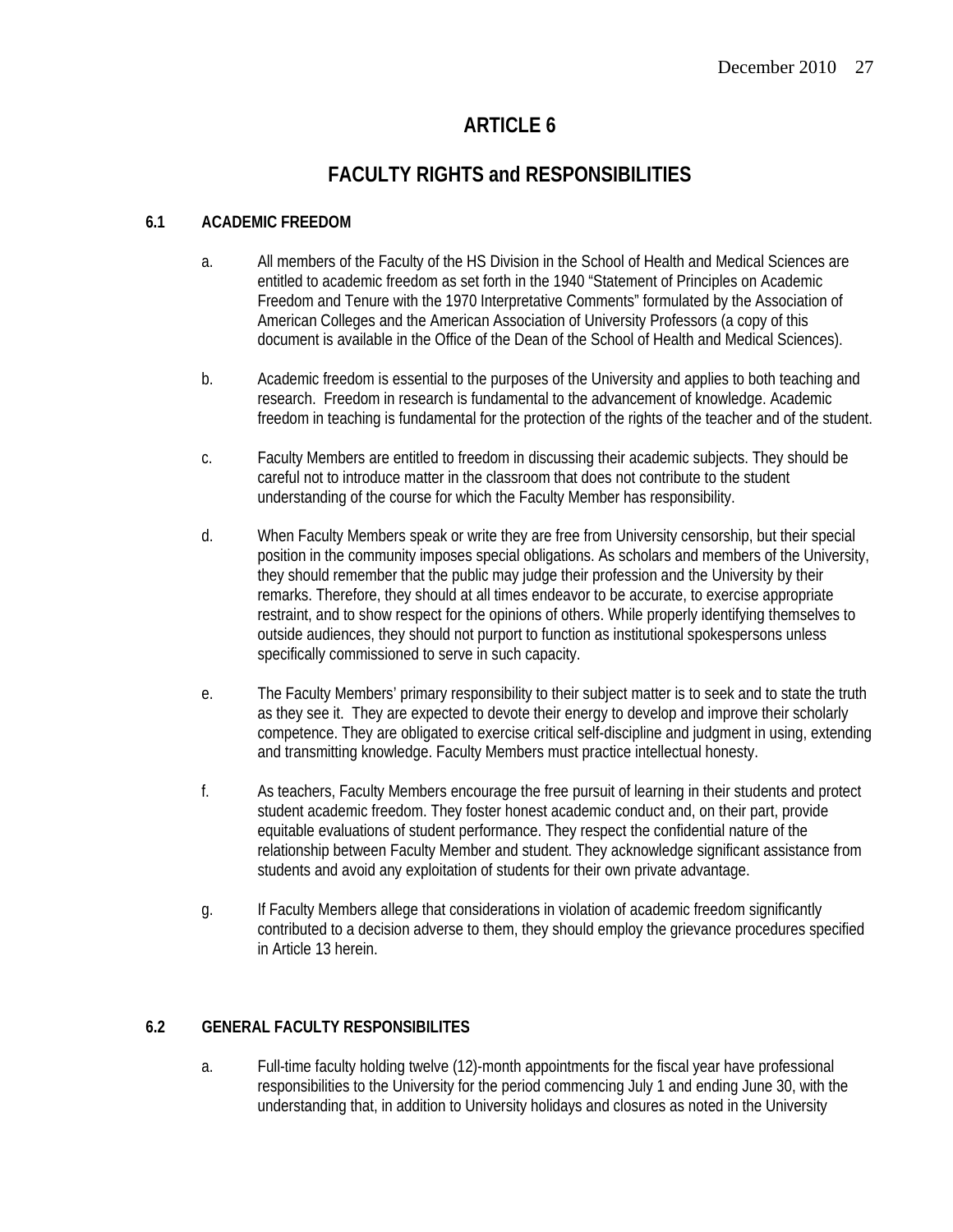# ARTICLE 6

# FACULTY RIGHTS and RESPONSIBILITIES

## 6.1 ACADEMIC FREEDOM

a. All members of the Faculty of the HS Division in the School of Health and Medical Sciences are entitled to academic freedom as set forth in the 1940 "Statement of Principles on Academic Freedom and Tenure with the 1970 Interpretative Comments" formulated by the Association of American Colleges and the American Association of University Professors (a copy of this document is available in the Office of the Dean of the School of Health and Medical Sciences).

b. Academic freedom is essential to the purposes of the University and applies to both teaching and research. Freedom in research is fundamental to the advancement of knowledge. Academic freedom in teaching is fundamental for the protection of the rights of the teacher and of the student.

c. Faculty Members are entitled to freedom in discussing their academic subjects. They should be careful not to introduce matter in the classroom that does not contribute to the student understanding of the course for which the Faculty Member has responsibility.

d. When Faculty Members speak or write they are free from University censorship, but their special position in the community imposes special obligations. As scholars and members of the University, they should remember that the public may judge their profession and the University by their remarks. Therefore, they should at all times endeavor to be accurate, to exercise appropriate restraint, and to show respect for the opinions of others. While properly identifying themselves to outside audiences, they should not purport to function as institutional spokespersons unless specifically commissioned to serve in such capacity.

e. The Faculty Members' primary responsibility to their subject matter is to seek and to state the truth as they see it. They are expected to devote their energy to develop and improve their scholarly competence. They are obligated to exercise critical self-discipline and judgment in using, extending and transmitting knowledge. Faculty Members must practice intellectual honesty.

f. As teachers, Faculty Members encourage the free pursuit of learning in their students and protect student academic freedom. They foster honest academic conduct and, on their part, provide equitable evaluations of student performance. They respect the confidential nature of the relationship between Faculty Member and student. They acknowledge significant assistance from students and avoid any exploitation of students for their own private advantage.

g. If Faculty Members allege that considerations in violation of academic freedom significantly contributed to a decision adverse to them, they should employ the grievance procedures specified in Article 13 herein.

## 6.2 GENERAL FACULTY RESPONSIBILITES

a. Full-time faculty holding twelve (12)-month appointments for the fiscal year have professional responsibilities to the University for the period commencing July 1 and ending June 30, with the understanding that, in addition to University holidays and closures as noted in the University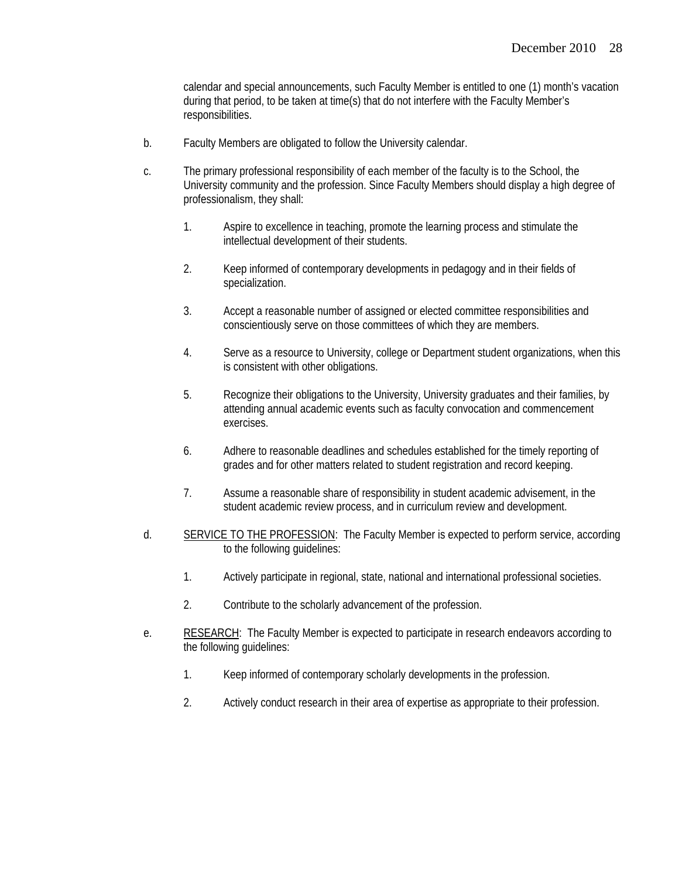calendar and special announcements, such Faculty Member is entitled to one (1) month's vacation during that period, to be taken at time(s) that do not interfere with the Faculty Member's responsibilities.

b. Faculty Members are obligated to follow the University calendar.

c. The primary professional responsibility of each member of the faculty is to the School, the University community and the profession. Since Faculty Members should display a high degree of professionalism, they shall:

   1. Aspire to excellence in teaching, promote the learning process and stimulate the intellectual development of their students.

   2. Keep informed of contemporary developments in pedagogy and in their fields of specialization.

   3. Accept a reasonable number of assigned or elected committee responsibilities and conscientiously serve on those committees of which they are members.

   4. Serve as a resource to University, college or Department student organizations, when this is consistent with other obligations.

   5. Recognize their obligations to the University, University graduates and their families, by attending annual academic events such as faculty convocation and commencement exercises.

   6. Adhere to reasonable deadlines and schedules established for the timely reporting of grades and for other matters related to student registration and record keeping.

   7. Assume a reasonable share of responsibility in student academic advisement, in the student academic review process, and in curriculum review and development.

d. <u>SERVICE TO THE PROFESSION</u>: The Faculty Member is expected to perform service, according to the following guidelines:

   1. Actively participate in regional, state, national and international professional societies.

   2. Contribute to the scholarly advancement of the profession.

e. <u>RESEARCH</u>: The Faculty Member is expected to participate in research endeavors according to the following guidelines:

   1. Keep informed of contemporary scholarly developments in the profession.

   2. Actively conduct research in their area of expertise as appropriate to their profession.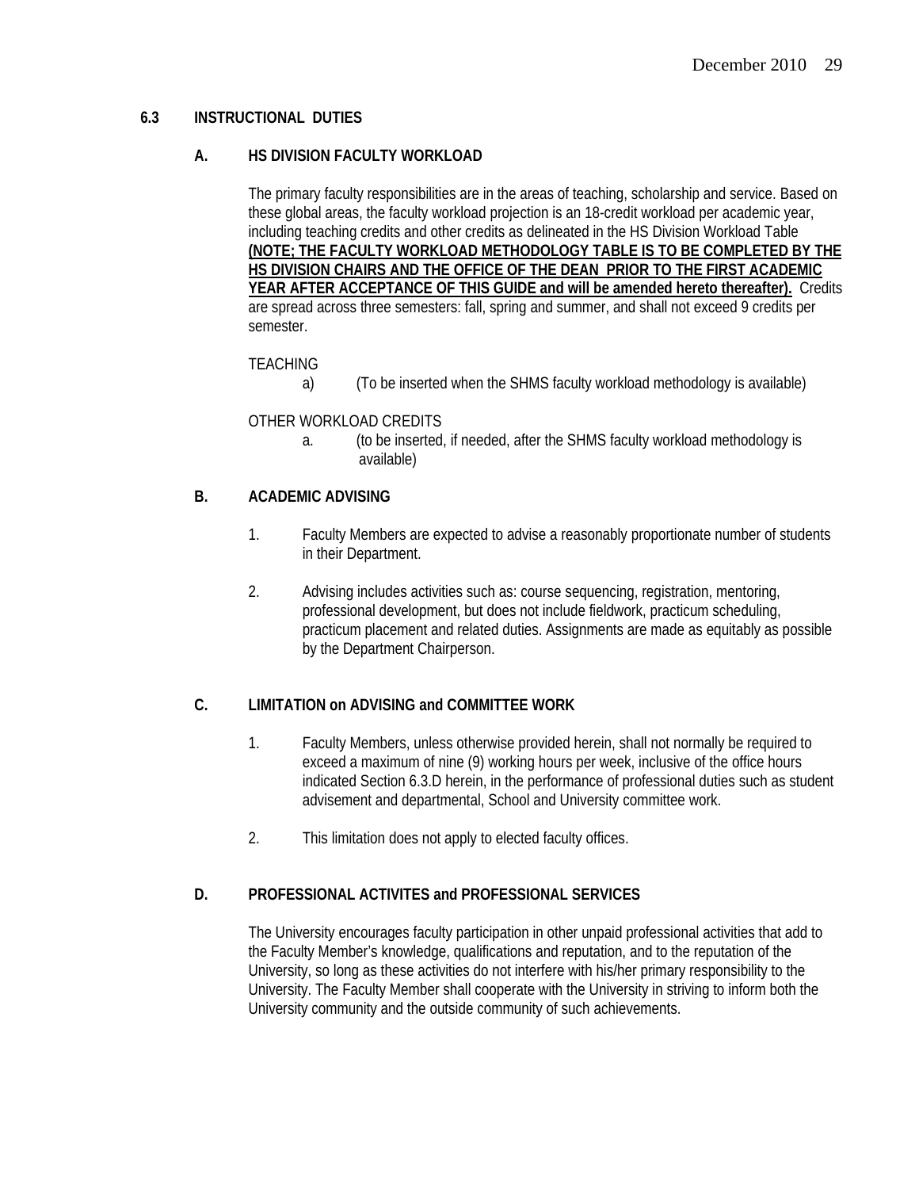## 6.3 INSTRUCTIONAL DUTIES

### A. HS DIVISION FACULTY WORKLOAD

The primary faculty responsibilities are in the areas of teaching, scholarship and service. Based on these global areas, the faculty workload projection is an 18-credit workload per academic year, including teaching credits and other credits as delineated in the HS Division Workload Table **(NOTE; THE FACULTY WORKLOAD METHODOLOGY TABLE IS TO BE COMPLETED BY THE HS DIVISION CHAIRS AND THE OFFICE OF THE DEAN PRIOR TO THE FIRST ACADEMIC YEAR AFTER ACCEPTANCE OF THIS GUIDE and will be amended hereto thereafter).** Credits are spread across three semesters: fall, spring and summer, and shall not exceed 9 credits per semester.

TEACHING

a) (To be inserted when the SHMS faculty workload methodology is available)

OTHER WORKLOAD CREDITS

a. (to be inserted, if needed, after the SHMS faculty workload methodology is available)

### B. ACADEMIC ADVISING

1. Faculty Members are expected to advise a reasonably proportionate number of students in their Department.

2. Advising includes activities such as: course sequencing, registration, mentoring, professional development, but does not include fieldwork, practicum scheduling, practicum placement and related duties. Assignments are made as equitably as possible by the Department Chairperson.

### C. LIMITATION on ADVISING and COMMITTEE WORK

1. Faculty Members, unless otherwise provided herein, shall not normally be required to exceed a maximum of nine (9) working hours per week, inclusive of the office hours indicated Section 6.3.D herein, in the performance of professional duties such as student advisement and departmental, School and University committee work.

2. This limitation does not apply to elected faculty offices.

### D. PROFESSIONAL ACTIVITES and PROFESSIONAL SERVICES

The University encourages faculty participation in other unpaid professional activities that add to the Faculty Member's knowledge, qualifications and reputation, and to the reputation of the University, so long as these activities do not interfere with his/her primary responsibility to the University. The Faculty Member shall cooperate with the University in striving to inform both the University community and the outside community of such achievements.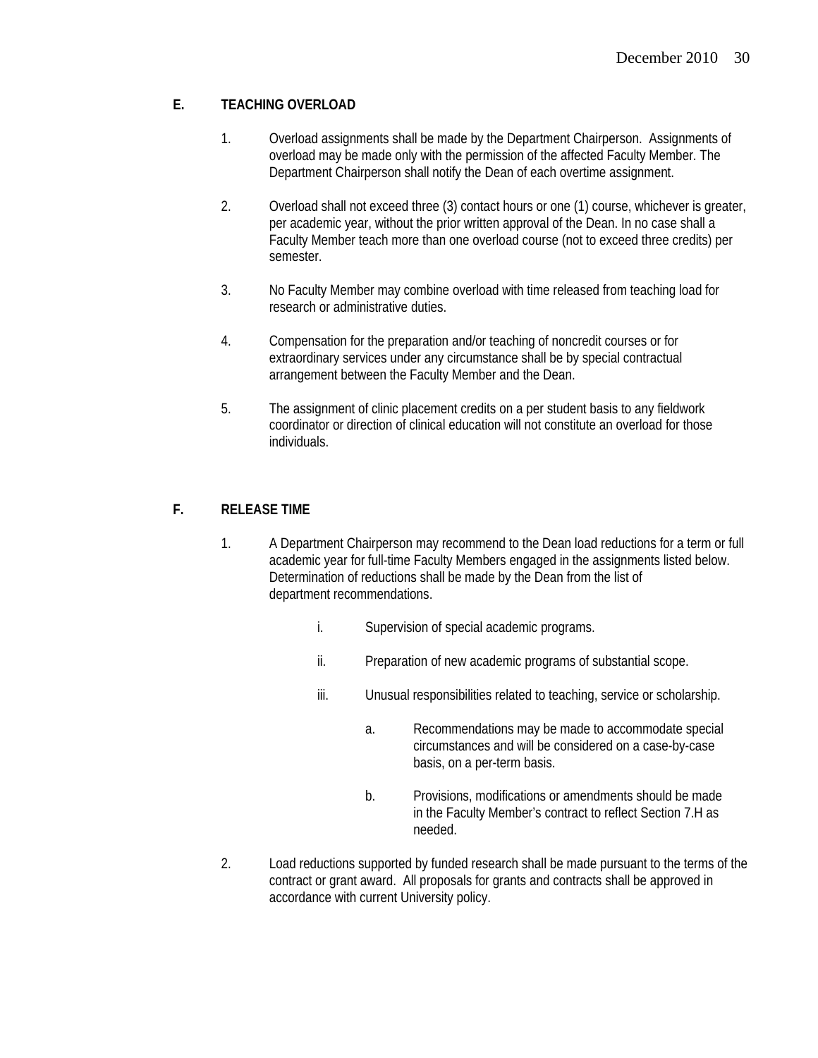### E. TEACHING OVERLOAD

1. Overload assignments shall be made by the Department Chairperson. Assignments of overload may be made only with the permission of the affected Faculty Member. The Department Chairperson shall notify the Dean of each overtime assignment.

2. Overload shall not exceed three (3) contact hours or one (1) course, whichever is greater, per academic year, without the prior written approval of the Dean. In no case shall a Faculty Member teach more than one overload course (not to exceed three credits) per semester.

3. No Faculty Member may combine overload with time released from teaching load for research or administrative duties.

4. Compensation for the preparation and/or teaching of noncredit courses or for extraordinary services under any circumstance shall be by special contractual arrangement between the Faculty Member and the Dean.

5. The assignment of clinic placement credits on a per student basis to any fieldwork coordinator or direction of clinical education will not constitute an overload for those individuals.

### F. RELEASE TIME

1. A Department Chairperson may recommend to the Dean load reductions for a term or full academic year for full-time Faculty Members engaged in the assignments listed below. Determination of reductions shall be made by the Dean from the list of department recommendations.

   i. Supervision of special academic programs.

   ii. Preparation of new academic programs of substantial scope.

   iii. Unusual responsibilities related to teaching, service or scholarship.

      a. Recommendations may be made to accommodate special circumstances and will be considered on a case-by-case basis, on a per-term basis.

      b. Provisions, modifications or amendments should be made in the Faculty Member's contract to reflect Section 7.H as needed.

2. Load reductions supported by funded research shall be made pursuant to the terms of the contract or grant award. All proposals for grants and contracts shall be approved in accordance with current University policy.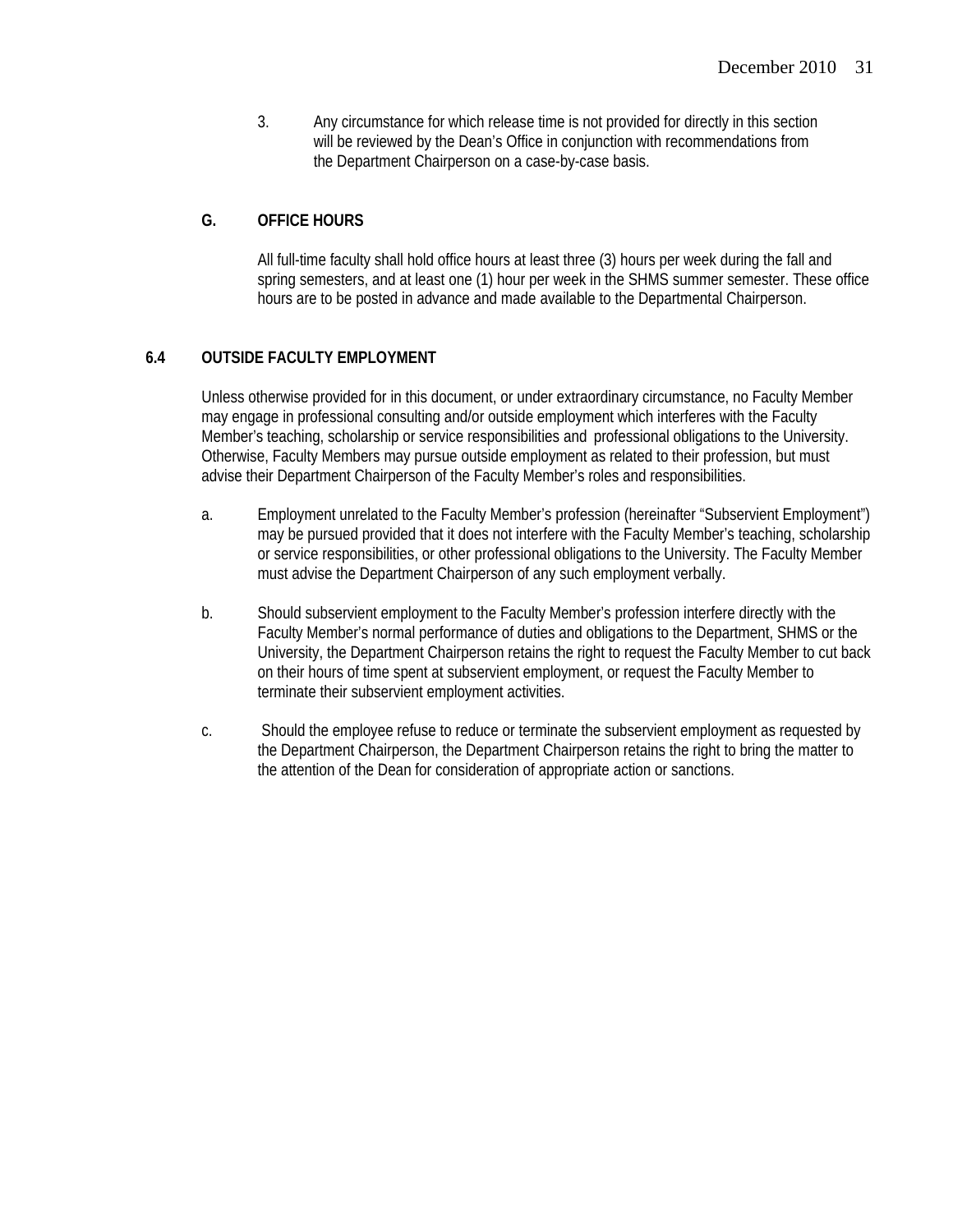3. Any circumstance for which release time is not provided for directly in this section will be reviewed by the Dean's Office in conjunction with recommendations from the Department Chairperson on a case-by-case basis.

### G. OFFICE HOURS

All full-time faculty shall hold office hours at least three (3) hours per week during the fall and spring semesters, and at least one (1) hour per week in the SHMS summer semester. These office hours are to be posted in advance and made available to the Departmental Chairperson.

## 6.4 OUTSIDE FACULTY EMPLOYMENT

Unless otherwise provided for in this document, or under extraordinary circumstance, no Faculty Member may engage in professional consulting and/or outside employment which interferes with the Faculty Member's teaching, scholarship or service responsibilities and professional obligations to the University. Otherwise, Faculty Members may pursue outside employment as related to their profession, but must advise their Department Chairperson of the Faculty Member's roles and responsibilities.

a. Employment unrelated to the Faculty Member's profession (hereinafter "Subservient Employment") may be pursued provided that it does not interfere with the Faculty Member's teaching, scholarship or service responsibilities, or other professional obligations to the University. The Faculty Member must advise the Department Chairperson of any such employment verbally.

b. Should subservient employment to the Faculty Member's profession interfere directly with the Faculty Member's normal performance of duties and obligations to the Department, SHMS or the University, the Department Chairperson retains the right to request the Faculty Member to cut back on their hours of time spent at subservient employment, or request the Faculty Member to terminate their subservient employment activities.

c. Should the employee refuse to reduce or terminate the subservient employment as requested by the Department Chairperson, the Department Chairperson retains the right to bring the matter to the attention of the Dean for consideration of appropriate action or sanctions.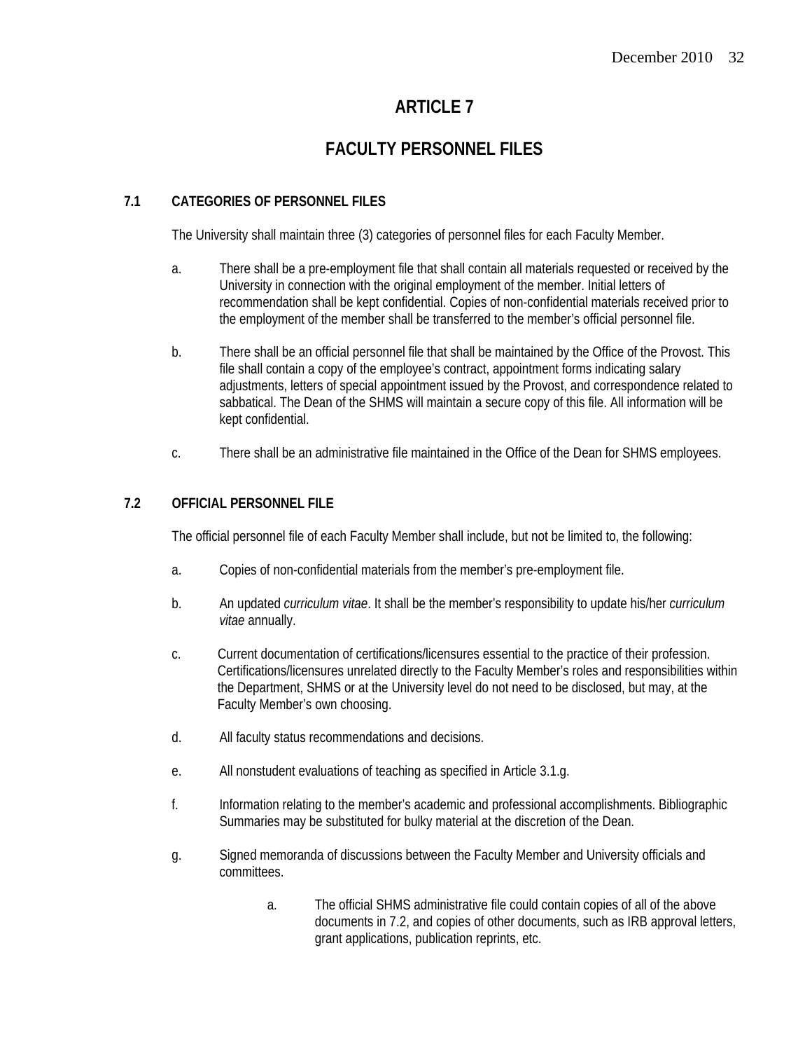# ARTICLE 7

# FACULTY PERSONNEL FILES

## 7.1 CATEGORIES OF PERSONNEL FILES

The University shall maintain three (3) categories of personnel files for each Faculty Member.

a. There shall be a pre-employment file that shall contain all materials requested or received by the University in connection with the original employment of the member. Initial letters of recommendation shall be kept confidential. Copies of non-confidential materials received prior to the employment of the member shall be transferred to the member's official personnel file.

b. There shall be an official personnel file that shall be maintained by the Office of the Provost. This file shall contain a copy of the employee's contract, appointment forms indicating salary adjustments, letters of special appointment issued by the Provost, and correspondence related to sabbatical. The Dean of the SHMS will maintain a secure copy of this file. All information will be kept confidential.

c. There shall be an administrative file maintained in the Office of the Dean for SHMS employees.

## 7.2 OFFICIAL PERSONNEL FILE

The official personnel file of each Faculty Member shall include, but not be limited to, the following:

a. Copies of non-confidential materials from the member's pre-employment file.

b. An updated *curriculum vitae*. It shall be the member's responsibility to update his/her *curriculum vitae* annually.

c. Current documentation of certifications/licensures essential to the practice of their profession. Certifications/licensures unrelated directly to the Faculty Member's roles and responsibilities within the Department, SHMS or at the University level do not need to be disclosed, but may, at the Faculty Member's own choosing.

d. All faculty status recommendations and decisions.

e. All nonstudent evaluations of teaching as specified in Article 3.1.g.

f. Information relating to the member's academic and professional accomplishments. Bibliographic Summaries may be substituted for bulky material at the discretion of the Dean.

g. Signed memoranda of discussions between the Faculty Member and University officials and committees.

    a. The official SHMS administrative file could contain copies of all of the above documents in 7.2, and copies of other documents, such as IRB approval letters, grant applications, publication reprints, etc.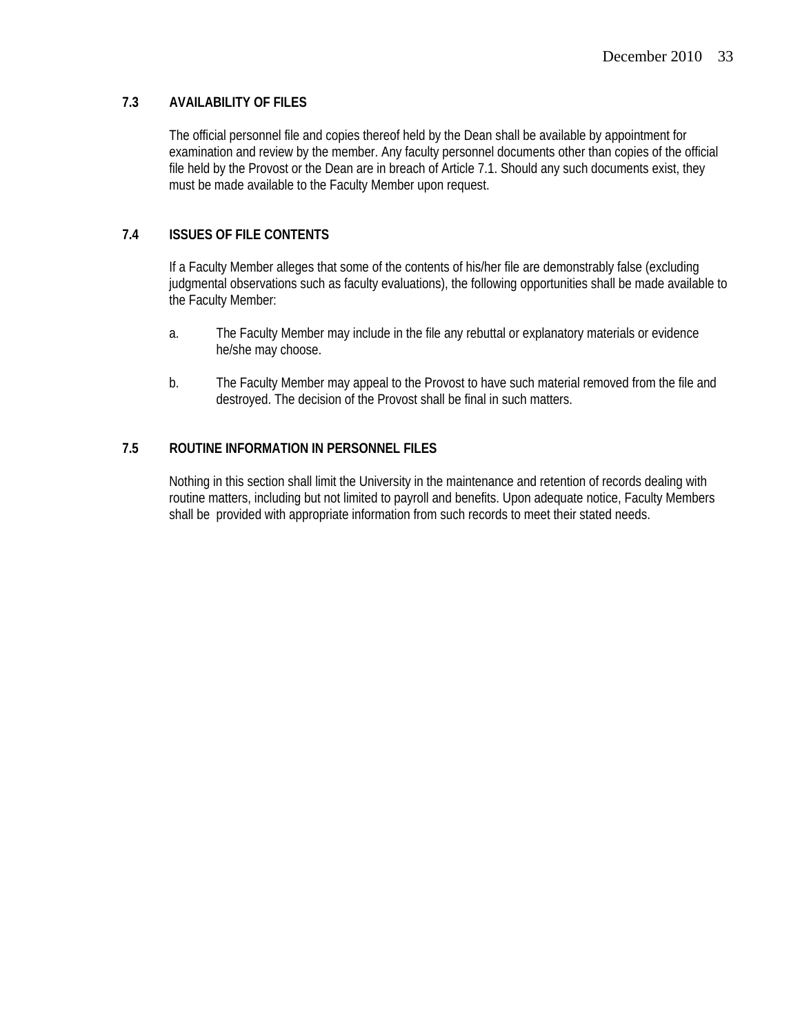## 7.3 AVAILABILITY OF FILES

The official personnel file and copies thereof held by the Dean shall be available by appointment for examination and review by the member. Any faculty personnel documents other than copies of the official file held by the Provost or the Dean are in breach of Article 7.1. Should any such documents exist, they must be made available to the Faculty Member upon request.

## 7.4 ISSUES OF FILE CONTENTS

If a Faculty Member alleges that some of the contents of his/her file are demonstrably false (excluding judgmental observations such as faculty evaluations), the following opportunities shall be made available to the Faculty Member:

a. The Faculty Member may include in the file any rebuttal or explanatory materials or evidence he/she may choose.

b. The Faculty Member may appeal to the Provost to have such material removed from the file and destroyed. The decision of the Provost shall be final in such matters.

## 7.5 ROUTINE INFORMATION IN PERSONNEL FILES

Nothing in this section shall limit the University in the maintenance and retention of records dealing with routine matters, including but not limited to payroll and benefits. Upon adequate notice, Faculty Members shall be provided with appropriate information from such records to meet their stated needs.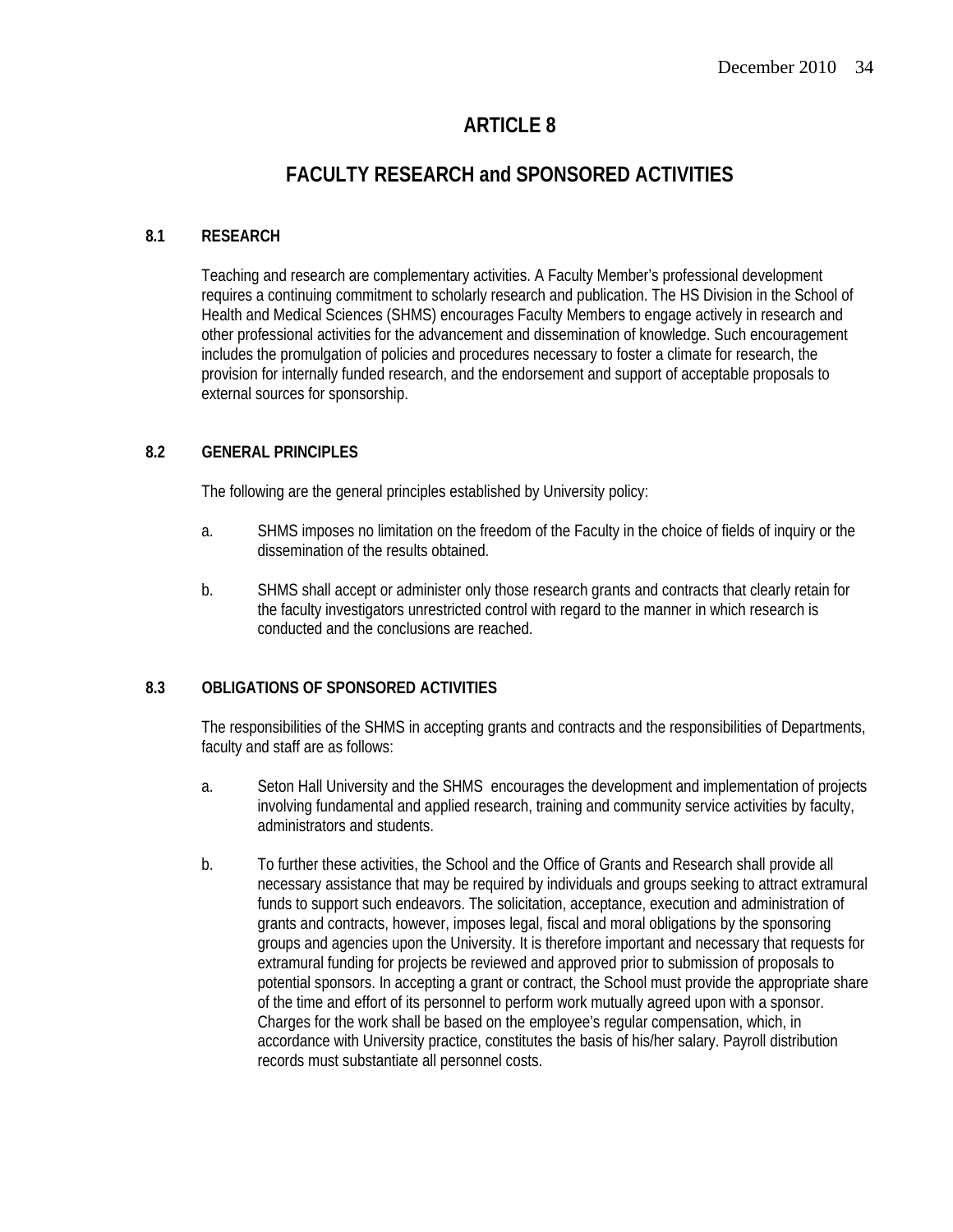# ARTICLE 8

## FACULTY RESEARCH and SPONSORED ACTIVITIES

### 8.1 RESEARCH

Teaching and research are complementary activities. A Faculty Member's professional development requires a continuing commitment to scholarly research and publication. The HS Division in the School of Health and Medical Sciences (SHMS) encourages Faculty Members to engage actively in research and other professional activities for the advancement and dissemination of knowledge. Such encouragement includes the promulgation of policies and procedures necessary to foster a climate for research, the provision for internally funded research, and the endorsement and support of acceptable proposals to external sources for sponsorship.

### 8.2 GENERAL PRINCIPLES

The following are the general principles established by University policy:

a. SHMS imposes no limitation on the freedom of the Faculty in the choice of fields of inquiry or the dissemination of the results obtained.

b. SHMS shall accept or administer only those research grants and contracts that clearly retain for the faculty investigators unrestricted control with regard to the manner in which research is conducted and the conclusions are reached.

### 8.3 OBLIGATIONS OF SPONSORED ACTIVITIES

The responsibilities of the SHMS in accepting grants and contracts and the responsibilities of Departments, faculty and staff are as follows:

a. Seton Hall University and the SHMS encourages the development and implementation of projects involving fundamental and applied research, training and community service activities by faculty, administrators and students.

b. To further these activities, the School and the Office of Grants and Research shall provide all necessary assistance that may be required by individuals and groups seeking to attract extramural funds to support such endeavors. The solicitation, acceptance, execution and administration of grants and contracts, however, imposes legal, fiscal and moral obligations by the sponsoring groups and agencies upon the University. It is therefore important and necessary that requests for extramural funding for projects be reviewed and approved prior to submission of proposals to potential sponsors. In accepting a grant or contract, the School must provide the appropriate share of the time and effort of its personnel to perform work mutually agreed upon with a sponsor. Charges for the work shall be based on the employee's regular compensation, which, in accordance with University practice, constitutes the basis of his/her salary. Payroll distribution records must substantiate all personnel costs.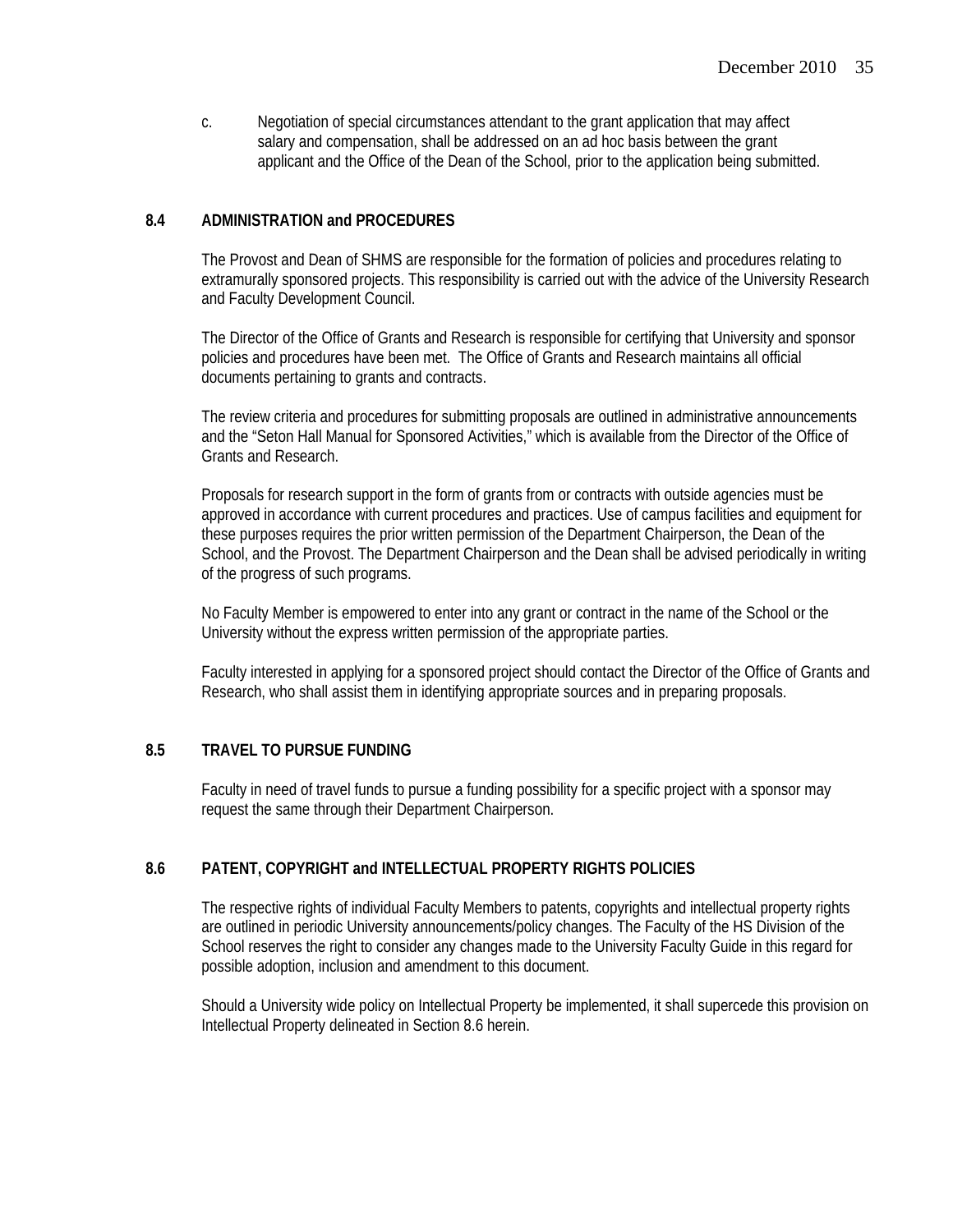c. Negotiation of special circumstances attendant to the grant application that may affect salary and compensation, shall be addressed on an ad hoc basis between the grant applicant and the Office of the Dean of the School, prior to the application being submitted.

### 8.4 ADMINISTRATION and PROCEDURES

The Provost and Dean of SHMS are responsible for the formation of policies and procedures relating to extramurally sponsored projects. This responsibility is carried out with the advice of the University Research and Faculty Development Council.

The Director of the Office of Grants and Research is responsible for certifying that University and sponsor policies and procedures have been met. The Office of Grants and Research maintains all official documents pertaining to grants and contracts.

The review criteria and procedures for submitting proposals are outlined in administrative announcements and the "Seton Hall Manual for Sponsored Activities," which is available from the Director of the Office of Grants and Research.

Proposals for research support in the form of grants from or contracts with outside agencies must be approved in accordance with current procedures and practices. Use of campus facilities and equipment for these purposes requires the prior written permission of the Department Chairperson, the Dean of the School, and the Provost. The Department Chairperson and the Dean shall be advised periodically in writing of the progress of such programs.

No Faculty Member is empowered to enter into any grant or contract in the name of the School or the University without the express written permission of the appropriate parties.

Faculty interested in applying for a sponsored project should contact the Director of the Office of Grants and Research, who shall assist them in identifying appropriate sources and in preparing proposals.

### 8.5 TRAVEL TO PURSUE FUNDING

Faculty in need of travel funds to pursue a funding possibility for a specific project with a sponsor may request the same through their Department Chairperson.

### 8.6 PATENT, COPYRIGHT and INTELLECTUAL PROPERTY RIGHTS POLICIES

The respective rights of individual Faculty Members to patents, copyrights and intellectual property rights are outlined in periodic University announcements/policy changes. The Faculty of the HS Division of the School reserves the right to consider any changes made to the University Faculty Guide in this regard for possible adoption, inclusion and amendment to this document.

Should a University wide policy on Intellectual Property be implemented, it shall supercede this provision on Intellectual Property delineated in Section 8.6 herein.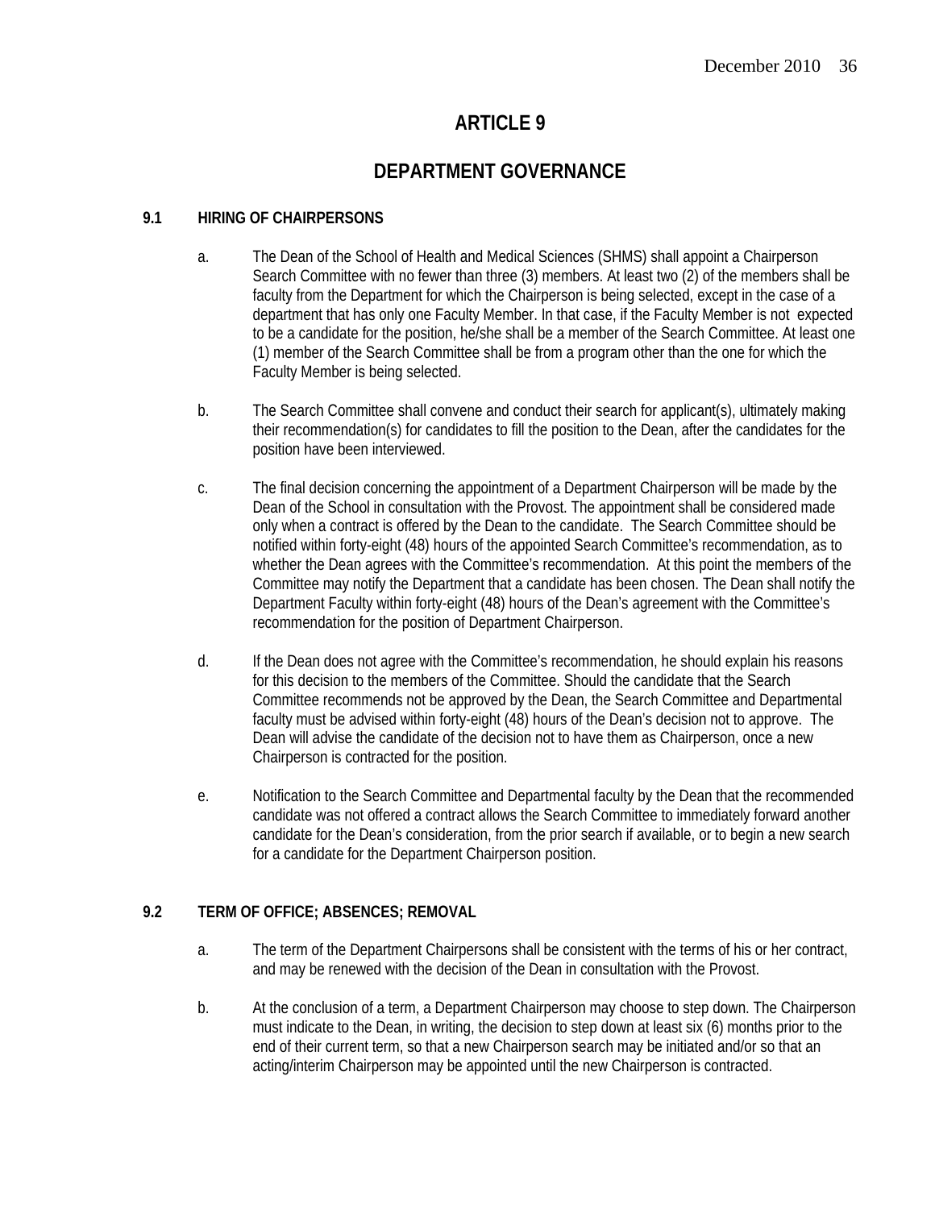# ARTICLE 9

# DEPARTMENT GOVERNANCE

### 9.1 HIRING OF CHAIRPERSONS

a. The Dean of the School of Health and Medical Sciences (SHMS) shall appoint a Chairperson Search Committee with no fewer than three (3) members. At least two (2) of the members shall be faculty from the Department for which the Chairperson is being selected, except in the case of a department that has only one Faculty Member. In that case, if the Faculty Member is not expected to be a candidate for the position, he/she shall be a member of the Search Committee. At least one (1) member of the Search Committee shall be from a program other than the one for which the Faculty Member is being selected.

b. The Search Committee shall convene and conduct their search for applicant(s), ultimately making their recommendation(s) for candidates to fill the position to the Dean, after the candidates for the position have been interviewed.

c. The final decision concerning the appointment of a Department Chairperson will be made by the Dean of the School in consultation with the Provost. The appointment shall be considered made only when a contract is offered by the Dean to the candidate. The Search Committee should be notified within forty-eight (48) hours of the appointed Search Committee's recommendation, as to whether the Dean agrees with the Committee's recommendation. At this point the members of the Committee may notify the Department that a candidate has been chosen. The Dean shall notify the Department Faculty within forty-eight (48) hours of the Dean's agreement with the Committee's recommendation for the position of Department Chairperson.

d. If the Dean does not agree with the Committee's recommendation, he should explain his reasons for this decision to the members of the Committee. Should the candidate that the Search Committee recommends not be approved by the Dean, the Search Committee and Departmental faculty must be advised within forty-eight (48) hours of the Dean's decision not to approve. The Dean will advise the candidate of the decision not to have them as Chairperson, once a new Chairperson is contracted for the position.

e. Notification to the Search Committee and Departmental faculty by the Dean that the recommended candidate was not offered a contract allows the Search Committee to immediately forward another candidate for the Dean's consideration, from the prior search if available, or to begin a new search for a candidate for the Department Chairperson position.

### 9.2 TERM OF OFFICE; ABSENCES; REMOVAL

a. The term of the Department Chairpersons shall be consistent with the terms of his or her contract, and may be renewed with the decision of the Dean in consultation with the Provost.

b. At the conclusion of a term, a Department Chairperson may choose to step down. The Chairperson must indicate to the Dean, in writing, the decision to step down at least six (6) months prior to the end of their current term, so that a new Chairperson search may be initiated and/or so that an acting/interim Chairperson may be appointed until the new Chairperson is contracted.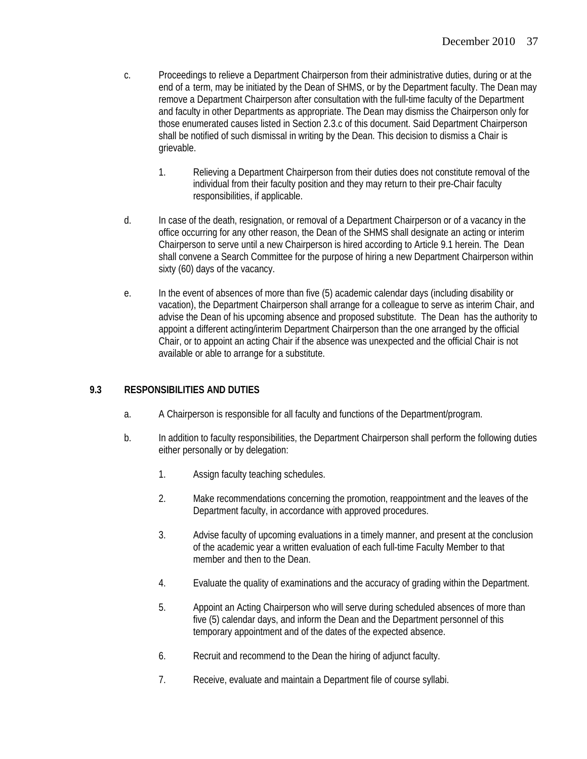c. Proceedings to relieve a Department Chairperson from their administrative duties, during or at the end of a term, may be initiated by the Dean of SHMS, or by the Department faculty. The Dean may remove a Department Chairperson after consultation with the full-time faculty of the Department and faculty in other Departments as appropriate. The Dean may dismiss the Chairperson only for those enumerated causes listed in Section 2.3.c of this document. Said Department Chairperson shall be notified of such dismissal in writing by the Dean. This decision to dismiss a Chair is grievable.

    1. Relieving a Department Chairperson from their duties does not constitute removal of the individual from their faculty position and they may return to their pre-Chair faculty responsibilities, if applicable.

d. In case of the death, resignation, or removal of a Department Chairperson or of a vacancy in the office occurring for any other reason, the Dean of the SHMS shall designate an acting or interim Chairperson to serve until a new Chairperson is hired according to Article 9.1 herein. The Dean shall convene a Search Committee for the purpose of hiring a new Department Chairperson within sixty (60) days of the vacancy.

e. In the event of absences of more than five (5) academic calendar days (including disability or vacation), the Department Chairperson shall arrange for a colleague to serve as interim Chair, and advise the Dean of his upcoming absence and proposed substitute. The Dean has the authority to appoint a different acting/interim Department Chairperson than the one arranged by the official Chair, or to appoint an acting Chair if the absence was unexpected and the official Chair is not available or able to arrange for a substitute.

## 9.3 RESPONSIBILITIES AND DUTIES

a. A Chairperson is responsible for all faculty and functions of the Department/program.

b. In addition to faculty responsibilities, the Department Chairperson shall perform the following duties either personally or by delegation:

    1. Assign faculty teaching schedules.

    2. Make recommendations concerning the promotion, reappointment and the leaves of the Department faculty, in accordance with approved procedures.

    3. Advise faculty of upcoming evaluations in a timely manner, and present at the conclusion of the academic year a written evaluation of each full-time Faculty Member to that member and then to the Dean.

    4. Evaluate the quality of examinations and the accuracy of grading within the Department.

    5. Appoint an Acting Chairperson who will serve during scheduled absences of more than five (5) calendar days, and inform the Dean and the Department personnel of this temporary appointment and of the dates of the expected absence.

    6. Recruit and recommend to the Dean the hiring of adjunct faculty.

    7. Receive, evaluate and maintain a Department file of course syllabi.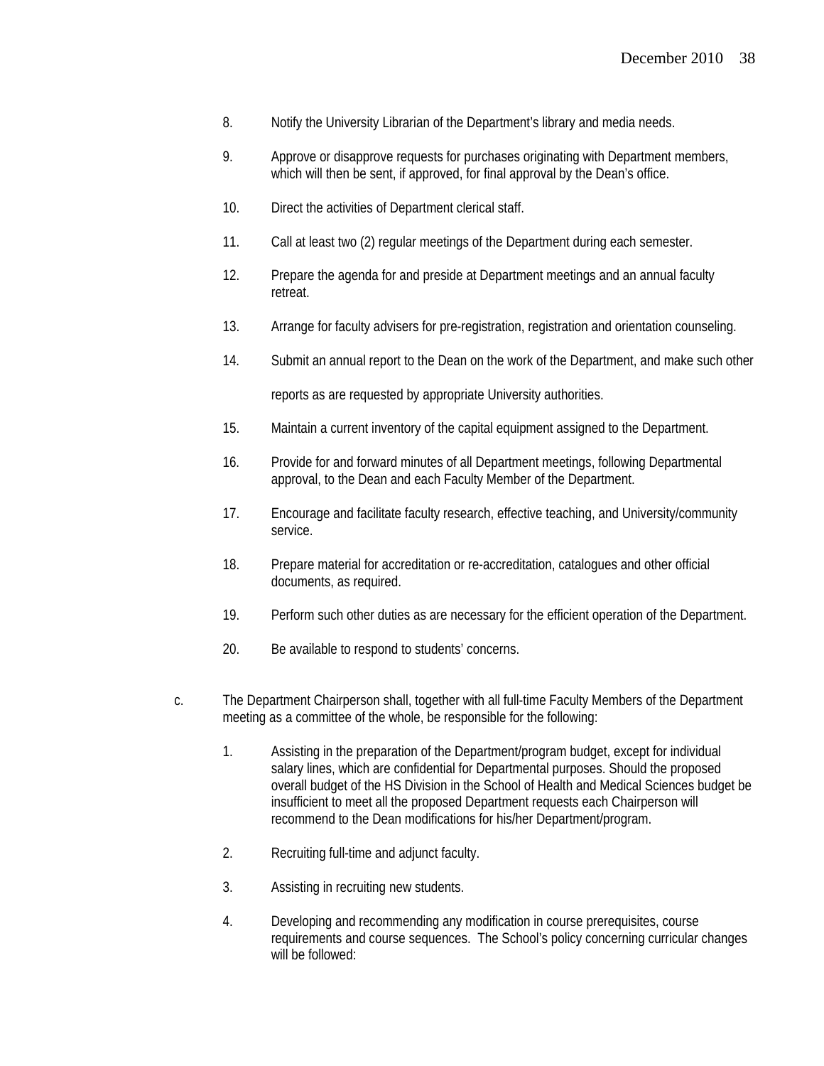8. Notify the University Librarian of the Department's library and media needs.

9. Approve or disapprove requests for purchases originating with Department members, which will then be sent, if approved, for final approval by the Dean's office.

10. Direct the activities of Department clerical staff.

11. Call at least two (2) regular meetings of the Department during each semester.

12. Prepare the agenda for and preside at Department meetings and an annual faculty retreat.

13. Arrange for faculty advisers for pre-registration, registration and orientation counseling.

14. Submit an annual report to the Dean on the work of the Department, and make such other reports as are requested by appropriate University authorities.

15. Maintain a current inventory of the capital equipment assigned to the Department.

16. Provide for and forward minutes of all Department meetings, following Departmental approval, to the Dean and each Faculty Member of the Department.

17. Encourage and facilitate faculty research, effective teaching, and University/community service.

18. Prepare material for accreditation or re-accreditation, catalogues and other official documents, as required.

19. Perform such other duties as are necessary for the efficient operation of the Department.

20. Be available to respond to students' concerns.

c. The Department Chairperson shall, together with all full-time Faculty Members of the Department meeting as a committee of the whole, be responsible for the following:

1. Assisting in the preparation of the Department/program budget, except for individual salary lines, which are confidential for Departmental purposes. Should the proposed overall budget of the HS Division in the School of Health and Medical Sciences budget be insufficient to meet all the proposed Department requests each Chairperson will recommend to the Dean modifications for his/her Department/program.

2. Recruiting full-time and adjunct faculty.

3. Assisting in recruiting new students.

4. Developing and recommending any modification in course prerequisites, course requirements and course sequences. The School's policy concerning curricular changes will be followed: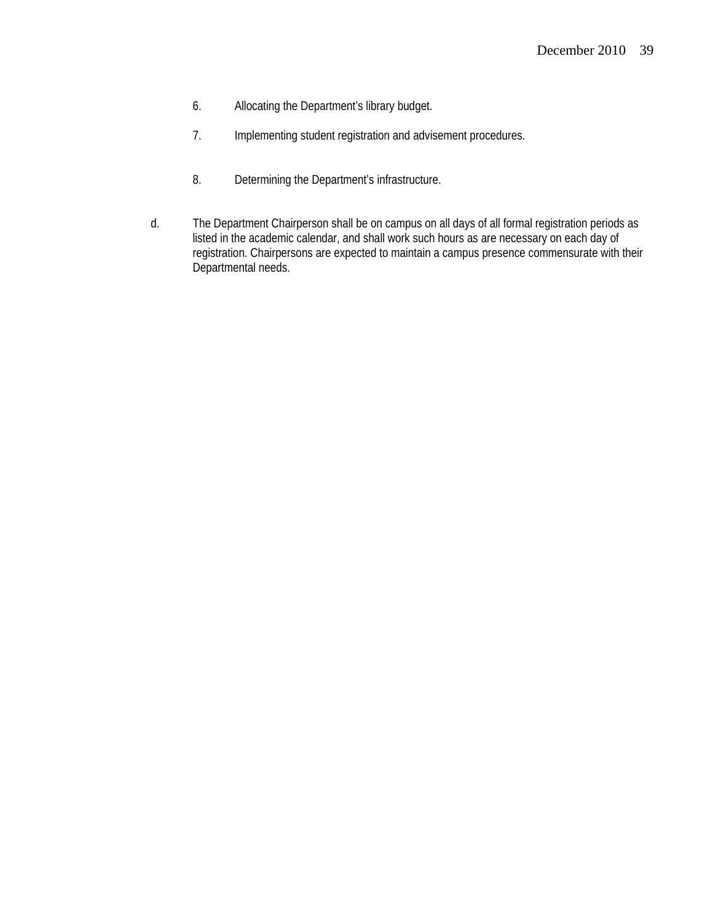6. Allocating the Department's library budget.

7. Implementing student registration and advisement procedures.

8. Determining the Department's infrastructure.

d. The Department Chairperson shall be on campus on all days of all formal registration periods as listed in the academic calendar, and shall work such hours as are necessary on each day of registration. Chairpersons are expected to maintain a campus presence commensurate with their Departmental needs.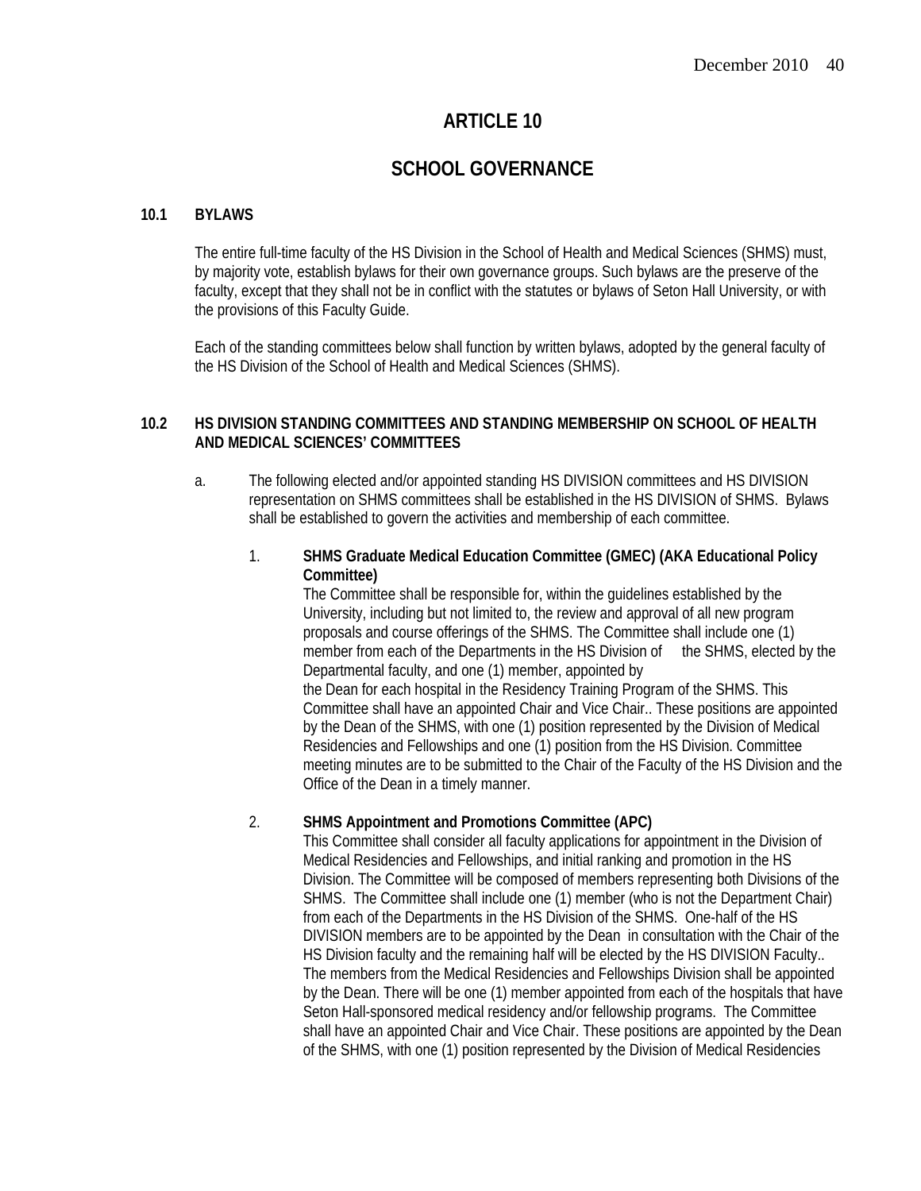# ARTICLE 10

# SCHOOL GOVERNANCE

### 10.1 BYLAWS

The entire full-time faculty of the HS Division in the School of Health and Medical Sciences (SHMS) must, by majority vote, establish bylaws for their own governance groups. Such bylaws are the preserve of the faculty, except that they shall not be in conflict with the statutes or bylaws of Seton Hall University, or with the provisions of this Faculty Guide.

Each of the standing committees below shall function by written bylaws, adopted by the general faculty of the HS Division of the School of Health and Medical Sciences (SHMS).

### 10.2 HS DIVISION STANDING COMMITTEES AND STANDING MEMBERSHIP ON SCHOOL OF HEALTH AND MEDICAL SCIENCES' COMMITTEES

a. The following elected and/or appointed standing HS DIVISION committees and HS DIVISION representation on SHMS committees shall be established in the HS DIVISION of SHMS. Bylaws shall be established to govern the activities and membership of each committee.

1. **SHMS Graduate Medical Education Committee (GMEC) (AKA Educational Policy Committee)**
   The Committee shall be responsible for, within the guidelines established by the University, including but not limited to, the review and approval of all new program proposals and course offerings of the SHMS. The Committee shall include one (1) member from each of the Departments in the HS Division of the SHMS, elected by the Departmental faculty, and one (1) member, appointed by the Dean for each hospital in the Residency Training Program of the SHMS. This Committee shall have an appointed Chair and Vice Chair.. These positions are appointed by the Dean of the SHMS, with one (1) position represented by the Division of Medical Residencies and Fellowships and one (1) position from the HS Division. Committee meeting minutes are to be submitted to the Chair of the Faculty of the HS Division and the Office of the Dean in a timely manner.

2. **SHMS Appointment and Promotions Committee (APC)**
   This Committee shall consider all faculty applications for appointment in the Division of Medical Residencies and Fellowships, and initial ranking and promotion in the HS Division. The Committee will be composed of members representing both Divisions of the SHMS. The Committee shall include one (1) member (who is not the Department Chair) from each of the Departments in the HS Division of the SHMS. One-half of the HS DIVISION members are to be appointed by the Dean in consultation with the Chair of the HS Division faculty and the remaining half will be elected by the HS DIVISION Faculty.. The members from the Medical Residencies and Fellowships Division shall be appointed by the Dean. There will be one (1) member appointed from each of the hospitals that have Seton Hall-sponsored medical residency and/or fellowship programs. The Committee shall have an appointed Chair and Vice Chair. These positions are appointed by the Dean of the SHMS, with one (1) position represented by the Division of Medical Residencies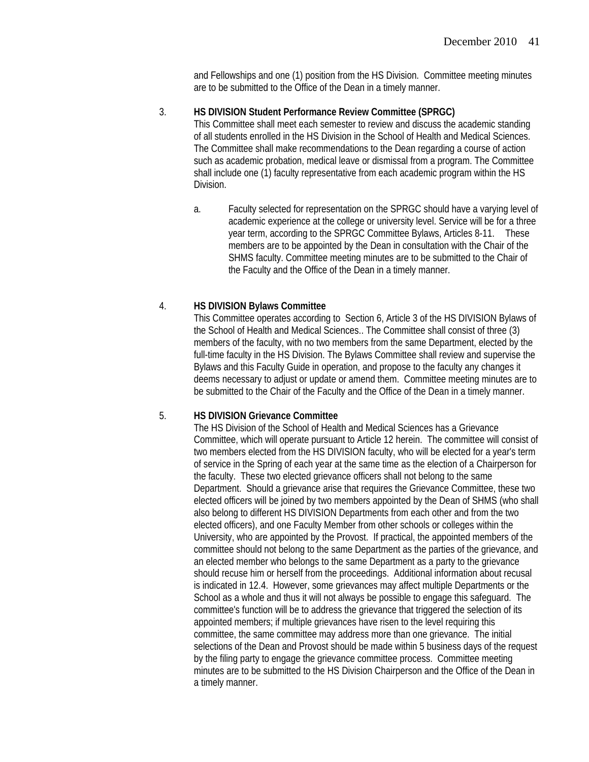and Fellowships and one (1) position from the HS Division. Committee meeting minutes are to be submitted to the Office of the Dean in a timely manner.

3. **HS DIVISION Student Performance Review Committee (SPRGC)**
   This Committee shall meet each semester to review and discuss the academic standing of all students enrolled in the HS Division in the School of Health and Medical Sciences. The Committee shall make recommendations to the Dean regarding a course of action such as academic probation, medical leave or dismissal from a program. The Committee shall include one (1) faculty representative from each academic program within the HS Division.

   a. Faculty selected for representation on the SPRGC should have a varying level of academic experience at the college or university level. Service will be for a three year term, according to the SPRGC Committee Bylaws, Articles 8-11. These members are to be appointed by the Dean in consultation with the Chair of the SHMS faculty. Committee meeting minutes are to be submitted to the Chair of the Faculty and the Office of the Dean in a timely manner.

4. **HS DIVISION Bylaws Committee**
   This Committee operates according to Section 6, Article 3 of the HS DIVISION Bylaws of the School of Health and Medical Sciences.. The Committee shall consist of three (3) members of the faculty, with no two members from the same Department, elected by the full-time faculty in the HS Division. The Bylaws Committee shall review and supervise the Bylaws and this Faculty Guide in operation, and propose to the faculty any changes it deems necessary to adjust or update or amend them. Committee meeting minutes are to be submitted to the Chair of the Faculty and the Office of the Dean in a timely manner.

5. **HS DIVISION Grievance Committee**
   The HS Division of the School of Health and Medical Sciences has a Grievance Committee, which will operate pursuant to Article 12 herein. The committee will consist of two members elected from the HS DIVISION faculty, who will be elected for a year's term of service in the Spring of each year at the same time as the election of a Chairperson for the faculty. These two elected grievance officers shall not belong to the same Department. Should a grievance arise that requires the Grievance Committee, these two elected officers will be joined by two members appointed by the Dean of SHMS (who shall also belong to different HS DIVISION Departments from each other and from the two elected officers), and one Faculty Member from other schools or colleges within the University, who are appointed by the Provost. If practical, the appointed members of the committee should not belong to the same Department as the parties of the grievance, and an elected member who belongs to the same Department as a party to the grievance should recuse him or herself from the proceedings. Additional information about recusal is indicated in 12.4. However, some grievances may affect multiple Departments or the School as a whole and thus it will not always be possible to engage this safeguard. The committee's function will be to address the grievance that triggered the selection of its appointed members; if multiple grievances have risen to the level requiring this committee, the same committee may address more than one grievance. The initial selections of the Dean and Provost should be made within 5 business days of the request by the filing party to engage the grievance committee process. Committee meeting minutes are to be submitted to the HS Division Chairperson and the Office of the Dean in a timely manner.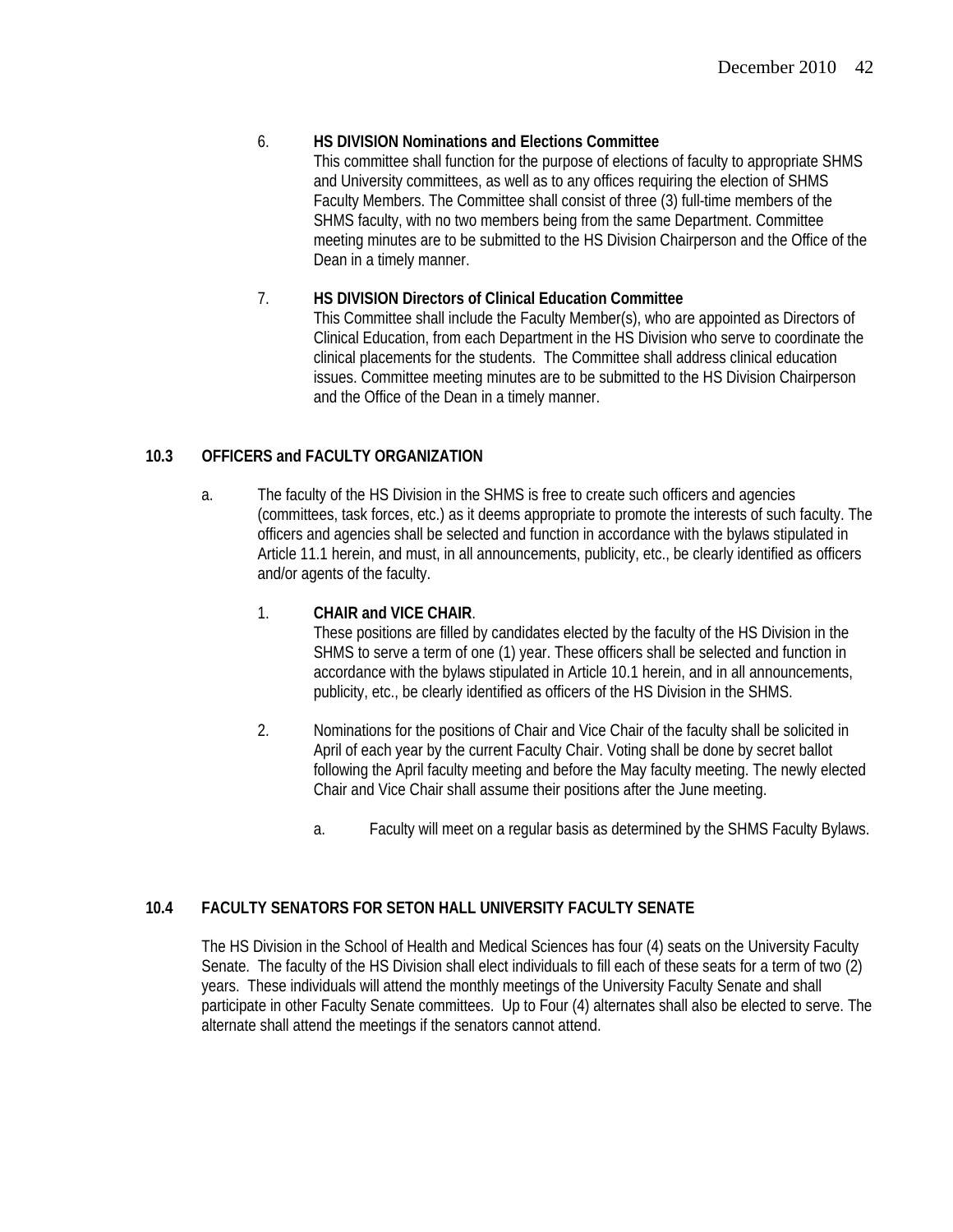6. **HS DIVISION Nominations and Elections Committee**
   This committee shall function for the purpose of elections of faculty to appropriate SHMS and University committees, as well as to any offices requiring the election of SHMS Faculty Members. The Committee shall consist of three (3) full-time members of the SHMS faculty, with no two members being from the same Department. Committee meeting minutes are to be submitted to the HS Division Chairperson and the Office of the Dean in a timely manner.

7. **HS DIVISION Directors of Clinical Education Committee**
   This Committee shall include the Faculty Member(s), who are appointed as Directors of Clinical Education, from each Department in the HS Division who serve to coordinate the clinical placements for the students. The Committee shall address clinical education issues. Committee meeting minutes are to be submitted to the HS Division Chairperson and the Office of the Dean in a timely manner.

## 10.3 OFFICERS and FACULTY ORGANIZATION

a. The faculty of the HS Division in the SHMS is free to create such officers and agencies (committees, task forces, etc.) as it deems appropriate to promote the interests of such faculty. The officers and agencies shall be selected and function in accordance with the bylaws stipulated in Article 11.1 herein, and must, in all announcements, publicity, etc., be clearly identified as officers and/or agents of the faculty.

   1. **CHAIR and VICE CHAIR**.
      These positions are filled by candidates elected by the faculty of the HS Division in the SHMS to serve a term of one (1) year. These officers shall be selected and function in accordance with the bylaws stipulated in Article 10.1 herein, and in all announcements, publicity, etc., be clearly identified as officers of the HS Division in the SHMS.

   2. Nominations for the positions of Chair and Vice Chair of the faculty shall be solicited in April of each year by the current Faculty Chair. Voting shall be done by secret ballot following the April faculty meeting and before the May faculty meeting. The newly elected Chair and Vice Chair shall assume their positions after the June meeting.

      a. Faculty will meet on a regular basis as determined by the SHMS Faculty Bylaws.

## 10.4 FACULTY SENATORS FOR SETON HALL UNIVERSITY FACULTY SENATE

The HS Division in the School of Health and Medical Sciences has four (4) seats on the University Faculty Senate. The faculty of the HS Division shall elect individuals to fill each of these seats for a term of two (2) years. These individuals will attend the monthly meetings of the University Faculty Senate and shall participate in other Faculty Senate committees. Up to Four (4) alternates shall also be elected to serve. The alternate shall attend the meetings if the senators cannot attend.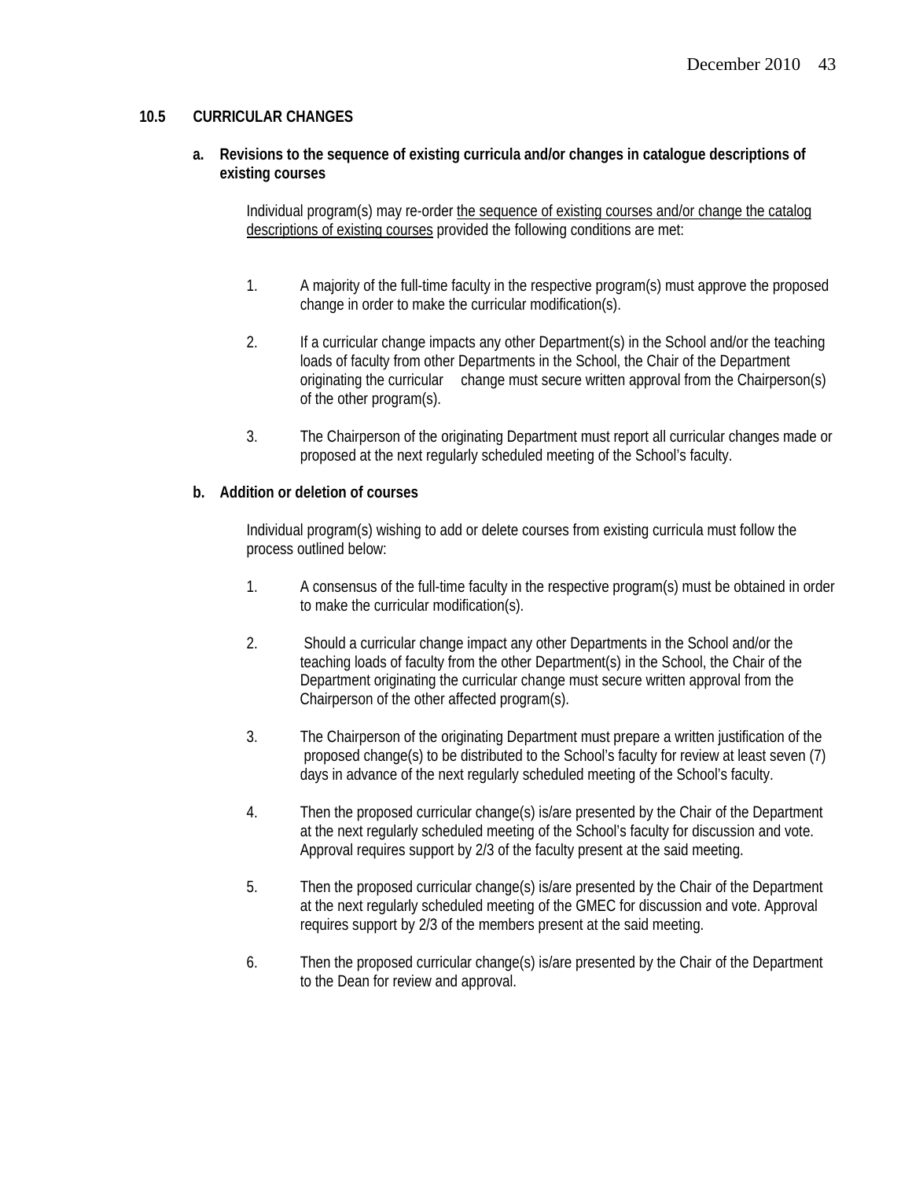## 10.5 CURRICULAR CHANGES

### a. Revisions to the sequence of existing curricula and/or changes in catalogue descriptions of existing courses

Individual program(s) may re-order the sequence of existing courses and/or change the catalog descriptions of existing courses provided the following conditions are met:

1. A majority of the full-time faculty in the respective program(s) must approve the proposed change in order to make the curricular modification(s).

2. If a curricular change impacts any other Department(s) in the School and/or the teaching loads of faculty from other Departments in the School, the Chair of the Department originating the curricular change must secure written approval from the Chairperson(s) of the other program(s).

3. The Chairperson of the originating Department must report all curricular changes made or proposed at the next regularly scheduled meeting of the School's faculty.

### b. Addition or deletion of courses

Individual program(s) wishing to add or delete courses from existing curricula must follow the process outlined below:

1. A consensus of the full-time faculty in the respective program(s) must be obtained in order to make the curricular modification(s).

2. Should a curricular change impact any other Departments in the School and/or the teaching loads of faculty from the other Department(s) in the School, the Chair of the Department originating the curricular change must secure written approval from the Chairperson of the other affected program(s).

3. The Chairperson of the originating Department must prepare a written justification of the proposed change(s) to be distributed to the School's faculty for review at least seven (7) days in advance of the next regularly scheduled meeting of the School's faculty.

4. Then the proposed curricular change(s) is/are presented by the Chair of the Department at the next regularly scheduled meeting of the School's faculty for discussion and vote. Approval requires support by 2/3 of the faculty present at the said meeting.

5. Then the proposed curricular change(s) is/are presented by the Chair of the Department at the next regularly scheduled meeting of the GMEC for discussion and vote. Approval requires support by 2/3 of the members present at the said meeting.

6. Then the proposed curricular change(s) is/are presented by the Chair of the Department to the Dean for review and approval.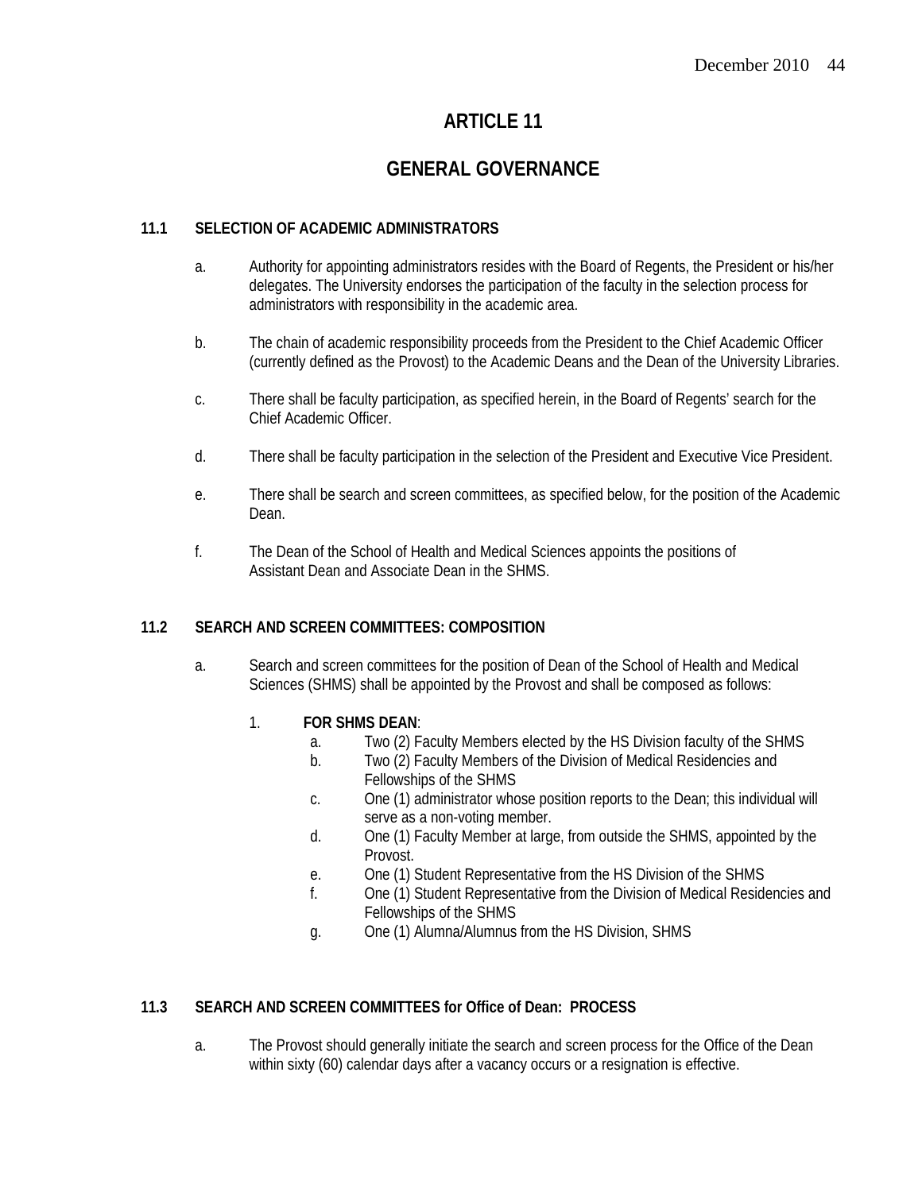# ARTICLE 11

# GENERAL GOVERNANCE

## 11.1 SELECTION OF ACADEMIC ADMINISTRATORS

a. Authority for appointing administrators resides with the Board of Regents, the President or his/her delegates. The University endorses the participation of the faculty in the selection process for administrators with responsibility in the academic area.

b. The chain of academic responsibility proceeds from the President to the Chief Academic Officer (currently defined as the Provost) to the Academic Deans and the Dean of the University Libraries.

c. There shall be faculty participation, as specified herein, in the Board of Regents' search for the Chief Academic Officer.

d. There shall be faculty participation in the selection of the President and Executive Vice President.

e. There shall be search and screen committees, as specified below, for the position of the Academic Dean.

f. The Dean of the School of Health and Medical Sciences appoints the positions of Assistant Dean and Associate Dean in the SHMS.

## 11.2 SEARCH AND SCREEN COMMITTEES: COMPOSITION

a. Search and screen committees for the position of Dean of the School of Health and Medical Sciences (SHMS) shall be appointed by the Provost and shall be composed as follows:

1. **FOR SHMS DEAN**:
   a. Two (2) Faculty Members elected by the HS Division faculty of the SHMS
   b. Two (2) Faculty Members of the Division of Medical Residencies and Fellowships of the SHMS
   c. One (1) administrator whose position reports to the Dean; this individual will serve as a non-voting member.
   d. One (1) Faculty Member at large, from outside the SHMS, appointed by the Provost.
   e. One (1) Student Representative from the HS Division of the SHMS
   f. One (1) Student Representative from the Division of Medical Residencies and Fellowships of the SHMS
   g. One (1) Alumna/Alumnus from the HS Division, SHMS

## 11.3 SEARCH AND SCREEN COMMITTEES for Office of Dean: PROCESS

a. The Provost should generally initiate the search and screen process for the Office of the Dean within sixty (60) calendar days after a vacancy occurs or a resignation is effective.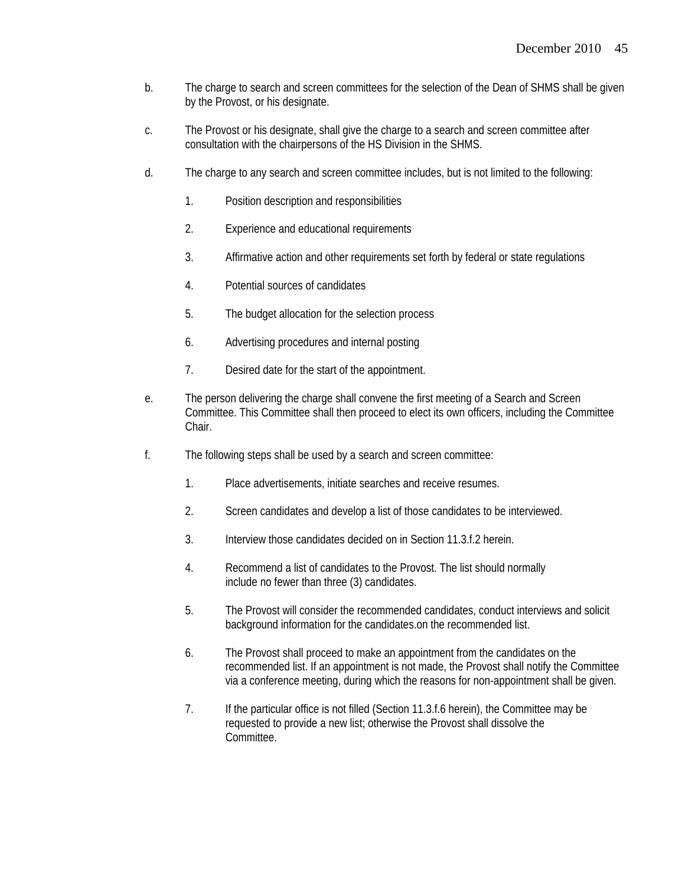b. The charge to search and screen committees for the selection of the Dean of SHMS shall be given by the Provost, or his designate.

c. The Provost or his designate, shall give the charge to a search and screen committee after consultation with the chairpersons of the HS Division in the SHMS.

d. The charge to any search and screen committee includes, but is not limited to the following:

   1. Position description and responsibilities

   2. Experience and educational requirements

   3. Affirmative action and other requirements set forth by federal or state regulations

   4. Potential sources of candidates

   5. The budget allocation for the selection process

   6. Advertising procedures and internal posting

   7. Desired date for the start of the appointment.

e. The person delivering the charge shall convene the first meeting of a Search and Screen Committee. This Committee shall then proceed to elect its own officers, including the Committee Chair.

f. The following steps shall be used by a search and screen committee:

   1. Place advertisements, initiate searches and receive resumes.

   2. Screen candidates and develop a list of those candidates to be interviewed.

   3. Interview those candidates decided on in Section 11.3.f.2 herein.

   4. Recommend a list of candidates to the Provost. The list should normally include no fewer than three (3) candidates.

   5. The Provost will consider the recommended candidates, conduct interviews and solicit background information for the candidates.on the recommended list.

   6. The Provost shall proceed to make an appointment from the candidates on the recommended list. If an appointment is not made, the Provost shall notify the Committee via a conference meeting, during which the reasons for non-appointment shall be given.

   7. If the particular office is not filled (Section 11.3.f.6 herein), the Committee may be requested to provide a new list; otherwise the Provost shall dissolve the Committee.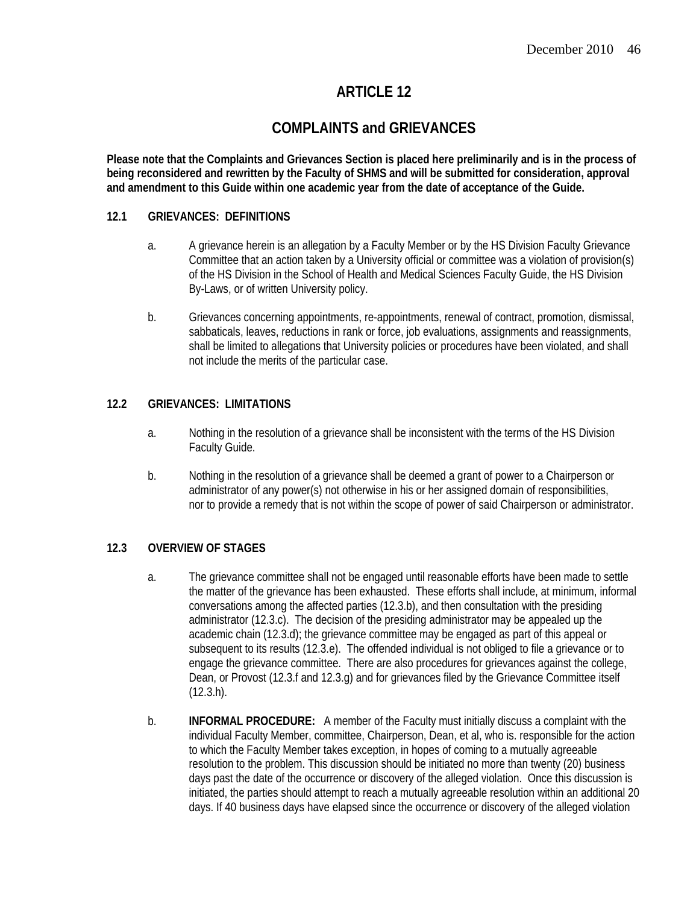# ARTICLE 12

## COMPLAINTS and GRIEVANCES

**Please note that the Complaints and Grievances Section is placed here preliminarily and is in the process of being reconsidered and rewritten by the Faculty of SHMS and will be submitted for consideration, approval and amendment to this Guide within one academic year from the date of acceptance of the Guide.**

### 12.1 GRIEVANCES: DEFINITIONS

a. A grievance herein is an allegation by a Faculty Member or by the HS Division Faculty Grievance Committee that an action taken by a University official or committee was a violation of provision(s) of the HS Division in the School of Health and Medical Sciences Faculty Guide, the HS Division By-Laws, or of written University policy.

b. Grievances concerning appointments, re-appointments, renewal of contract, promotion, dismissal, sabbaticals, leaves, reductions in rank or force, job evaluations, assignments and reassignments, shall be limited to allegations that University policies or procedures have been violated, and shall not include the merits of the particular case.

### 12.2 GRIEVANCES: LIMITATIONS

a. Nothing in the resolution of a grievance shall be inconsistent with the terms of the HS Division Faculty Guide.

b. Nothing in the resolution of a grievance shall be deemed a grant of power to a Chairperson or administrator of any power(s) not otherwise in his or her assigned domain of responsibilities, nor to provide a remedy that is not within the scope of power of said Chairperson or administrator.

### 12.3 OVERVIEW OF STAGES

a. The grievance committee shall not be engaged until reasonable efforts have been made to settle the matter of the grievance has been exhausted. These efforts shall include, at minimum, informal conversations among the affected parties (12.3.b), and then consultation with the presiding administrator (12.3.c). The decision of the presiding administrator may be appealed up the academic chain (12.3.d); the grievance committee may be engaged as part of this appeal or subsequent to its results (12.3.e). The offended individual is not obliged to file a grievance or to engage the grievance committee. There are also procedures for grievances against the college, Dean, or Provost (12.3.f and 12.3.g) and for grievances filed by the Grievance Committee itself (12.3.h).

b. **INFORMAL PROCEDURE:** A member of the Faculty must initially discuss a complaint with the individual Faculty Member, committee, Chairperson, Dean, et al, who is. responsible for the action to which the Faculty Member takes exception, in hopes of coming to a mutually agreeable resolution to the problem. This discussion should be initiated no more than twenty (20) business days past the date of the occurrence or discovery of the alleged violation. Once this discussion is initiated, the parties should attempt to reach a mutually agreeable resolution within an additional 20 days. If 40 business days have elapsed since the occurrence or discovery of the alleged violation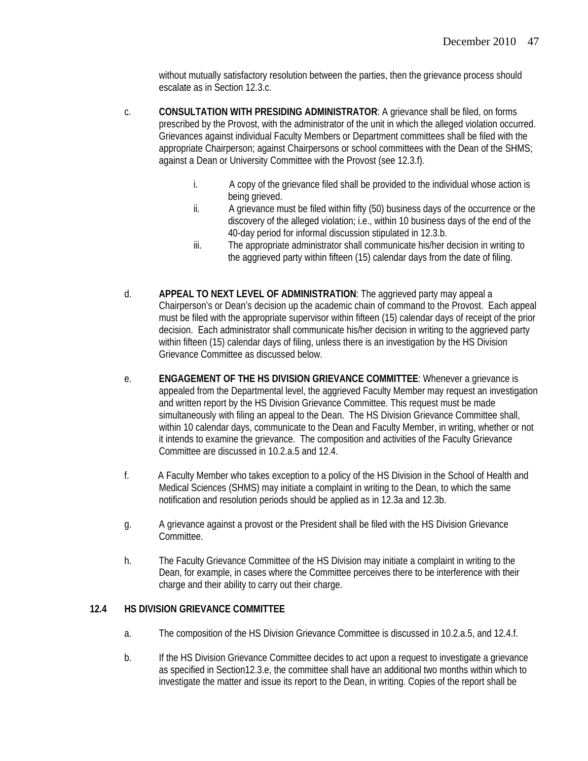without mutually satisfactory resolution between the parties, then the grievance process should escalate as in Section 12.3.c.

c. **CONSULTATION WITH PRESIDING ADMINISTRATOR**: A grievance shall be filed, on forms prescribed by the Provost, with the administrator of the unit in which the alleged violation occurred. Grievances against individual Faculty Members or Department committees shall be filed with the appropriate Chairperson; against Chairpersons or school committees with the Dean of the SHMS; against a Dean or University Committee with the Provost (see 12.3.f).

   i. A copy of the grievance filed shall be provided to the individual whose action is being grieved.
   ii. A grievance must be filed within fifty (50) business days of the occurrence or the discovery of the alleged violation; i.e., within 10 business days of the end of the 40-day period for informal discussion stipulated in 12.3.b.
   iii. The appropriate administrator shall communicate his/her decision in writing to the aggrieved party within fifteen (15) calendar days from the date of filing.

d. **APPEAL TO NEXT LEVEL OF ADMINISTRATION**: The aggrieved party may appeal a Chairperson's or Dean's decision up the academic chain of command to the Provost. Each appeal must be filed with the appropriate supervisor within fifteen (15) calendar days of receipt of the prior decision. Each administrator shall communicate his/her decision in writing to the aggrieved party within fifteen (15) calendar days of filing, unless there is an investigation by the HS Division Grievance Committee as discussed below.

e. **ENGAGEMENT OF THE HS DIVISION GRIEVANCE COMMITTEE**: Whenever a grievance is appealed from the Departmental level, the aggrieved Faculty Member may request an investigation and written report by the HS Division Grievance Committee. This request must be made simultaneously with filing an appeal to the Dean. The HS Division Grievance Committee shall, within 10 calendar days, communicate to the Dean and Faculty Member, in writing, whether or not it intends to examine the grievance. The composition and activities of the Faculty Grievance Committee are discussed in 10.2.a.5 and 12.4.

f. A Faculty Member who takes exception to a policy of the HS Division in the School of Health and Medical Sciences (SHMS) may initiate a complaint in writing to the Dean, to which the same notification and resolution periods should be applied as in 12.3a and 12.3b.

g. A grievance against a provost or the President shall be filed with the HS Division Grievance Committee.

h. The Faculty Grievance Committee of the HS Division may initiate a complaint in writing to the Dean, for example, in cases where the Committee perceives there to be interference with their charge and their ability to carry out their charge.

## 12.4 HS DIVISION GRIEVANCE COMMITTEE

a. The composition of the HS Division Grievance Committee is discussed in 10.2.a.5, and 12.4.f.

b. If the HS Division Grievance Committee decides to act upon a request to investigate a grievance as specified in Section12.3.e, the committee shall have an additional two months within which to investigate the matter and issue its report to the Dean, in writing. Copies of the report shall be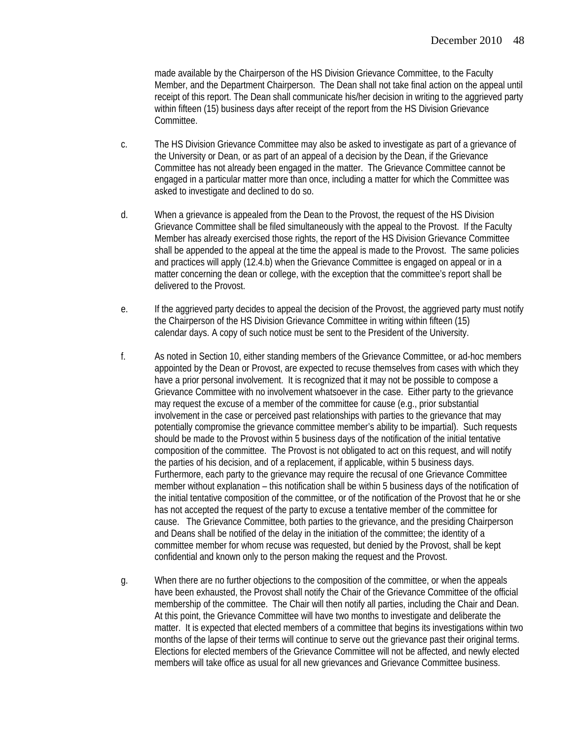made available by the Chairperson of the HS Division Grievance Committee, to the Faculty Member, and the Department Chairperson. The Dean shall not take final action on the appeal until receipt of this report. The Dean shall communicate his/her decision in writing to the aggrieved party within fifteen (15) business days after receipt of the report from the HS Division Grievance Committee.

c. The HS Division Grievance Committee may also be asked to investigate as part of a grievance of the University or Dean, or as part of an appeal of a decision by the Dean, if the Grievance Committee has not already been engaged in the matter. The Grievance Committee cannot be engaged in a particular matter more than once, including a matter for which the Committee was asked to investigate and declined to do so.

d. When a grievance is appealed from the Dean to the Provost, the request of the HS Division Grievance Committee shall be filed simultaneously with the appeal to the Provost. If the Faculty Member has already exercised those rights, the report of the HS Division Grievance Committee shall be appended to the appeal at the time the appeal is made to the Provost. The same policies and practices will apply (12.4.b) when the Grievance Committee is engaged on appeal or in a matter concerning the dean or college, with the exception that the committee's report shall be delivered to the Provost.

e. If the aggrieved party decides to appeal the decision of the Provost, the aggrieved party must notify the Chairperson of the HS Division Grievance Committee in writing within fifteen (15) calendar days. A copy of such notice must be sent to the President of the University.

f. As noted in Section 10, either standing members of the Grievance Committee, or ad-hoc members appointed by the Dean or Provost, are expected to recuse themselves from cases with which they have a prior personal involvement. It is recognized that it may not be possible to compose a Grievance Committee with no involvement whatsoever in the case. Either party to the grievance may request the excuse of a member of the committee for cause (e.g., prior substantial involvement in the case or perceived past relationships with parties to the grievance that may potentially compromise the grievance committee member's ability to be impartial). Such requests should be made to the Provost within 5 business days of the notification of the initial tentative composition of the committee. The Provost is not obligated to act on this request, and will notify the parties of his decision, and of a replacement, if applicable, within 5 business days. Furthermore, each party to the grievance may require the recusal of one Grievance Committee member without explanation – this notification shall be within 5 business days of the notification of the initial tentative composition of the committee, or of the notification of the Provost that he or she has not accepted the request of the party to excuse a tentative member of the committee for cause. The Grievance Committee, both parties to the grievance, and the presiding Chairperson and Deans shall be notified of the delay in the initiation of the committee; the identity of a committee member for whom recuse was requested, but denied by the Provost, shall be kept confidential and known only to the person making the request and the Provost.

g. When there are no further objections to the composition of the committee, or when the appeals have been exhausted, the Provost shall notify the Chair of the Grievance Committee of the official membership of the committee. The Chair will then notify all parties, including the Chair and Dean. At this point, the Grievance Committee will have two months to investigate and deliberate the matter. It is expected that elected members of a committee that begins its investigations within two months of the lapse of their terms will continue to serve out the grievance past their original terms. Elections for elected members of the Grievance Committee will not be affected, and newly elected members will take office as usual for all new grievances and Grievance Committee business.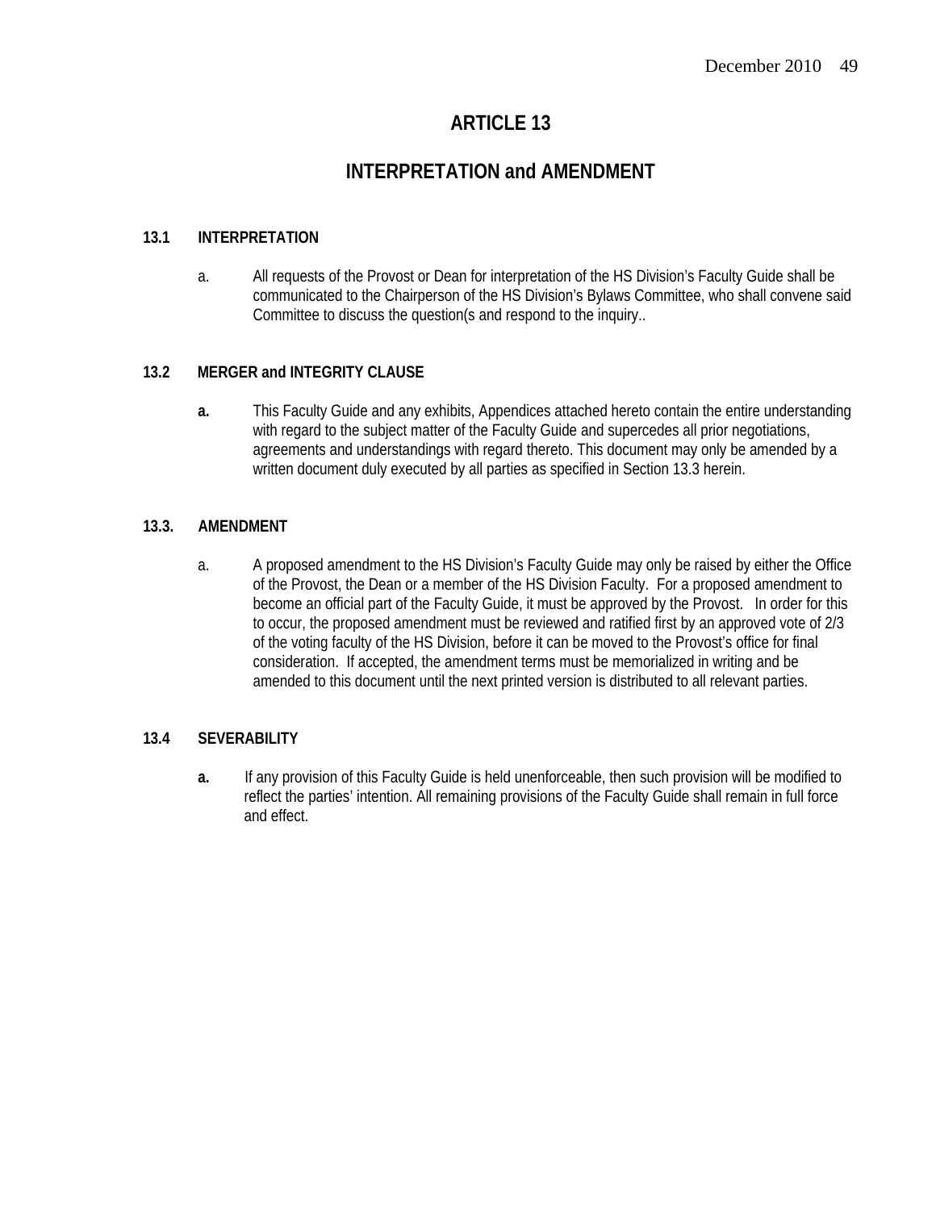# ARTICLE 13

## INTERPRETATION and AMENDMENT

### 13.1 INTERPRETATION

a. All requests of the Provost or Dean for interpretation of the HS Division's Faculty Guide shall be communicated to the Chairperson of the HS Division's Bylaws Committee, who shall convene said Committee to discuss the question(s and respond to the inquiry..

### 13.2 MERGER and INTEGRITY CLAUSE

**a.** This Faculty Guide and any exhibits, Appendices attached hereto contain the entire understanding with regard to the subject matter of the Faculty Guide and supercedes all prior negotiations, agreements and understandings with regard thereto. This document may only be amended by a written document duly executed by all parties as specified in Section 13.3 herein.

### 13.3. AMENDMENT

a. A proposed amendment to the HS Division's Faculty Guide may only be raised by either the Office of the Provost, the Dean or a member of the HS Division Faculty. For a proposed amendment to become an official part of the Faculty Guide, it must be approved by the Provost. In order for this to occur, the proposed amendment must be reviewed and ratified first by an approved vote of 2/3 of the voting faculty of the HS Division, before it can be moved to the Provost's office for final consideration. If accepted, the amendment terms must be memorialized in writing and be amended to this document until the next printed version is distributed to all relevant parties.

### 13.4 SEVERABILITY

**a.** If any provision of this Faculty Guide is held unenforceable, then such provision will be modified to reflect the parties' intention. All remaining provisions of the Faculty Guide shall remain in full force and effect.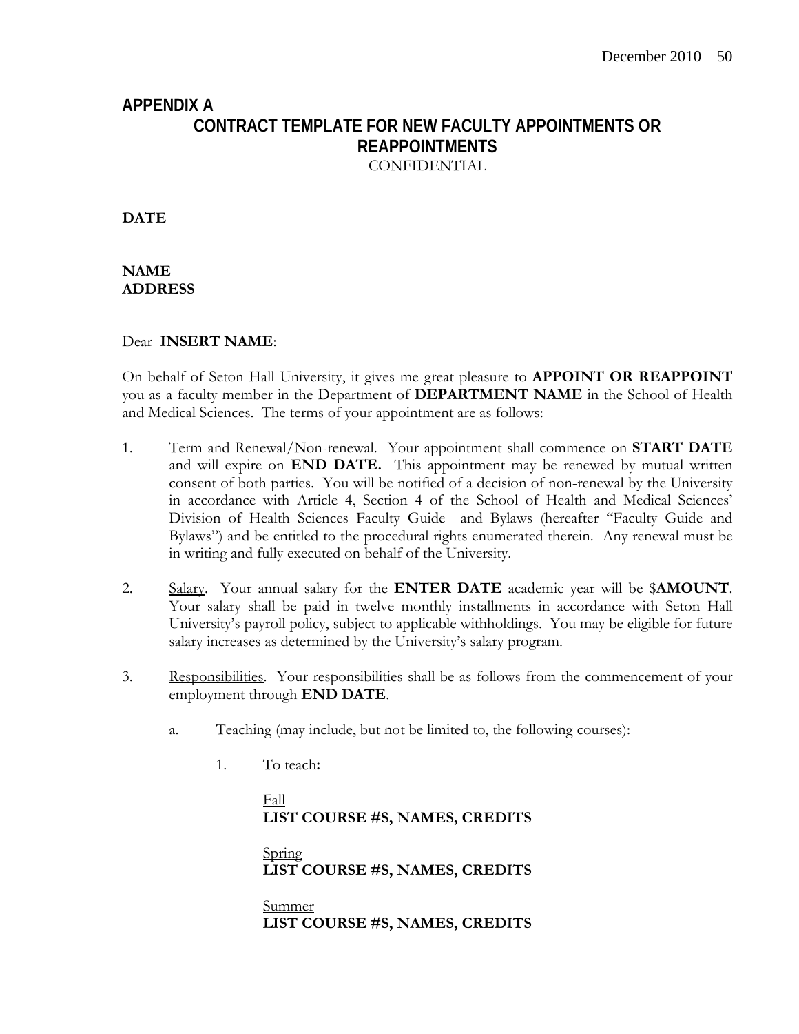## APPENDIX A

### CONTRACT TEMPLATE FOR NEW FACULTY APPOINTMENTS OR REAPPOINTMENTS

CONFIDENTIAL

**DATE**

**NAME**
**ADDRESS**

Dear **INSERT NAME**:

On behalf of Seton Hall University, it gives me great pleasure to **APPOINT OR REAPPOINT** you as a faculty member in the Department of **DEPARTMENT NAME** in the School of Health and Medical Sciences. The terms of your appointment are as follows:

1. Term and Renewal/Non-renewal. Your appointment shall commence on **START DATE** and will expire on **END DATE.** This appointment may be renewed by mutual written consent of both parties. You will be notified of a decision of non-renewal by the University in accordance with Article 4, Section 4 of the School of Health and Medical Sciences' Division of Health Sciences Faculty Guide and Bylaws (hereafter "Faculty Guide and Bylaws") and be entitled to the procedural rights enumerated therein. Any renewal must be in writing and fully executed on behalf of the University.

2. Salary. Your annual salary for the **ENTER DATE** academic year will be $**AMOUNT**. Your salary shall be paid in twelve monthly installments in accordance with Seton Hall University's payroll policy, subject to applicable withholdings. You may be eligible for future salary increases as determined by the University's salary program.

3. Responsibilities. Your responsibilities shall be as follows from the commencement of your employment through **END DATE**.

   a. Teaching (may include, but not be limited to, the following courses):

      1. To teach**:**

         Fall
         **LIST COURSE #S, NAMES, CREDITS**

         Spring
         **LIST COURSE #S, NAMES, CREDITS**

         Summer
         **LIST COURSE #S, NAMES, CREDITS**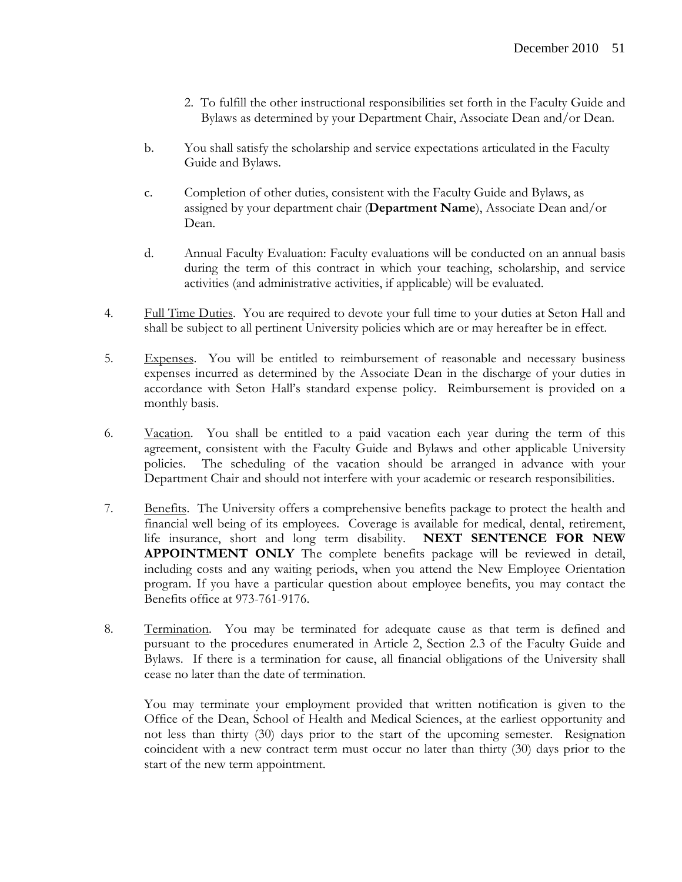2. To fulfill the other instructional responsibilities set forth in the Faculty Guide and Bylaws as determined by your Department Chair, Associate Dean and/or Dean.

b. You shall satisfy the scholarship and service expectations articulated in the Faculty Guide and Bylaws.

c. Completion of other duties, consistent with the Faculty Guide and Bylaws, as assigned by your department chair (**Department Name**), Associate Dean and/or Dean.

d. Annual Faculty Evaluation: Faculty evaluations will be conducted on an annual basis during the term of this contract in which your teaching, scholarship, and service activities (and administrative activities, if applicable) will be evaluated.

4. <u>Full Time Duties</u>. You are required to devote your full time to your duties at Seton Hall and shall be subject to all pertinent University policies which are or may hereafter be in effect.

5. <u>Expenses</u>. You will be entitled to reimbursement of reasonable and necessary business expenses incurred as determined by the Associate Dean in the discharge of your duties in accordance with Seton Hall's standard expense policy. Reimbursement is provided on a monthly basis.

6. <u>Vacation</u>. You shall be entitled to a paid vacation each year during the term of this agreement, consistent with the Faculty Guide and Bylaws and other applicable University policies. The scheduling of the vacation should be arranged in advance with your Department Chair and should not interfere with your academic or research responsibilities.

7. <u>Benefits</u>. The University offers a comprehensive benefits package to protect the health and financial well being of its employees. Coverage is available for medical, dental, retirement, life insurance, short and long term disability. **NEXT SENTENCE FOR NEW APPOINTMENT ONLY** The complete benefits package will be reviewed in detail, including costs and any waiting periods, when you attend the New Employee Orientation program. If you have a particular question about employee benefits, you may contact the Benefits office at 973-761-9176.

8. <u>Termination</u>. You may be terminated for adequate cause as that term is defined and pursuant to the procedures enumerated in Article 2, Section 2.3 of the Faculty Guide and Bylaws. If there is a termination for cause, all financial obligations of the University shall cease no later than the date of termination.

   You may terminate your employment provided that written notification is given to the Office of the Dean, School of Health and Medical Sciences, at the earliest opportunity and not less than thirty (30) days prior to the start of the upcoming semester. Resignation coincident with a new contract term must occur no later than thirty (30) days prior to the start of the new term appointment.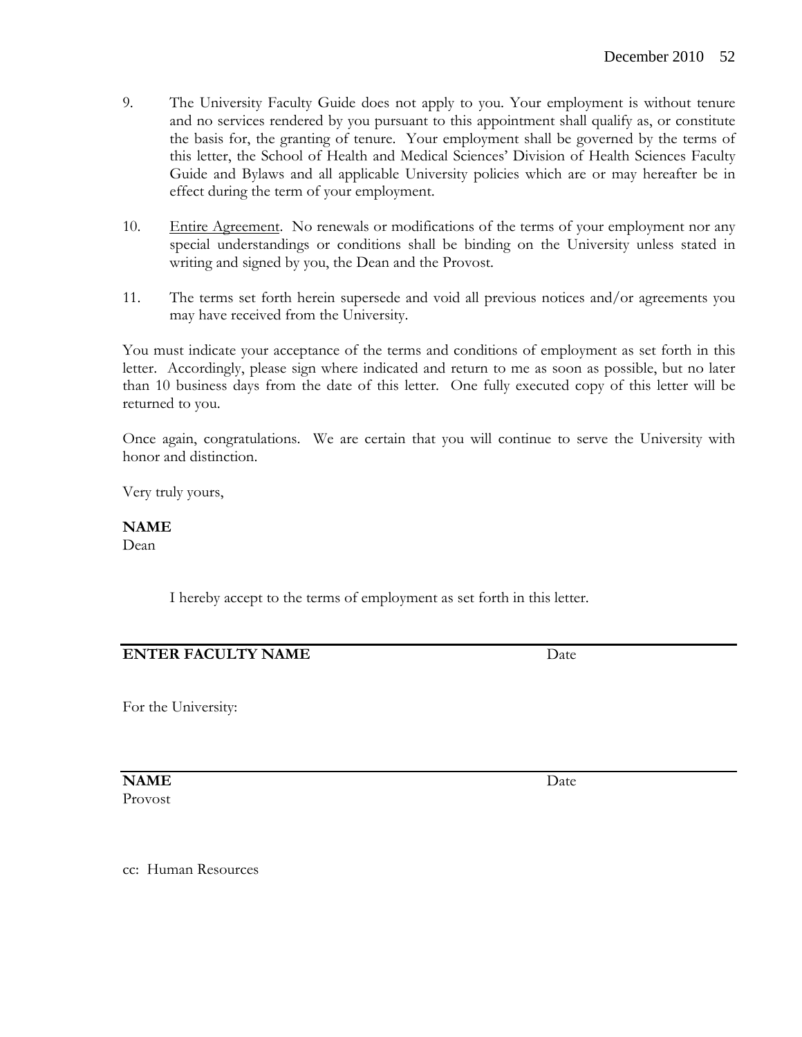9. The University Faculty Guide does not apply to you. Your employment is without tenure and no services rendered by you pursuant to this appointment shall qualify as, or constitute the basis for, the granting of tenure. Your employment shall be governed by the terms of this letter, the School of Health and Medical Sciences' Division of Health Sciences Faculty Guide and Bylaws and all applicable University policies which are or may hereafter be in effect during the term of your employment.

10. Entire Agreement. No renewals or modifications of the terms of your employment nor any special understandings or conditions shall be binding on the University unless stated in writing and signed by you, the Dean and the Provost.

11. The terms set forth herein supersede and void all previous notices and/or agreements you may have received from the University.

You must indicate your acceptance of the terms and conditions of employment as set forth in this letter. Accordingly, please sign where indicated and return to me as soon as possible, but no later than 10 business days from the date of this letter. One fully executed copy of this letter will be returned to you.

Once again, congratulations. We are certain that you will continue to serve the University with honor and distinction.

Very truly yours,

**NAME**
Dean

I hereby accept to the terms of employment as set forth in this letter.

---

**ENTER FACULTY NAME** Date

For the University:

---

**NAME** Date
Provost

cc: Human Resources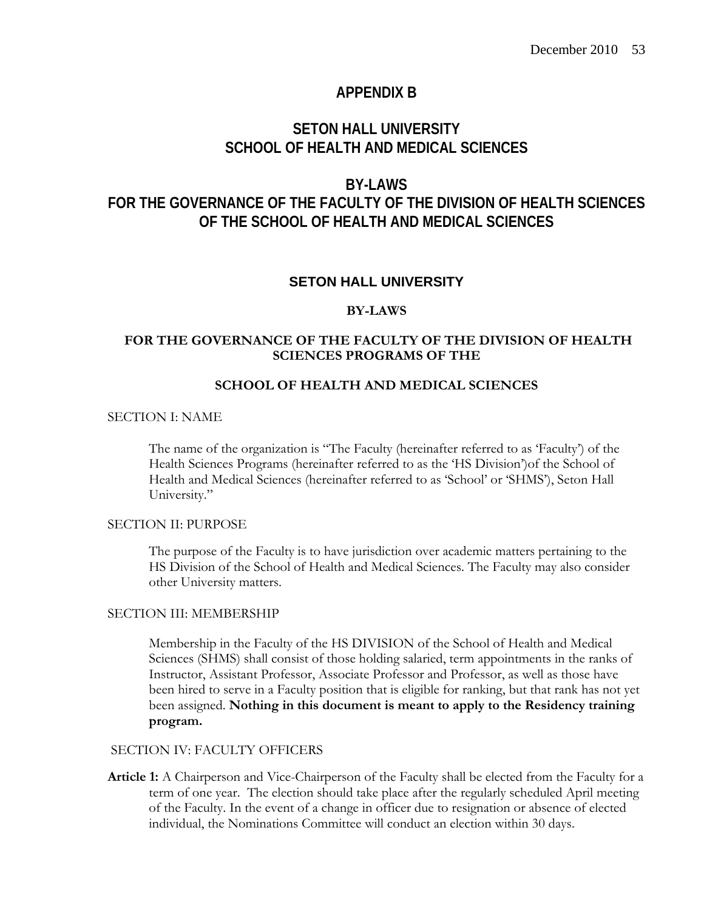# APPENDIX B

## SETON HALL UNIVERSITY
## SCHOOL OF HEALTH AND MEDICAL SCIENCES

## BY-LAWS
## FOR THE GOVERNANCE OF THE FACULTY OF THE DIVISION OF HEALTH SCIENCES OF THE SCHOOL OF HEALTH AND MEDICAL SCIENCES

### SETON HALL UNIVERSITY

### BY-LAWS

### FOR THE GOVERNANCE OF THE FACULTY OF THE DIVISION OF HEALTH SCIENCES PROGRAMS OF THE

### SCHOOL OF HEALTH AND MEDICAL SCIENCES

SECTION I: NAME

The name of the organization is "The Faculty (hereinafter referred to as 'Faculty') of the Health Sciences Programs (hereinafter referred to as the 'HS Division')of the School of Health and Medical Sciences (hereinafter referred to as 'School' or 'SHMS'), Seton Hall University."

SECTION II: PURPOSE

The purpose of the Faculty is to have jurisdiction over academic matters pertaining to the HS Division of the School of Health and Medical Sciences. The Faculty may also consider other University matters.

SECTION III: MEMBERSHIP

Membership in the Faculty of the HS DIVISION of the School of Health and Medical Sciences (SHMS) shall consist of those holding salaried, term appointments in the ranks of Instructor, Assistant Professor, Associate Professor and Professor, as well as those have been hired to serve in a Faculty position that is eligible for ranking, but that rank has not yet been assigned. **Nothing in this document is meant to apply to the Residency training program.**

SECTION IV: FACULTY OFFICERS

**Article 1:** A Chairperson and Vice-Chairperson of the Faculty shall be elected from the Faculty for a term of one year. The election should take place after the regularly scheduled April meeting of the Faculty. In the event of a change in officer due to resignation or absence of elected individual, the Nominations Committee will conduct an election within 30 days.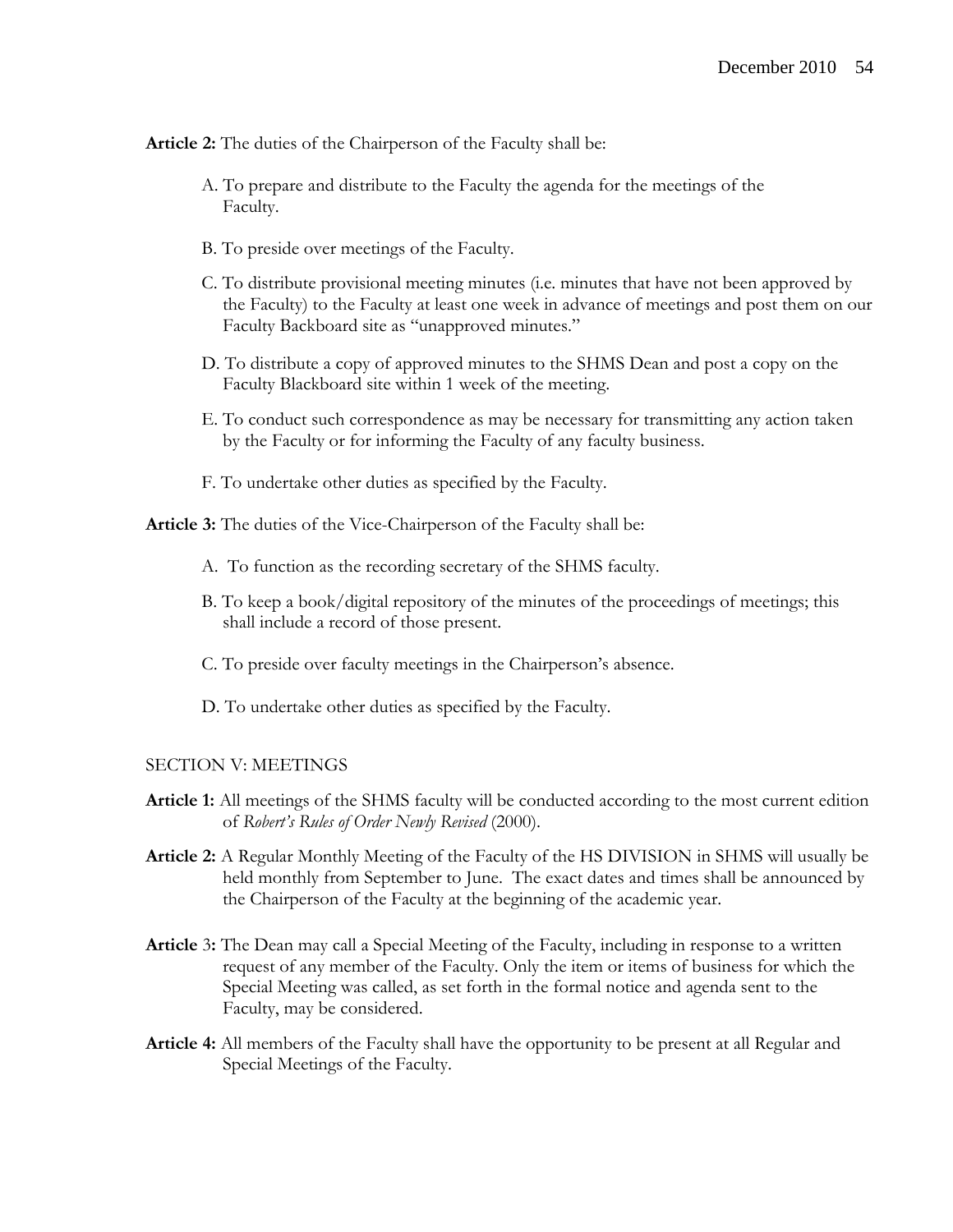**Article 2:** The duties of the Chairperson of the Faculty shall be:

A. To prepare and distribute to the Faculty the agenda for the meetings of the Faculty.

B. To preside over meetings of the Faculty.

C. To distribute provisional meeting minutes (i.e. minutes that have not been approved by the Faculty) to the Faculty at least one week in advance of meetings and post them on our Faculty Backboard site as "unapproved minutes."

D. To distribute a copy of approved minutes to the SHMS Dean and post a copy on the Faculty Blackboard site within 1 week of the meeting.

E. To conduct such correspondence as may be necessary for transmitting any action taken by the Faculty or for informing the Faculty of any faculty business.

F. To undertake other duties as specified by the Faculty.

**Article 3:** The duties of the Vice-Chairperson of the Faculty shall be:

A. To function as the recording secretary of the SHMS faculty.

B. To keep a book/digital repository of the minutes of the proceedings of meetings; this shall include a record of those present.

C. To preside over faculty meetings in the Chairperson's absence.

D. To undertake other duties as specified by the Faculty.

SECTION V: MEETINGS

**Article 1:** All meetings of the SHMS faculty will be conducted according to the most current edition of *Robert's Rules of Order Newly Revised* (2000).

**Article 2:** A Regular Monthly Meeting of the Faculty of the HS DIVISION in SHMS will usually be held monthly from September to June. The exact dates and times shall be announced by the Chairperson of the Faculty at the beginning of the academic year.

**Article** 3**:** The Dean may call a Special Meeting of the Faculty, including in response to a written request of any member of the Faculty. Only the item or items of business for which the Special Meeting was called, as set forth in the formal notice and agenda sent to the Faculty, may be considered.

**Article 4:** All members of the Faculty shall have the opportunity to be present at all Regular and Special Meetings of the Faculty.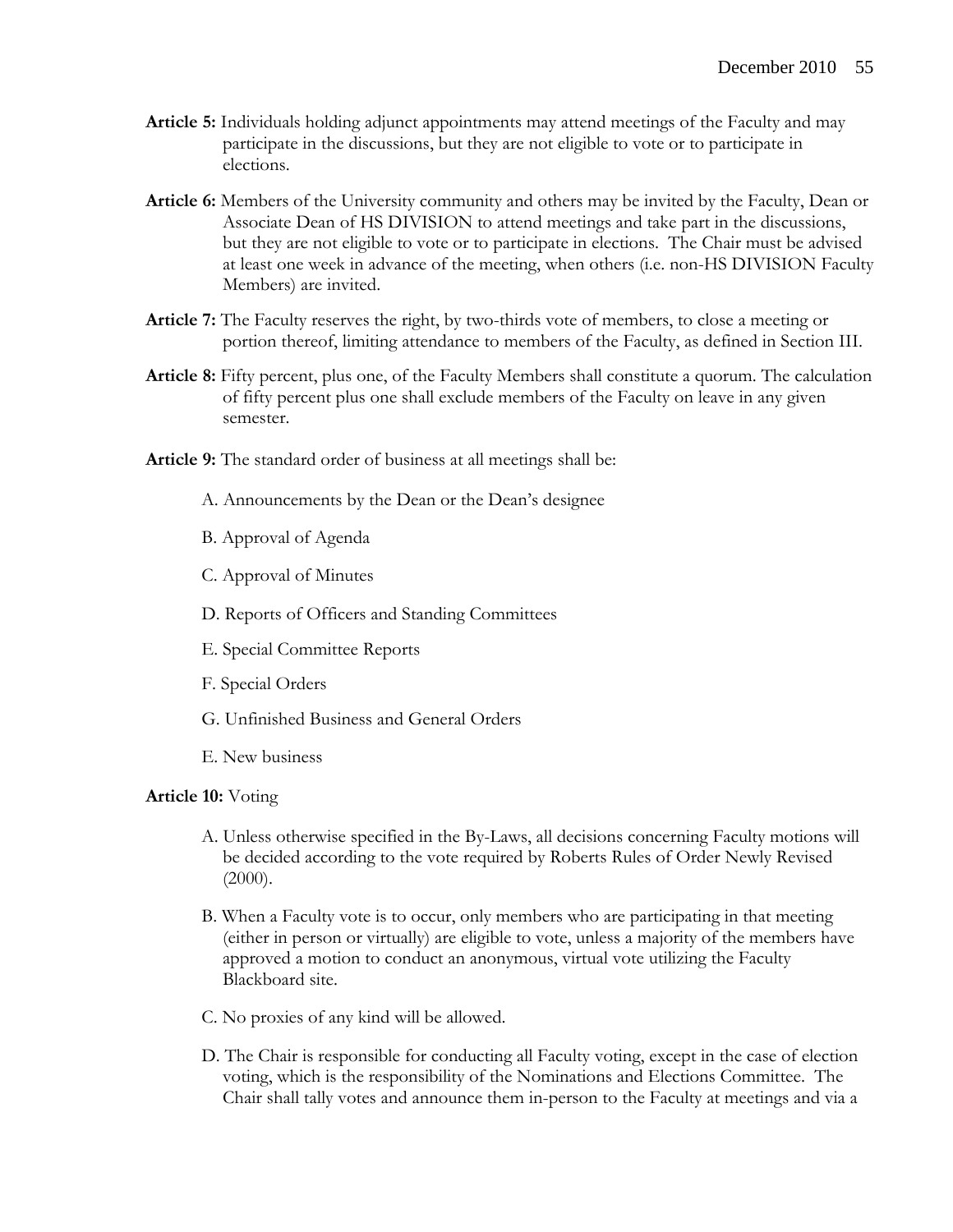**Article 5:** Individuals holding adjunct appointments may attend meetings of the Faculty and may participate in the discussions, but they are not eligible to vote or to participate in elections.

**Article 6:** Members of the University community and others may be invited by the Faculty, Dean or Associate Dean of HS DIVISION to attend meetings and take part in the discussions, but they are not eligible to vote or to participate in elections. The Chair must be advised at least one week in advance of the meeting, when others (i.e. non-HS DIVISION Faculty Members) are invited.

**Article 7:** The Faculty reserves the right, by two-thirds vote of members, to close a meeting or portion thereof, limiting attendance to members of the Faculty, as defined in Section III.

**Article 8:** Fifty percent, plus one, of the Faculty Members shall constitute a quorum. The calculation of fifty percent plus one shall exclude members of the Faculty on leave in any given semester.

**Article 9:** The standard order of business at all meetings shall be:

A. Announcements by the Dean or the Dean's designee

B. Approval of Agenda

C. Approval of Minutes

D. Reports of Officers and Standing Committees

E. Special Committee Reports

F. Special Orders

G. Unfinished Business and General Orders

E. New business

**Article 10:** Voting

A. Unless otherwise specified in the By-Laws, all decisions concerning Faculty motions will be decided according to the vote required by Roberts Rules of Order Newly Revised (2000).

B. When a Faculty vote is to occur, only members who are participating in that meeting (either in person or virtually) are eligible to vote, unless a majority of the members have approved a motion to conduct an anonymous, virtual vote utilizing the Faculty Blackboard site.

C. No proxies of any kind will be allowed.

D. The Chair is responsible for conducting all Faculty voting, except in the case of election voting, which is the responsibility of the Nominations and Elections Committee. The Chair shall tally votes and announce them in-person to the Faculty at meetings and via a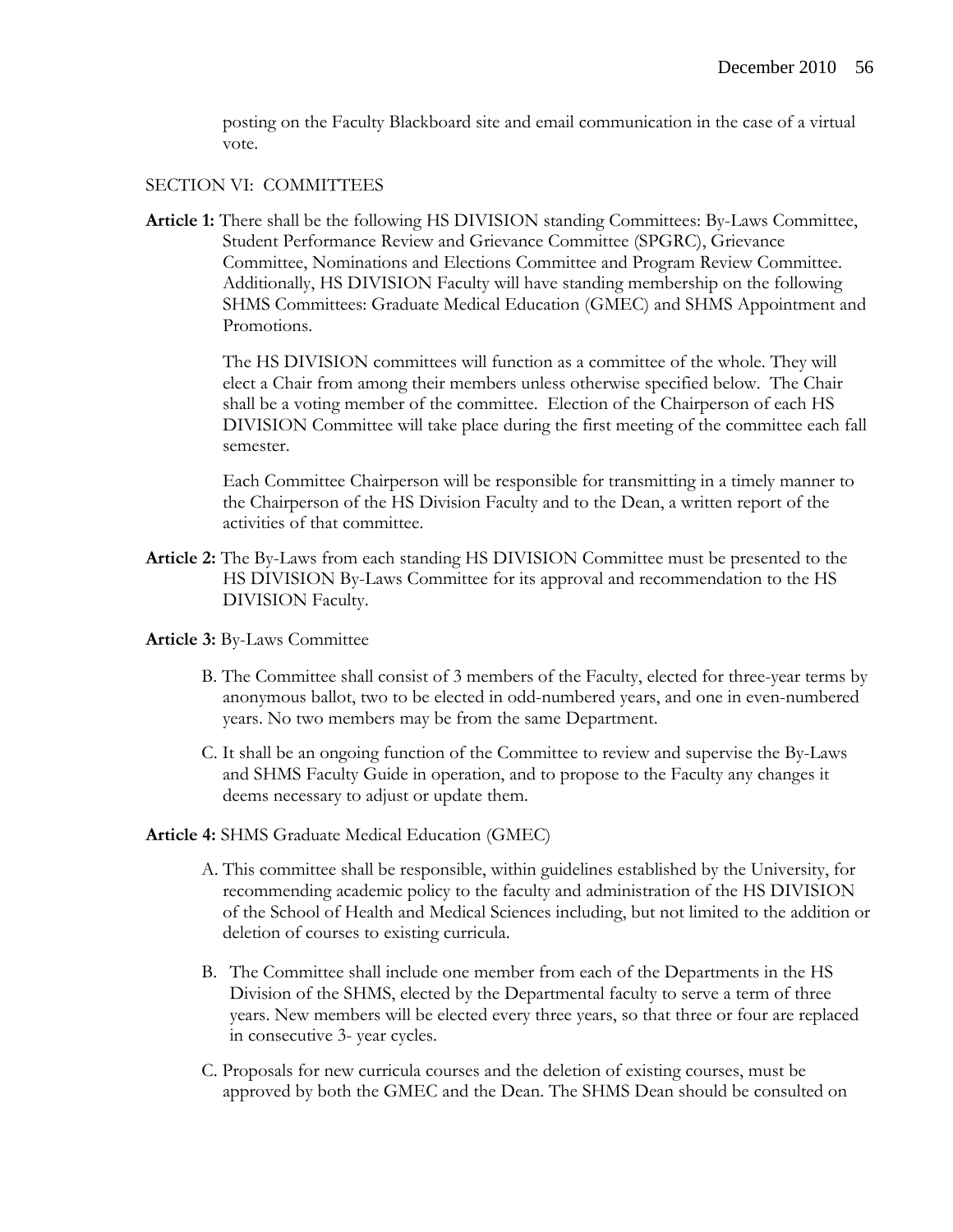posting on the Faculty Blackboard site and email communication in the case of a virtual vote.

## SECTION VI: COMMITTEES

**Article 1:** There shall be the following HS DIVISION standing Committees: By-Laws Committee, Student Performance Review and Grievance Committee (SPGRC), Grievance Committee, Nominations and Elections Committee and Program Review Committee. Additionally, HS DIVISION Faculty will have standing membership on the following SHMS Committees: Graduate Medical Education (GMEC) and SHMS Appointment and Promotions.

The HS DIVISION committees will function as a committee of the whole. They will elect a Chair from among their members unless otherwise specified below. The Chair shall be a voting member of the committee. Election of the Chairperson of each HS DIVISION Committee will take place during the first meeting of the committee each fall semester.

Each Committee Chairperson will be responsible for transmitting in a timely manner to the Chairperson of the HS Division Faculty and to the Dean, a written report of the activities of that committee.

**Article 2:** The By-Laws from each standing HS DIVISION Committee must be presented to the HS DIVISION By-Laws Committee for its approval and recommendation to the HS DIVISION Faculty.

**Article 3:** By-Laws Committee

B. The Committee shall consist of 3 members of the Faculty, elected for three-year terms by anonymous ballot, two to be elected in odd-numbered years, and one in even-numbered years. No two members may be from the same Department.

C. It shall be an ongoing function of the Committee to review and supervise the By-Laws and SHMS Faculty Guide in operation, and to propose to the Faculty any changes it deems necessary to adjust or update them.

**Article 4:** SHMS Graduate Medical Education (GMEC)

A. This committee shall be responsible, within guidelines established by the University, for recommending academic policy to the faculty and administration of the HS DIVISION of the School of Health and Medical Sciences including, but not limited to the addition or deletion of courses to existing curricula.

B. The Committee shall include one member from each of the Departments in the HS Division of the SHMS, elected by the Departmental faculty to serve a term of three years. New members will be elected every three years, so that three or four are replaced in consecutive 3- year cycles.

C. Proposals for new curricula courses and the deletion of existing courses, must be approved by both the GMEC and the Dean. The SHMS Dean should be consulted on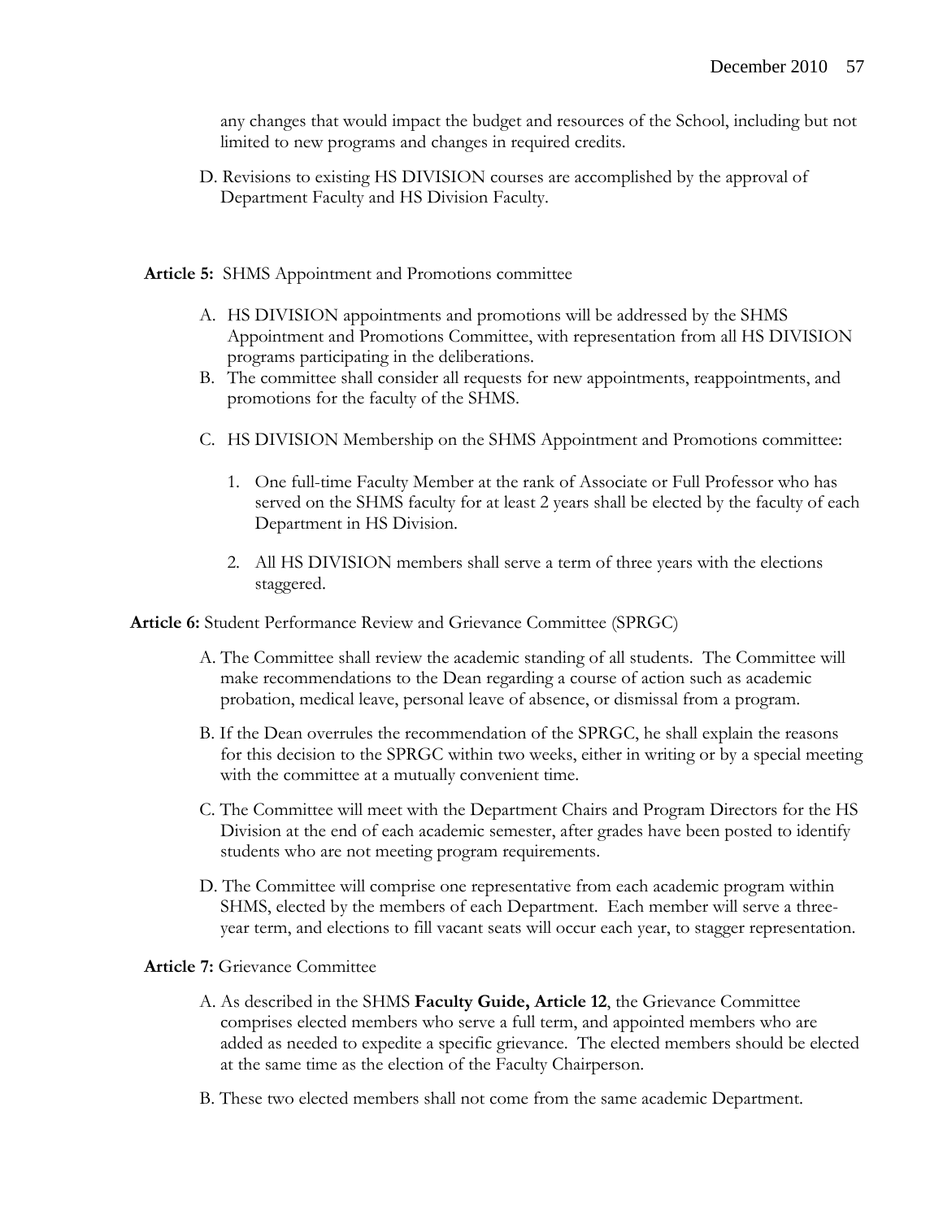any changes that would impact the budget and resources of the School, including but not limited to new programs and changes in required credits.

D. Revisions to existing HS DIVISION courses are accomplished by the approval of Department Faculty and HS Division Faculty.

**Article 5:** SHMS Appointment and Promotions committee

A. HS DIVISION appointments and promotions will be addressed by the SHMS Appointment and Promotions Committee, with representation from all HS DIVISION programs participating in the deliberations.
B. The committee shall consider all requests for new appointments, reappointments, and promotions for the faculty of the SHMS.

C. HS DIVISION Membership on the SHMS Appointment and Promotions committee:

1. One full-time Faculty Member at the rank of Associate or Full Professor who has served on the SHMS faculty for at least 2 years shall be elected by the faculty of each Department in HS Division.

2. All HS DIVISION members shall serve a term of three years with the elections staggered.

**Article 6:** Student Performance Review and Grievance Committee (SPRGC)

A. The Committee shall review the academic standing of all students. The Committee will make recommendations to the Dean regarding a course of action such as academic probation, medical leave, personal leave of absence, or dismissal from a program.

B. If the Dean overrules the recommendation of the SPRGC, he shall explain the reasons for this decision to the SPRGC within two weeks, either in writing or by a special meeting with the committee at a mutually convenient time.

C. The Committee will meet with the Department Chairs and Program Directors for the HS Division at the end of each academic semester, after grades have been posted to identify students who are not meeting program requirements.

D. The Committee will comprise one representative from each academic program within SHMS, elected by the members of each Department. Each member will serve a three-year term, and elections to fill vacant seats will occur each year, to stagger representation.

**Article 7:** Grievance Committee

A. As described in the SHMS **Faculty Guide, Article 12**, the Grievance Committee comprises elected members who serve a full term, and appointed members who are added as needed to expedite a specific grievance. The elected members should be elected at the same time as the election of the Faculty Chairperson.

B. These two elected members shall not come from the same academic Department.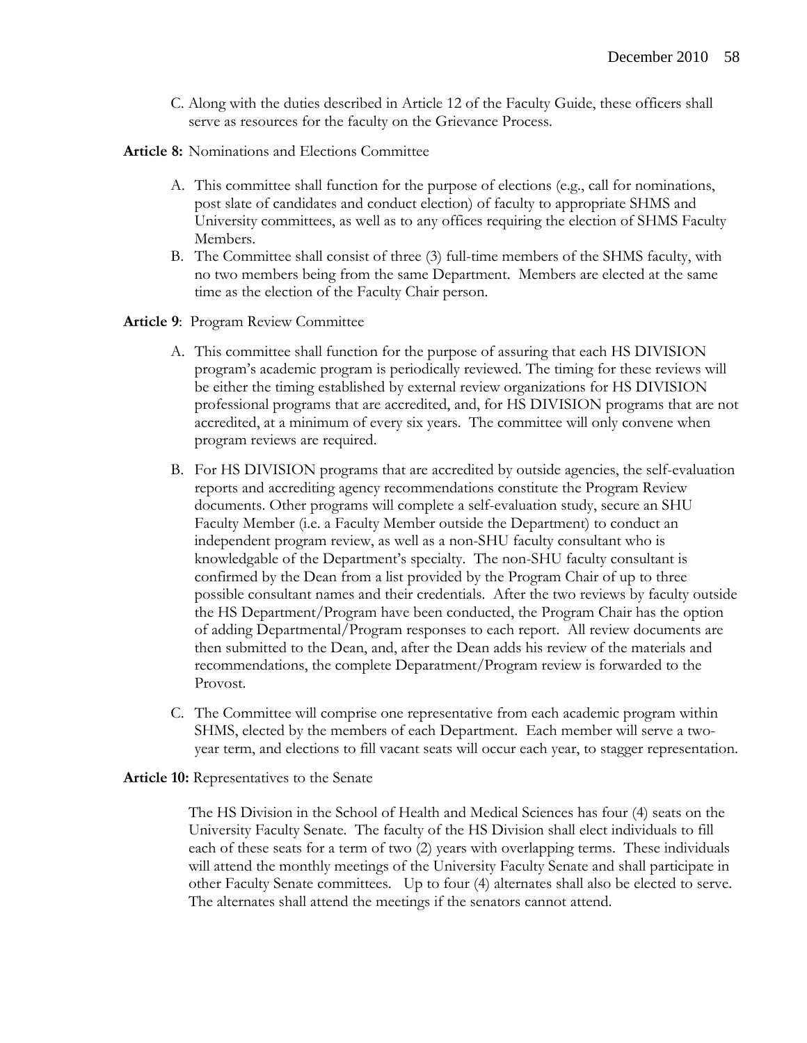C. Along with the duties described in Article 12 of the Faculty Guide, these officers shall serve as resources for the faculty on the Grievance Process.

**Article 8:** Nominations and Elections Committee

A. This committee shall function for the purpose of elections (e.g., call for nominations, post slate of candidates and conduct election) of faculty to appropriate SHMS and University committees, as well as to any offices requiring the election of SHMS Faculty Members.
B. The Committee shall consist of three (3) full-time members of the SHMS faculty, with no two members being from the same Department. Members are elected at the same time as the election of the Faculty Chair person.

**Article 9**: Program Review Committee

A. This committee shall function for the purpose of assuring that each HS DIVISION program's academic program is periodically reviewed. The timing for these reviews will be either the timing established by external review organizations for HS DIVISION professional programs that are accredited, and, for HS DIVISION programs that are not accredited, at a minimum of every six years. The committee will only convene when program reviews are required.

B. For HS DIVISION programs that are accredited by outside agencies, the self-evaluation reports and accrediting agency recommendations constitute the Program Review documents. Other programs will complete a self-evaluation study, secure an SHU Faculty Member (i.e. a Faculty Member outside the Department) to conduct an independent program review, as well as a non-SHU faculty consultant who is knowledgable of the Department's specialty. The non-SHU faculty consultant is confirmed by the Dean from a list provided by the Program Chair of up to three possible consultant names and their credentials. After the two reviews by faculty outside the HS Department/Program have been conducted, the Program Chair has the option of adding Departmental/Program responses to each report. All review documents are then submitted to the Dean, and, after the Dean adds his review of the materials and recommendations, the complete Deparatment/Program review is forwarded to the Provost.

C. The Committee will comprise one representative from each academic program within SHMS, elected by the members of each Department. Each member will serve a two-year term, and elections to fill vacant seats will occur each year, to stagger representation.

**Article 10:** Representatives to the Senate

The HS Division in the School of Health and Medical Sciences has four (4) seats on the University Faculty Senate. The faculty of the HS Division shall elect individuals to fill each of these seats for a term of two (2) years with overlapping terms. These individuals will attend the monthly meetings of the University Faculty Senate and shall participate in other Faculty Senate committees. Up to four (4) alternates shall also be elected to serve. The alternates shall attend the meetings if the senators cannot attend.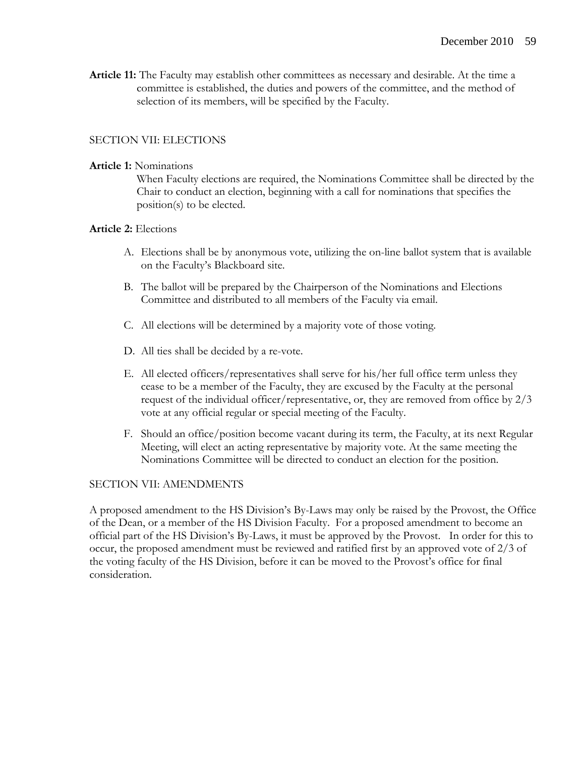**Article 11:** The Faculty may establish other committees as necessary and desirable. At the time a committee is established, the duties and powers of the committee, and the method of selection of its members, will be specified by the Faculty.

## SECTION VII: ELECTIONS

**Article 1:** Nominations

When Faculty elections are required, the Nominations Committee shall be directed by the Chair to conduct an election, beginning with a call for nominations that specifies the position(s) to be elected.

**Article 2:** Elections

A. Elections shall be by anonymous vote, utilizing the on-line ballot system that is available on the Faculty's Blackboard site.

B. The ballot will be prepared by the Chairperson of the Nominations and Elections Committee and distributed to all members of the Faculty via email.

C. All elections will be determined by a majority vote of those voting.

D. All ties shall be decided by a re-vote.

E. All elected officers/representatives shall serve for his/her full office term unless they cease to be a member of the Faculty, they are excused by the Faculty at the personal request of the individual officer/representative, or, they are removed from office by 2/3 vote at any official regular or special meeting of the Faculty.

F. Should an office/position become vacant during its term, the Faculty, at its next Regular Meeting, will elect an acting representative by majority vote. At the same meeting the Nominations Committee will be directed to conduct an election for the position.

## SECTION VII: AMENDMENTS

A proposed amendment to the HS Division's By-Laws may only be raised by the Provost, the Office of the Dean, or a member of the HS Division Faculty. For a proposed amendment to become an official part of the HS Division's By-Laws, it must be approved by the Provost. In order for this to occur, the proposed amendment must be reviewed and ratified first by an approved vote of 2/3 of the voting faculty of the HS Division, before it can be moved to the Provost's office for final consideration.